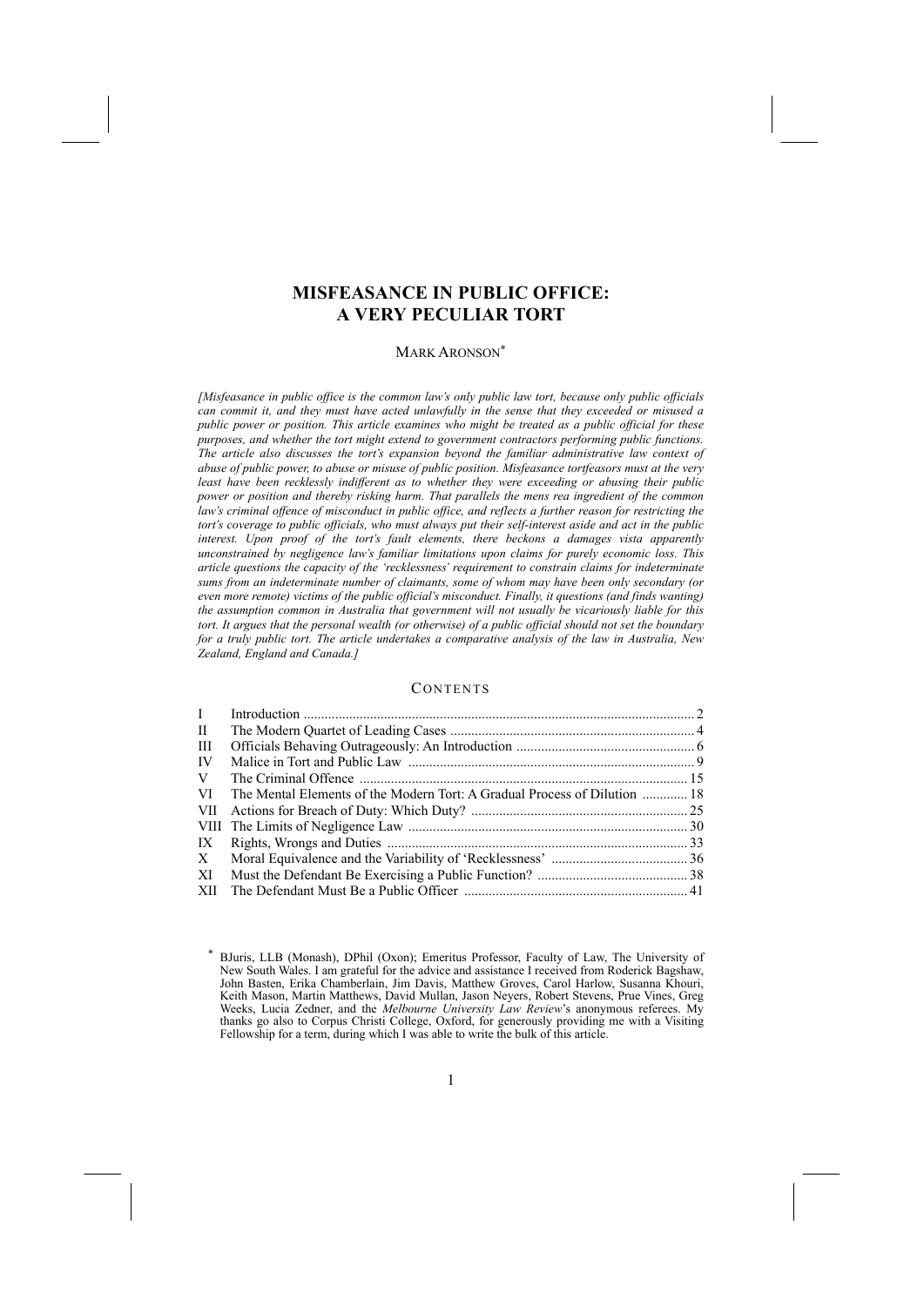# MISFEASANCE IN PUBLIC OFFICE: A VERY PECULIAR TORT

MARK ARONSON*

*[Misfeasance in public office is the common law's only public law tort, because only public officials can commit it, and they must have acted unlawfully in the sense that they exceeded or misused a public power or position. This article examines who might be treated as a public official for these purposes, and whether the tort might extend to government contractors performing public functions. The article also discusses the tort's expansion beyond the familiar administrative law context of abuse of public power, to abuse or misuse of public position. Misfeasance tortfeasors must at the very least have been recklessly indifferent as to whether they were exceeding or abusing their public power or position and thereby risking harm. That parallels the mens rea ingredient of the common law's criminal offence of misconduct in public office, and reflects a further reason for restricting the tort's coverage to public officials, who must always put their self-interest aside and act in the public interest. Upon proof of the tort's fault elements, there beckons a damages vista apparently unconstrained by negligence law's familiar limitations upon claims for purely economic loss. This article questions the capacity of the 'recklessness' requirement to constrain claims for indeterminate sums from an indeterminate number of claimants, some of whom may have been only secondary (or even more remote) victims of the public official's misconduct. Finally, it questions (and finds wanting) the assumption common in Australia that government will not usually be vicariously liable for this tort. It argues that the personal wealth (or otherwise) of a public official should not set the boundary for a truly public tort. The article undertakes a comparative analysis of the law in Australia, New Zealand, England and Canada.]*

## CONTENTS

| | | |
|---|---|---|
| I | Introduction | 2 |
| II | The Modern Quartet of Leading Cases | 4 |
| III | Officials Behaving Outrageously: An Introduction | 6 |
| IV | Malice in Tort and Public Law | 9 |
| V | The Criminal Offence | 15 |
| VI | The Mental Elements of the Modern Tort: A Gradual Process of Dilution | 18 |
| VII | Actions for Breach of Duty: Which Duty? | 25 |
| VIII | The Limits of Negligence Law | 30 |
| IX | Rights, Wrongs and Duties | 33 |
| X | Moral Equivalence and the Variability of 'Recklessness' | 36 |
| XI | Must the Defendant Be Exercising a Public Function? | 38 |
| XII | The Defendant Must Be a Public Officer | 41 |

\* BJuris, LLB (Monash), DPhil (Oxon); Emeritus Professor, Faculty of Law, The University of New South Wales. I am grateful for the advice and assistance I received from Roderick Bagshaw, John Basten, Erika Chamberlain, Jim Davis, Matthew Groves, Carol Harlow, Susanna Khouri, Keith Mason, Martin Matthews, David Mullan, Jason Neyers, Robert Stevens, Prue Vines, Greg Weeks, Lucia Zedner, and the *Melbourne University Law Review*'s anonymous referees. My thanks go also to Corpus Christi College, Oxford, for generously providing me with a Visiting Fellowship for a term, during which I was able to write the bulk of this article.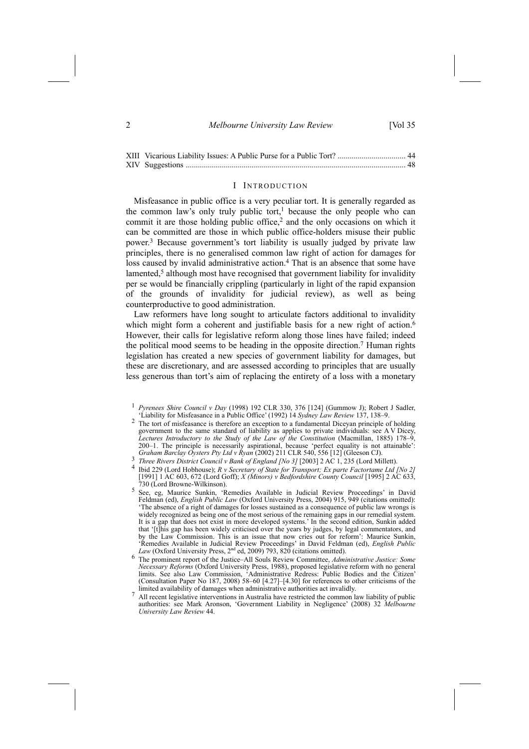XIII Vicarious Liability Issues: A Public Purse for a Public Tort? .................................. 44
XIV Suggestions ............................................................................................................. 48

## I INTRODUCTION

Misfeasance in public office is a very peculiar tort. It is generally regarded as the common law's only truly public tort,[1] because the only people who can commit it are those holding public office,[2] and the only occasions on which it can be committed are those in which public office-holders misuse their public power.[3] Because government's tort liability is usually judged by private law principles, there is no generalised common law right of action for damages for loss caused by invalid administrative action.[4] That is an absence that some have lamented,[5] although most have recognised that government liability for invalidity per se would be financially crippling (particularly in light of the rapid expansion of the grounds of invalidity for judicial review), as well as being counterproductive to good administration.

Law reformers have long sought to articulate factors additional to invalidity which might form a coherent and justifiable basis for a new right of action.[6] However, their calls for legislative reform along those lines have failed; indeed the political mood seems to be heading in the opposite direction.[7] Human rights legislation has created a new species of government liability for damages, but these are discretionary, and are assessed according to principles that are usually less generous than tort's aim of replacing the entirety of a loss with a monetary

---

[1] *Pyrenees Shire Council v Day* (1998) 192 CLR 330, 376 [124] (Gummow J); Robert J Sadler, 'Liability for Misfeasance in a Public Office' (1992) 14 *Sydney Law Review* 137, 138–9.

[2] The tort of misfeasance is therefore an exception to a fundamental Diceyan principle of holding government to the same standard of liability as applies to private individuals: see A V Dicey, *Lectures Introductory to the Study of the Law of the Constitution* (Macmillan, 1885) 178–9, 200–1. The principle is necessarily aspirational, because 'perfect equality is not attainable': *Graham Barclay Oysters Pty Ltd v Ryan* (2002) 211 CLR 540, 556 [12] (Gleeson CJ).

[3] *Three Rivers District Council v Bank of England [No 3]* [2003] 2 AC 1, 235 (Lord Millett).

[4] Ibid 229 (Lord Hobhouse); *R v Secretary of State for Transport; Ex parte Factortame Ltd [No 2]* [1991] 1 AC 603, 672 (Lord Goff); *X (Minors) v Bedfordshire County Council* [1995] 2 AC 633, 730 (Lord Browne-Wilkinson).

[5] See, eg, Maurice Sunkin, 'Remedies Available in Judicial Review Proceedings' in David Feldman (ed), *English Public Law* (Oxford University Press, 2004) 915, 949 (citations omitted): 'The absence of a right of damages for losses sustained as a consequence of public law wrongs is widely recognized as being one of the most serious of the remaining gaps in our remedial system. It is a gap that does not exist in more developed systems.' In the second edition, Sunkin added that '[t]his gap has been widely criticised over the years by judges, by legal commentators, and by the Law Commission. This is an issue that now cries out for reform': Maurice Sunkin, 'Remedies Available in Judicial Review Proceedings' in David Feldman (ed), *English Public Law* (Oxford University Press, 2nd ed, 2009) 793, 820 (citations omitted).

[6] The prominent report of the Justice–All Souls Review Committee, *Administrative Justice: Some Necessary Reforms* (Oxford University Press, 1988), proposed legislative reform with no general limits. See also Law Commission, 'Administrative Redress: Public Bodies and the Citizen' (Consultation Paper No 187, 2008) 58–60 [4.27]–[4.30] for references to other criticisms of the limited availability of damages when administrative authorities act invalidly.

[7] All recent legislative interventions in Australia have restricted the common law liability of public authorities: see Mark Aronson, 'Government Liability in Negligence' (2008) 32 *Melbourne University Law Review* 44.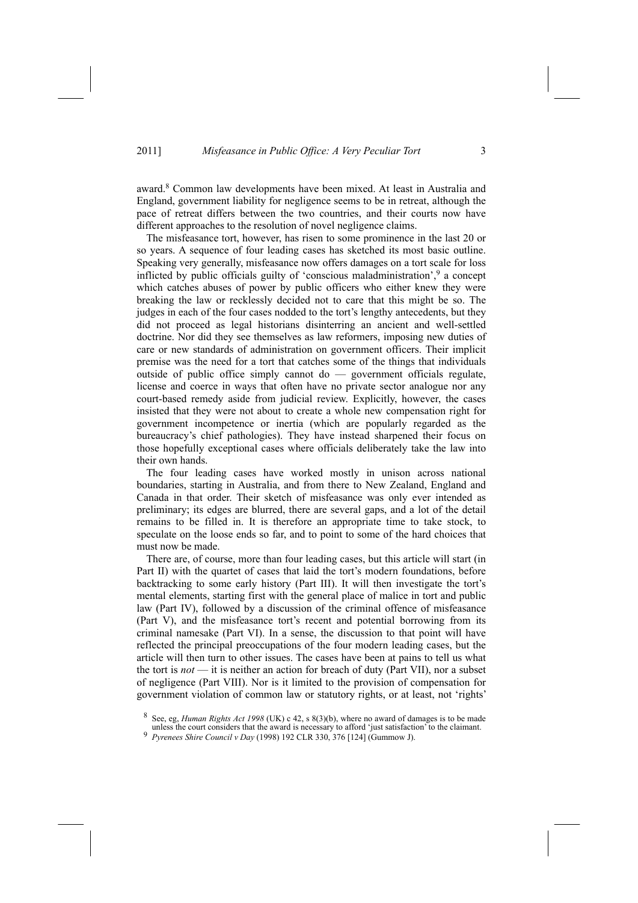award.[8] Common law developments have been mixed. At least in Australia and England, government liability for negligence seems to be in retreat, although the pace of retreat differs between the two countries, and their courts now have different approaches to the resolution of novel negligence claims.

The misfeasance tort, however, has risen to some prominence in the last 20 or so years. A sequence of four leading cases has sketched its most basic outline. Speaking very generally, misfeasance now offers damages on a tort scale for loss inflicted by public officials guilty of 'conscious maladministration',[9] a concept which catches abuses of power by public officers who either knew they were breaking the law or recklessly decided not to care that this might be so. The judges in each of the four cases nodded to the tort's lengthy antecedents, but they did not proceed as legal historians disinterring an ancient and well-settled doctrine. Nor did they see themselves as law reformers, imposing new duties of care or new standards of administration on government officers. Their implicit premise was the need for a tort that catches some of the things that individuals outside of public office simply cannot do — government officials regulate, license and coerce in ways that often have no private sector analogue nor any court-based remedy aside from judicial review. Explicitly, however, the cases insisted that they were not about to create a whole new compensation right for government incompetence or inertia (which are popularly regarded as the bureaucracy's chief pathologies). They have instead sharpened their focus on those hopefully exceptional cases where officials deliberately take the law into their own hands.

The four leading cases have worked mostly in unison across national boundaries, starting in Australia, and from there to New Zealand, England and Canada in that order. Their sketch of misfeasance was only ever intended as preliminary; its edges are blurred, there are several gaps, and a lot of the detail remains to be filled in. It is therefore an appropriate time to take stock, to speculate on the loose ends so far, and to point to some of the hard choices that must now be made.

There are, of course, more than four leading cases, but this article will start (in Part II) with the quartet of cases that laid the tort's modern foundations, before backtracking to some early history (Part III). It will then investigate the tort's mental elements, starting first with the general place of malice in tort and public law (Part IV), followed by a discussion of the criminal offence of misfeasance (Part V), and the misfeasance tort's recent and potential borrowing from its criminal namesake (Part VI). In a sense, the discussion to that point will have reflected the principal preoccupations of the four modern leading cases, but the article will then turn to other issues. The cases have been at pains to tell us what the tort is *not* — it is neither an action for breach of duty (Part VII), nor a subset of negligence (Part VIII). Nor is it limited to the provision of compensation for government violation of common law or statutory rights, or at least, not 'rights'

[8] See, eg, *Human Rights Act 1998* (UK) c 42, s 8(3)(b), where no award of damages is to be made unless the court considers that the award is necessary to afford 'just satisfaction' to the claimant.

[9] *Pyrenees Shire Council v Day* (1998) 192 CLR 330, 376 [124] (Gummow J).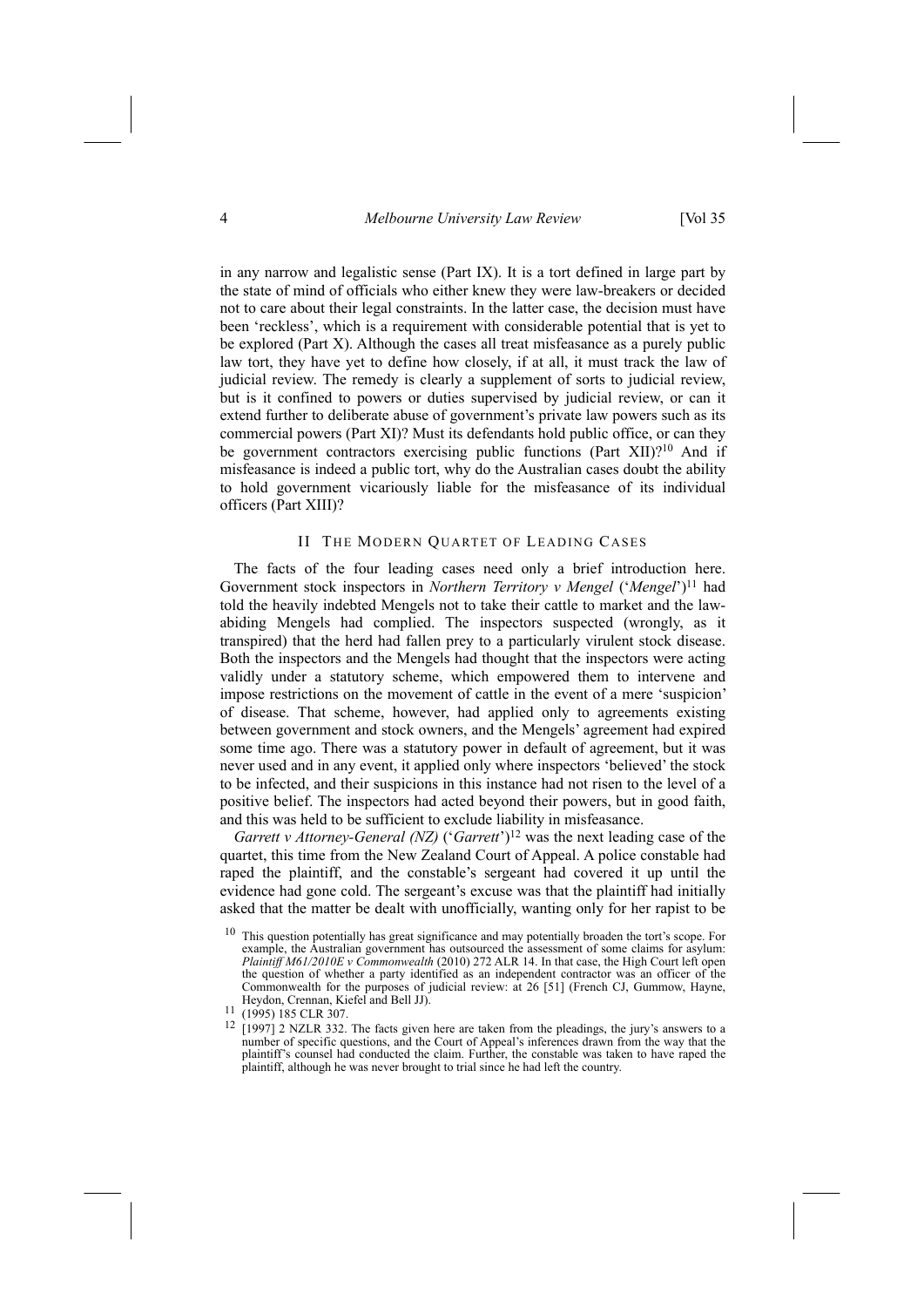in any narrow and legalistic sense (Part IX). It is a tort defined in large part by the state of mind of officials who either knew they were law-breakers or decided not to care about their legal constraints. In the latter case, the decision must have been 'reckless', which is a requirement with considerable potential that is yet to be explored (Part X). Although the cases all treat misfeasance as a purely public law tort, they have yet to define how closely, if at all, it must track the law of judicial review. The remedy is clearly a supplement of sorts to judicial review, but is it confined to powers or duties supervised by judicial review, or can it extend further to deliberate abuse of government's private law powers such as its commercial powers (Part XI)? Must its defendants hold public office, or can they be government contractors exercising public functions (Part XII)?[10] And if misfeasance is indeed a public tort, why do the Australian cases doubt the ability to hold government vicariously liable for the misfeasance of its individual officers (Part XIII)?

## II THE MODERN QUARTET OF LEADING CASES

The facts of the four leading cases need only a brief introduction here. Government stock inspectors in *Northern Territory v Mengel* ('*Mengel*')[11] had told the heavily indebted Mengels not to take their cattle to market and the law-abiding Mengels had complied. The inspectors suspected (wrongly, as it transpired) that the herd had fallen prey to a particularly virulent stock disease. Both the inspectors and the Mengels had thought that the inspectors were acting validly under a statutory scheme, which empowered them to intervene and impose restrictions on the movement of cattle in the event of a mere 'suspicion' of disease. That scheme, however, had applied only to agreements existing between government and stock owners, and the Mengels' agreement had expired some time ago. There was a statutory power in default of agreement, but it was never used and in any event, it applied only where inspectors 'believed' the stock to be infected, and their suspicions in this instance had not risen to the level of a positive belief. The inspectors had acted beyond their powers, but in good faith, and this was held to be sufficient to exclude liability in misfeasance.

*Garrett v Attorney-General (NZ)* ('*Garrett*')[12] was the next leading case of the quartet, this time from the New Zealand Court of Appeal. A police constable had raped the plaintiff, and the constable's sergeant had covered it up until the evidence had gone cold. The sergeant's excuse was that the plaintiff had initially asked that the matter be dealt with unofficially, wanting only for her rapist to be

---

[10] This question potentially has great significance and may potentially broaden the tort's scope. For example, the Australian government has outsourced the assessment of some claims for asylum: *Plaintiff M61/2010E v Commonwealth* (2010) 272 ALR 14. In that case, the High Court left open the question of whether a party identified as an independent contractor was an officer of the Commonwealth for the purposes of judicial review: at 26 [51] (French CJ, Gummow, Hayne, Heydon, Crennan, Kiefel and Bell JJ).

[11] (1995) 185 CLR 307.

[12] [1997] 2 NZLR 332. The facts given here are taken from the pleadings, the jury's answers to a number of specific questions, and the Court of Appeal's inferences drawn from the way that the plaintiff's counsel had conducted the claim. Further, the constable was taken to have raped the plaintiff, although he was never brought to trial since he had left the country.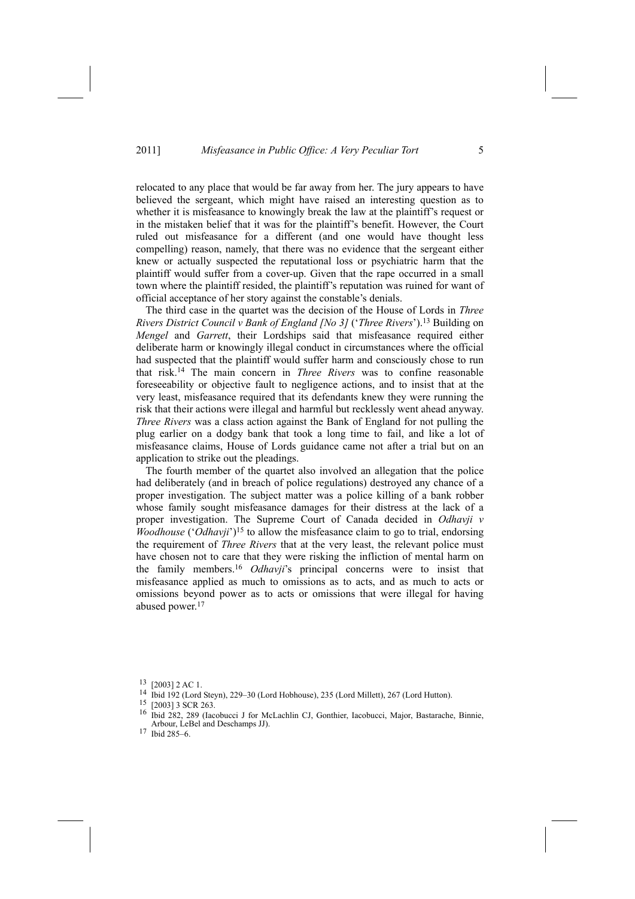relocated to any place that would be far away from her. The jury appears to have believed the sergeant, which might have raised an interesting question as to whether it is misfeasance to knowingly break the law at the plaintiff's request or in the mistaken belief that it was for the plaintiff's benefit. However, the Court ruled out misfeasance for a different (and one would have thought less compelling) reason, namely, that there was no evidence that the sergeant either knew or actually suspected the reputational loss or psychiatric harm that the plaintiff would suffer from a cover-up. Given that the rape occurred in a small town where the plaintiff resided, the plaintiff's reputation was ruined for want of official acceptance of her story against the constable's denials.

The third case in the quartet was the decision of the House of Lords in *Three Rivers District Council v Bank of England [No 3]* ('*Three Rivers*').[13] Building on *Mengel* and *Garrett*, their Lordships said that misfeasance required either deliberate harm or knowingly illegal conduct in circumstances where the official had suspected that the plaintiff would suffer harm and consciously chose to run that risk.[14] The main concern in *Three Rivers* was to confine reasonable foreseeability or objective fault to negligence actions, and to insist that at the very least, misfeasance required that its defendants knew they were running the risk that their actions were illegal and harmful but recklessly went ahead anyway. *Three Rivers* was a class action against the Bank of England for not pulling the plug earlier on a dodgy bank that took a long time to fail, and like a lot of misfeasance claims, House of Lords guidance came not after a trial but on an application to strike out the pleadings.

The fourth member of the quartet also involved an allegation that the police had deliberately (and in breach of police regulations) destroyed any chance of a proper investigation. The subject matter was a police killing of a bank robber whose family sought misfeasance damages for their distress at the lack of a proper investigation. The Supreme Court of Canada decided in *Odhavji v Woodhouse* ('*Odhavji*')[15] to allow the misfeasance claim to go to trial, endorsing the requirement of *Three Rivers* that at the very least, the relevant police must have chosen not to care that they were risking the infliction of mental harm on the family members.[16] *Odhavji*'s principal concerns were to insist that misfeasance applied as much to omissions as to acts, and as much to acts or omissions beyond power as to acts or omissions that were illegal for having abused power.[17]

---

[13] [2003] 2 AC 1.

[14] Ibid 192 (Lord Steyn), 229–30 (Lord Hobhouse), 235 (Lord Millett), 267 (Lord Hutton).

[15] [2003] 3 SCR 263.

[16] Ibid 282, 289 (Iacobucci J for McLachlin CJ, Gonthier, Iacobucci, Major, Bastarache, Binnie, Arbour, LeBel and Deschamps JJ).

[17] Ibid 285–6.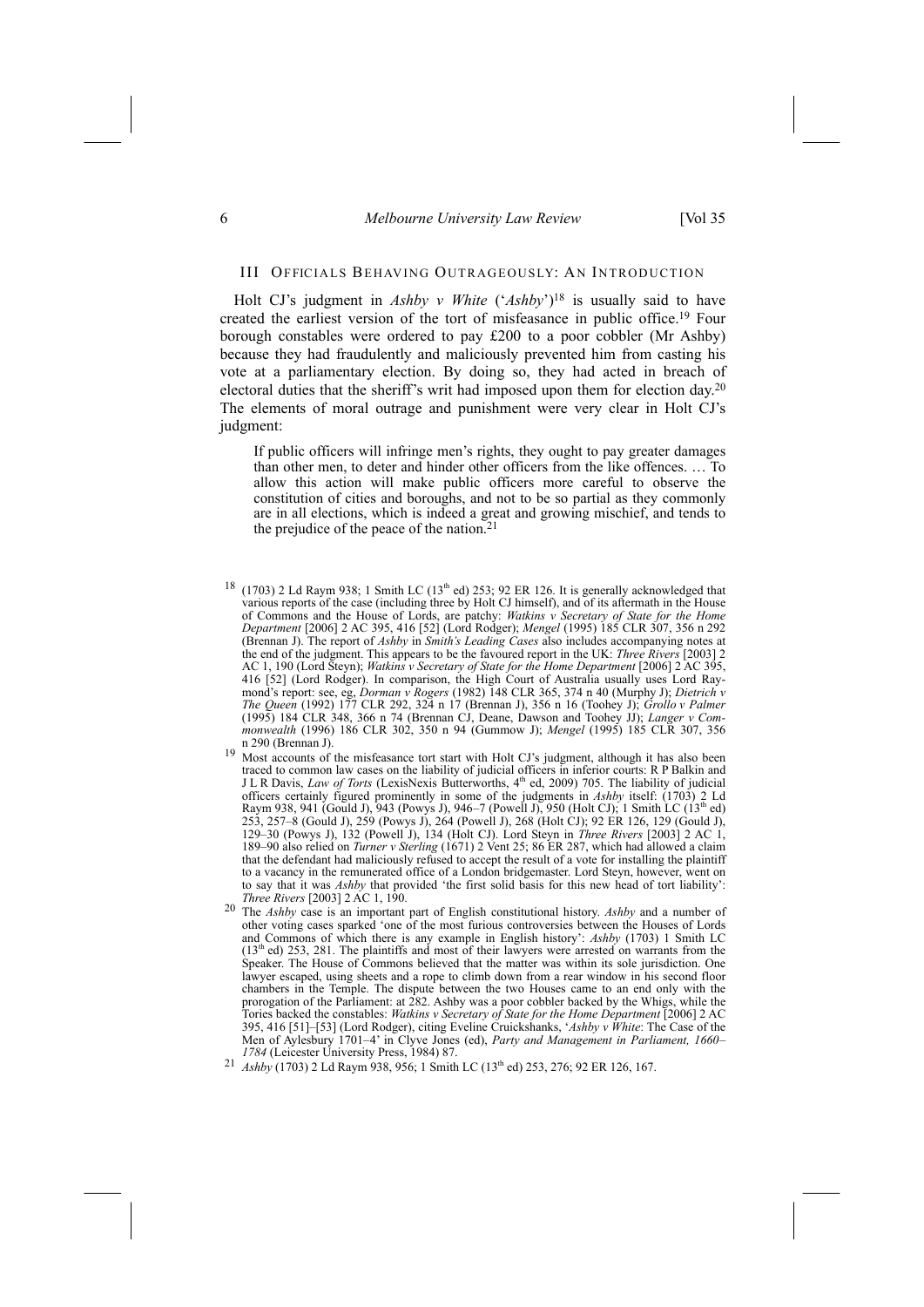## III Officials Behaving Outrageously: An Introduction

Holt CJ's judgment in *Ashby v White* ('*Ashby*')[18] is usually said to have created the earliest version of the tort of misfeasance in public office.[19] Four borough constables were ordered to pay £200 to a poor cobbler (Mr Ashby) because they had fraudulently and maliciously prevented him from casting his vote at a parliamentary election. By doing so, they had acted in breach of electoral duties that the sheriff's writ had imposed upon them for election day.[20] The elements of moral outrage and punishment were very clear in Holt CJ's judgment:

> If public officers will infringe men's rights, they ought to pay greater damages than other men, to deter and hinder other officers from the like offences. … To allow this action will make public officers more careful to observe the constitution of cities and boroughs, and not to be so partial as they commonly are in all elections, which is indeed a great and growing mischief, and tends to the prejudice of the peace of the nation.[21]

---

[18] (1703) 2 Ld Raym 938; 1 Smith LC (13th ed) 253; 92 ER 126. It is generally acknowledged that various reports of the case (including three by Holt CJ himself), and of its aftermath in the House of Commons and the House of Lords, are patchy: *Watkins v Secretary of State for the Home Department* [2006] 2 AC 395, 416 [52] (Lord Rodger); *Mengel* (1995) 185 CLR 307, 356 n 292 (Brennan J). The report of *Ashby* in *Smith's Leading Cases* also includes accompanying notes at the end of the judgment. This appears to be the favoured report in the UK: *Three Rivers* [2003] 2 AC 1, 190 (Lord Steyn); *Watkins v Secretary of State for the Home Department* [2006] 2 AC 395, 416 [52] (Lord Rodger). In comparison, the High Court of Australia usually uses Lord Raymond's report: see, eg, *Dorman v Rogers* (1982) 148 CLR 365, 374 n 40 (Murphy J); *Dietrich v The Queen* (1992) 177 CLR 292, 324 n 17 (Brennan J), 356 n 16 (Toohey J); *Grollo v Palmer* (1995) 184 CLR 348, 366 n 74 (Brennan CJ, Deane, Dawson and Toohey JJ); *Langer v Commonwealth* (1996) 186 CLR 302, 350 n 94 (Gummow J); *Mengel* (1995) 185 CLR 307, 356 n 290 (Brennan J).

[19] Most accounts of the misfeasance tort start with Holt CJ's judgment, although it has also been traced to common law cases on the liability of judicial officers in inferior courts: R P Balkin and J L R Davis, *Law of Torts* (LexisNexis Butterworths, 4th ed, 2009) 705. The liability of judicial officers certainly figured prominently in some of the judgments in *Ashby* itself: (1703) 2 Ld Raym 938, 941 (Gould J), 943 (Powys J), 946–7 (Powell J), 950 (Holt CJ); 1 Smith LC (13th ed) 253, 257–8 (Gould J), 259 (Powys J), 264 (Powell J), 268 (Holt CJ); 92 ER 126, 129 (Gould J), 129–30 (Powys J), 132 (Powell J), 134 (Holt CJ). Lord Steyn in *Three Rivers* [2003] 2 AC 1, 189–90 also relied on *Turner v Sterling* (1671) 2 Vent 25; 86 ER 287, which had allowed a claim that the defendant had maliciously refused to accept the result of a vote for installing the plaintiff to a vacancy in the remunerated office of a London bridgemaster. Lord Steyn, however, went on to say that it was *Ashby* that provided 'the first solid basis for this new head of tort liability': *Three Rivers* [2003] 2 AC 1, 190.

[20] The *Ashby* case is an important part of English constitutional history. *Ashby* and a number of other voting cases sparked 'one of the most furious controversies between the Houses of Lords and Commons of which there is any example in English history': *Ashby* (1703) 1 Smith LC (13th ed) 253, 281. The plaintiffs and most of their lawyers were arrested on warrants from the Speaker. The House of Commons believed that the matter was within its sole jurisdiction. One lawyer escaped, using sheets and a rope to climb down from a rear window in his second floor chambers in the Temple. The dispute between the two Houses came to an end only with the prorogation of the Parliament: at 282. Ashby was a poor cobbler backed by the Whigs, while the Tories backed the constables: *Watkins v Secretary of State for the Home Department* [2006] 2 AC 395, 416 [51]–[53] (Lord Rodger), citing Eveline Cruickshanks, '*Ashby v White*: The Case of the Men of Aylesbury 1701–4' in Clyve Jones (ed), *Party and Management in Parliament, 1660–1784* (Leicester University Press, 1984) 87.

[21] *Ashby* (1703) 2 Ld Raym 938, 956; 1 Smith LC (13th ed) 253, 276; 92 ER 126, 167.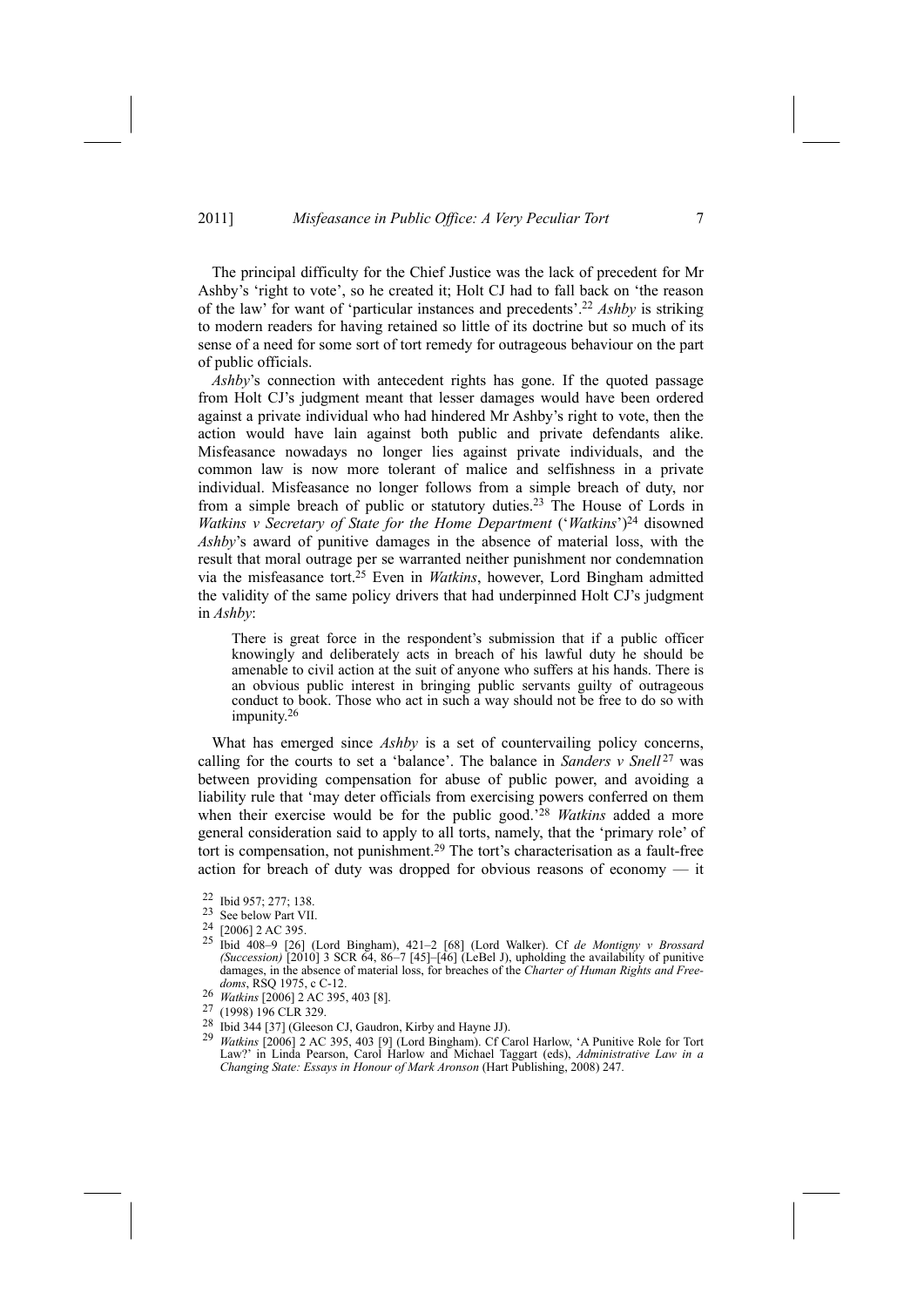The principal difficulty for the Chief Justice was the lack of precedent for Mr Ashby's 'right to vote', so he created it; Holt CJ had to fall back on 'the reason of the law' for want of 'particular instances and precedents'.[22] *Ashby* is striking to modern readers for having retained so little of its doctrine but so much of its sense of a need for some sort of tort remedy for outrageous behaviour on the part of public officials.

*Ashby*'s connection with antecedent rights has gone. If the quoted passage from Holt CJ's judgment meant that lesser damages would have been ordered against a private individual who had hindered Mr Ashby's right to vote, then the action would have lain against both public and private defendants alike. Misfeasance nowadays no longer lies against private individuals, and the common law is now more tolerant of malice and selfishness in a private individual. Misfeasance no longer follows from a simple breach of duty, nor from a simple breach of public or statutory duties.[23] The House of Lords in *Watkins v Secretary of State for the Home Department* ('*Watkins*')[24] disowned *Ashby*'s award of punitive damages in the absence of material loss, with the result that moral outrage per se warranted neither punishment nor condemnation via the misfeasance tort.[25] Even in *Watkins*, however, Lord Bingham admitted the validity of the same policy drivers that had underpinned Holt CJ's judgment in *Ashby*:

> There is great force in the respondent's submission that if a public officer knowingly and deliberately acts in breach of his lawful duty he should be amenable to civil action at the suit of anyone who suffers at his hands. There is an obvious public interest in bringing public servants guilty of outrageous conduct to book. Those who act in such a way should not be free to do so with impunity.[26]

What has emerged since *Ashby* is a set of countervailing policy concerns, calling for the courts to set a 'balance'. The balance in *Sanders v Snell*[27] was between providing compensation for abuse of public power, and avoiding a liability rule that 'may deter officials from exercising powers conferred on them when their exercise would be for the public good.'[28] *Watkins* added a more general consideration said to apply to all torts, namely, that the 'primary role' of tort is compensation, not punishment.[29] The tort's characterisation as a fault-free action for breach of duty was dropped for obvious reasons of economy — it

---

[22] Ibid 957; 277; 138.

[23] See below Part VII.

[24] [2006] 2 AC 395.

[25] Ibid 408–9 [26] (Lord Bingham), 421–2 [68] (Lord Walker). Cf *de Montigny v Brossard (Succession)* [2010] 3 SCR 64, 86–7 [45]–[46] (LeBel J), upholding the availability of punitive damages, in the absence of material loss, for breaches of the *Charter of Human Rights and Freedoms*, RSQ 1975, c C-12.

[26] *Watkins* [2006] 2 AC 395, 403 [8].

[27] (1998) 196 CLR 329.

[28] Ibid 344 [37] (Gleeson CJ, Gaudron, Kirby and Hayne JJ).

[29] *Watkins* [2006] 2 AC 395, 403 [9] (Lord Bingham). Cf Carol Harlow, 'A Punitive Role for Tort Law?' in Linda Pearson, Carol Harlow and Michael Taggart (eds), *Administrative Law in a Changing State: Essays in Honour of Mark Aronson* (Hart Publishing, 2008) 247.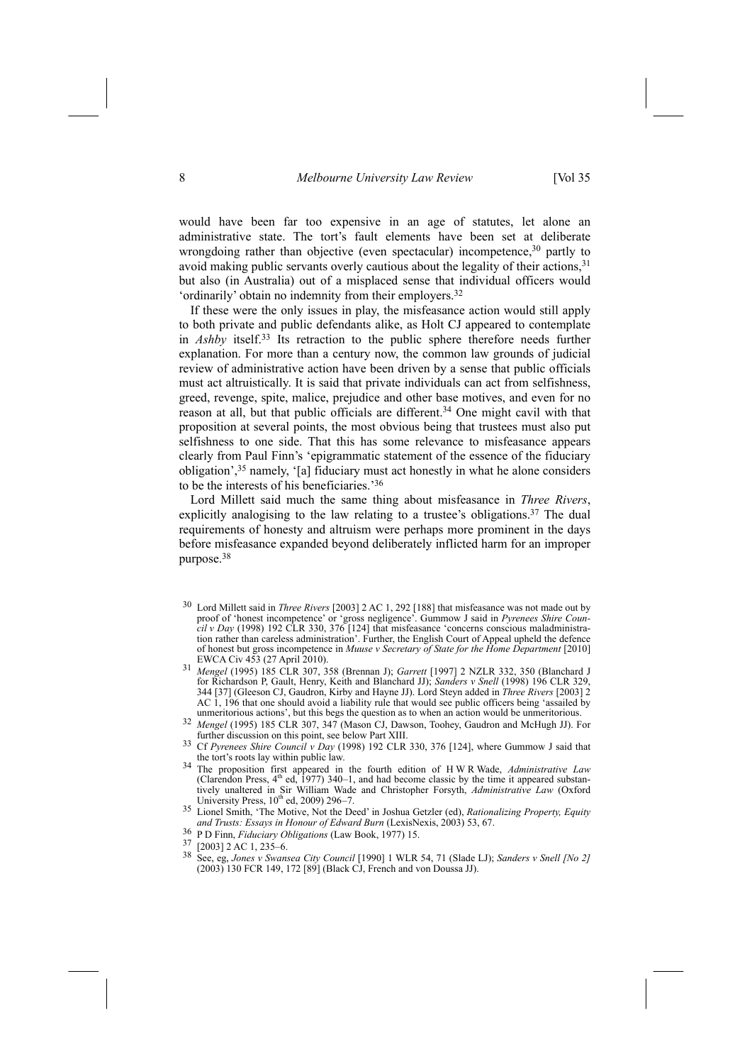would have been far too expensive in an age of statutes, let alone an administrative state. The tort's fault elements have been set at deliberate wrongdoing rather than objective (even spectacular) incompetence,[30] partly to avoid making public servants overly cautious about the legality of their actions,[31] but also (in Australia) out of a misplaced sense that individual officers would 'ordinarily' obtain no indemnity from their employers.[32]

If these were the only issues in play, the misfeasance action would still apply to both private and public defendants alike, as Holt CJ appeared to contemplate in *Ashby* itself.[33] Its retraction to the public sphere therefore needs further explanation. For more than a century now, the common law grounds of judicial review of administrative action have been driven by a sense that public officials must act altruistically. It is said that private individuals can act from selfishness, greed, revenge, spite, malice, prejudice and other base motives, and even for no reason at all, but that public officials are different.[34] One might cavil with that proposition at several points, the most obvious being that trustees must also put selfishness to one side. That this has some relevance to misfeasance appears clearly from Paul Finn's 'epigrammatic statement of the essence of the fiduciary obligation',[35] namely, '[a] fiduciary must act honestly in what he alone considers to be the interests of his beneficiaries.'[36]

Lord Millett said much the same thing about misfeasance in *Three Rivers*, explicitly analogising to the law relating to a trustee's obligations.[37] The dual requirements of honesty and altruism were perhaps more prominent in the days before misfeasance expanded beyond deliberately inflicted harm for an improper purpose.[38]

---

[30] Lord Millett said in *Three Rivers* [2003] 2 AC 1, 292 [188] that misfeasance was not made out by proof of 'honest incompetence' or 'gross negligence'. Gummow J said in *Pyrenees Shire Council v Day* (1998) 192 CLR 330, 376 [124] that misfeasance 'concerns conscious maladministration rather than careless administration'. Further, the English Court of Appeal upheld the defence of honest but gross incompetence in *Muuse v Secretary of State for the Home Department* [2010] EWCA Civ 453 (27 April 2010).

[31] *Mengel* (1995) 185 CLR 307, 358 (Brennan J); *Garrett* [1997] 2 NZLR 332, 350 (Blanchard J for Richardson P, Gault, Henry, Keith and Blanchard JJ); *Sanders v Snell* (1998) 196 CLR 329, 344 [37] (Gleeson CJ, Gaudron, Kirby and Hayne JJ). Lord Steyn added in *Three Rivers* [2003] 2 AC 1, 196 that one should avoid a liability rule that would see public officers being 'assailed by unmeritorious actions', but this begs the question as to when an action would be unmeritorious.

[32] *Mengel* (1995) 185 CLR 307, 347 (Mason CJ, Dawson, Toohey, Gaudron and McHugh JJ). For further discussion on this point, see below Part XIII.

[33] Cf *Pyrenees Shire Council v Day* (1998) 192 CLR 330, 376 [124], where Gummow J said that the tort's roots lay within public law.

[34] The proposition first appeared in the fourth edition of H W R Wade, *Administrative Law* (Clarendon Press, 4th ed, 1977) 340–1, and had become classic by the time it appeared substantively unaltered in Sir William Wade and Christopher Forsyth, *Administrative Law* (Oxford University Press, 10th ed, 2009) 296–7.

[35] Lionel Smith, 'The Motive, Not the Deed' in Joshua Getzler (ed), *Rationalizing Property, Equity and Trusts: Essays in Honour of Edward Burn* (LexisNexis, 2003) 53, 67.

[36] P D Finn, *Fiduciary Obligations* (Law Book, 1977) 15.

[37] [2003] 2 AC 1, 235–6.

[38] See, eg, *Jones v Swansea City Council* [1990] 1 WLR 54, 71 (Slade LJ); *Sanders v Snell [No 2]* (2003) 130 FCR 149, 172 [89] (Black CJ, French and von Doussa JJ).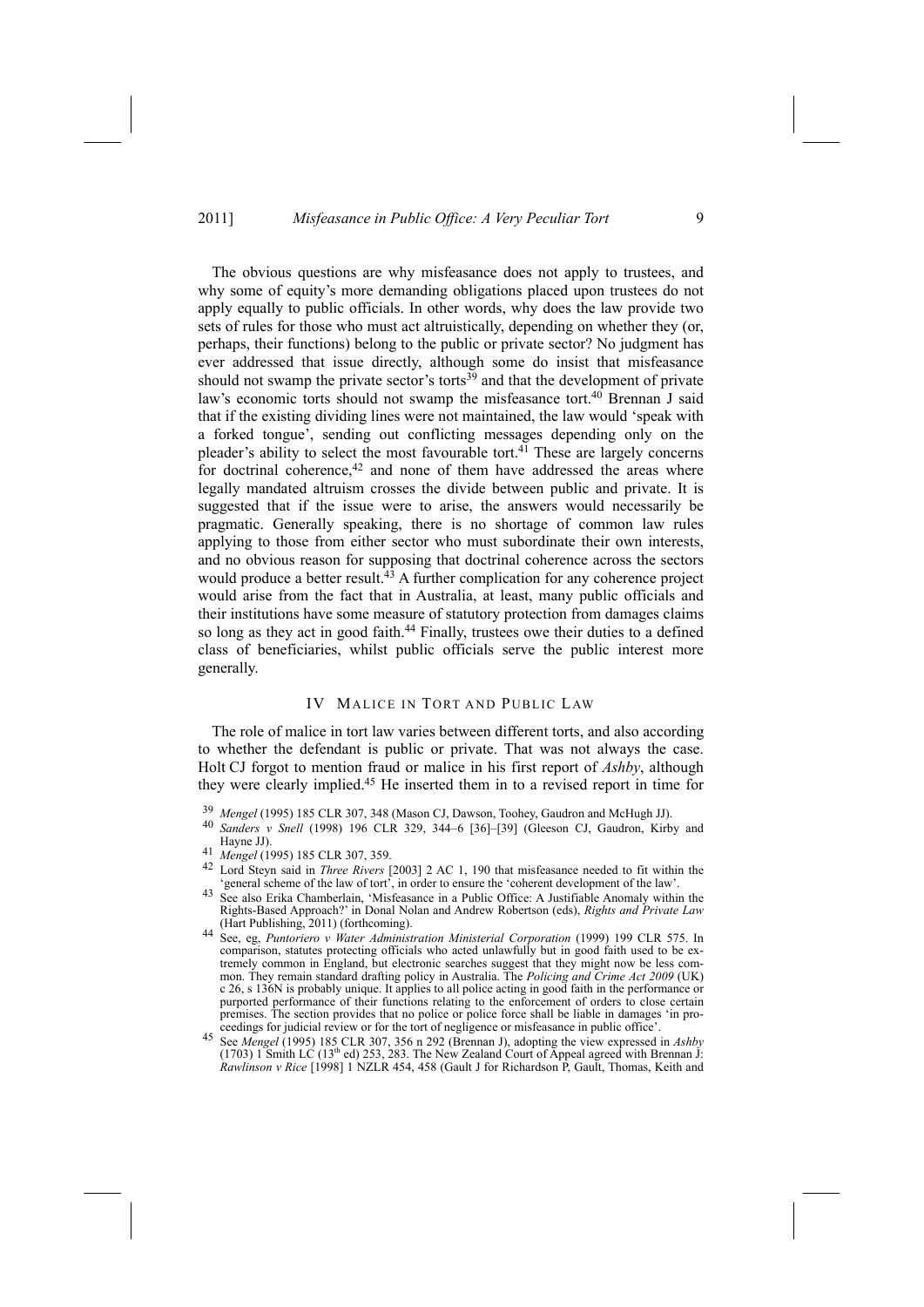The obvious questions are why misfeasance does not apply to trustees, and why some of equity's more demanding obligations placed upon trustees do not apply equally to public officials. In other words, why does the law provide two sets of rules for those who must act altruistically, depending on whether they (or, perhaps, their functions) belong to the public or private sector? No judgment has ever addressed that issue directly, although some do insist that misfeasance should not swamp the private sector's torts[39] and that the development of private law's economic torts should not swamp the misfeasance tort.[40] Brennan J said that if the existing dividing lines were not maintained, the law would 'speak with a forked tongue', sending out conflicting messages depending only on the pleader's ability to select the most favourable tort.[41] These are largely concerns for doctrinal coherence,[42] and none of them have addressed the areas where legally mandated altruism crosses the divide between public and private. It is suggested that if the issue were to arise, the answers would necessarily be pragmatic. Generally speaking, there is no shortage of common law rules applying to those from either sector who must subordinate their own interests, and no obvious reason for supposing that doctrinal coherence across the sectors would produce a better result.[43] A further complication for any coherence project would arise from the fact that in Australia, at least, many public officials and their institutions have some measure of statutory protection from damages claims so long as they act in good faith.[44] Finally, trustees owe their duties to a defined class of beneficiaries, whilst public officials serve the public interest more generally.

## IV MALICE IN TORT AND PUBLIC LAW

The role of malice in tort law varies between different torts, and also according to whether the defendant is public or private. That was not always the case. Holt CJ forgot to mention fraud or malice in his first report of *Ashby*, although they were clearly implied.[45] He inserted them in to a revised report in time for

---

[39] *Mengel* (1995) 185 CLR 307, 348 (Mason CJ, Dawson, Toohey, Gaudron and McHugh JJ).

[40] *Sanders v Snell* (1998) 196 CLR 329, 344–6 [36]–[39] (Gleeson CJ, Gaudron, Kirby and Hayne JJ).

[41] *Mengel* (1995) 185 CLR 307, 359.

[42] Lord Steyn said in *Three Rivers* [2003] 2 AC 1, 190 that misfeasance needed to fit within the 'general scheme of the law of tort', in order to ensure the 'coherent development of the law'.

[43] See also Erika Chamberlain, 'Misfeasance in a Public Office: A Justifiable Anomaly within the Rights-Based Approach?' in Donal Nolan and Andrew Robertson (eds), *Rights and Private Law* (Hart Publishing, 2011) (forthcoming).

[44] See, eg, *Puntoriero v Water Administration Ministerial Corporation* (1999) 199 CLR 575. In comparison, statutes protecting officials who acted unlawfully but in good faith used to be extremely common in England, but electronic searches suggest that they might now be less common. They remain standard drafting policy in Australia. The *Policing and Crime Act 2009* (UK) c 26, s 136N is probably unique. It applies to all police acting in good faith in the performance or purported performance of their functions relating to the enforcement of orders to close certain premises. The section provides that no police or police force shall be liable in damages 'in proceedings for judicial review or for the tort of negligence or misfeasance in public office'.

[45] See *Mengel* (1995) 185 CLR 307, 356 n 292 (Brennan J), adopting the view expressed in *Ashby* (1703) 1 Smith LC (13th ed) 253, 283. The New Zealand Court of Appeal agreed with Brennan J: *Rawlinson v Rice* [1998] 1 NZLR 454, 458 (Gault J for Richardson P, Gault, Thomas, Keith and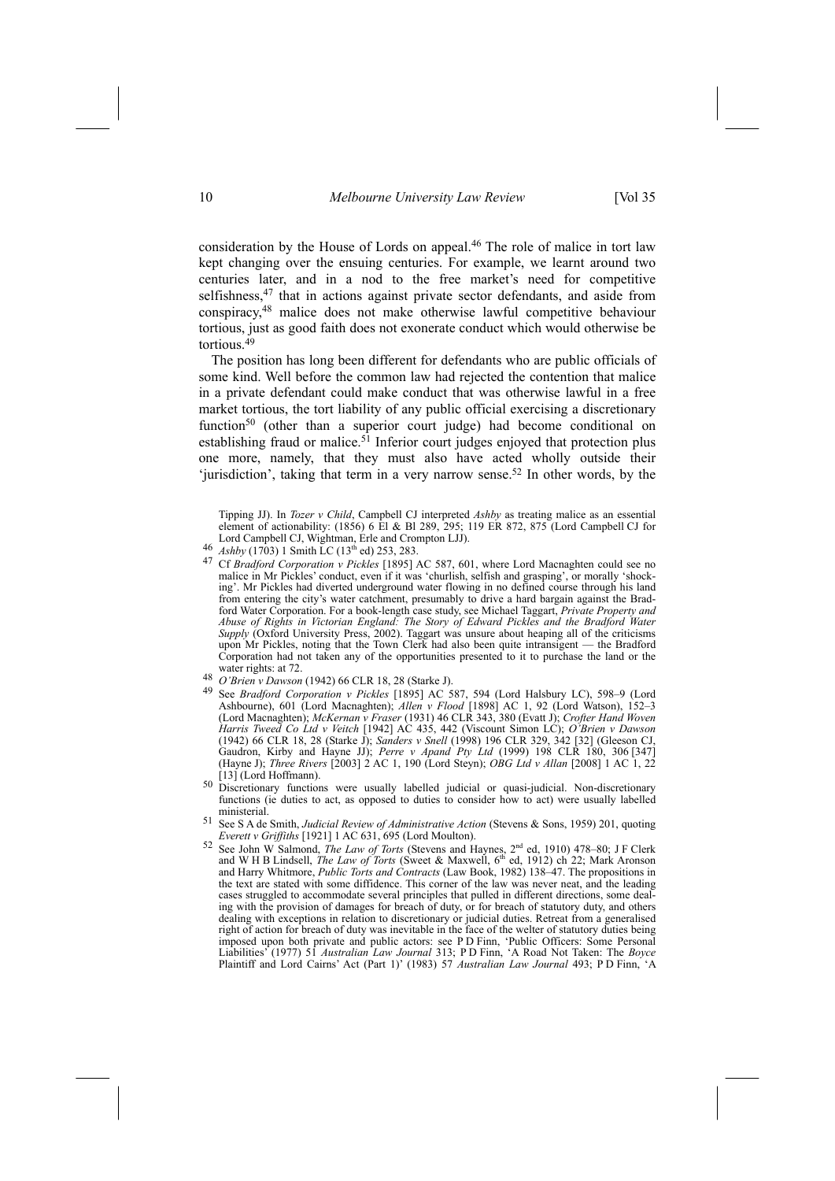consideration by the House of Lords on appeal.[46] The role of malice in tort law kept changing over the ensuing centuries. For example, we learnt around two centuries later, and in a nod to the free market's need for competitive selfishness,[47] that in actions against private sector defendants, and aside from conspiracy,[48] malice does not make otherwise lawful competitive behaviour tortious, just as good faith does not exonerate conduct which would otherwise be tortious.[49]

The position has long been different for defendants who are public officials of some kind. Well before the common law had rejected the contention that malice in a private defendant could make conduct that was otherwise lawful in a free market tortious, the tort liability of any public official exercising a discretionary function[50] (other than a superior court judge) had become conditional on establishing fraud or malice.[51] Inferior court judges enjoyed that protection plus one more, namely, that they must also have acted wholly outside their 'jurisdiction', taking that term in a very narrow sense.[52] In other words, by the

---

Tipping JJ). In *Tozer v Child*, Campbell CJ interpreted *Ashby* as treating malice as an essential element of actionability: (1856) 6 El & Bl 289, 295; 119 ER 872, 875 (Lord Campbell CJ for Lord Campbell CJ, Wightman, Erle and Crompton LJJ).

46 *Ashby* (1703) 1 Smith LC (13th ed) 253, 283.

47 Cf *Bradford Corporation v Pickles* [1895] AC 587, 601, where Lord Macnaghten could see no malice in Mr Pickles' conduct, even if it was 'churlish, selfish and grasping', or morally 'shocking'. Mr Pickles had diverted underground water flowing in no defined course through his land from entering the city's water catchment, presumably to drive a hard bargain against the Bradford Water Corporation. For a book-length case study, see Michael Taggart, *Private Property and Abuse of Rights in Victorian England: The Story of Edward Pickles and the Bradford Water Supply* (Oxford University Press, 2002). Taggart was unsure about heaping all of the criticisms upon Mr Pickles, noting that the Town Clerk had also been quite intransigent — the Bradford Corporation had not taken any of the opportunities presented to it to purchase the land or the water rights: at 72.

48 *O'Brien v Dawson* (1942) 66 CLR 18, 28 (Starke J).

49 See *Bradford Corporation v Pickles* [1895] AC 587, 594 (Lord Halsbury LC), 598–9 (Lord Ashbourne), 601 (Lord Macnaghten); *Allen v Flood* [1898] AC 1, 92 (Lord Watson), 152–3 (Lord Macnaghten); *McKernan v Fraser* (1931) 46 CLR 343, 380 (Evatt J); *Crofter Hand Woven Harris Tweed Co Ltd v Veitch* [1942] AC 435, 442 (Viscount Simon LC); *O'Brien v Dawson* (1942) 66 CLR 18, 28 (Starke J); *Sanders v Snell* (1998) 196 CLR 329, 342 [32] (Gleeson CJ, Gaudron, Kirby and Hayne JJ); *Perre v Apand Pty Ltd* (1999) 198 CLR 180, 306 [347] (Hayne J); *Three Rivers* [2003] 2 AC 1, 190 (Lord Steyn); *OBG Ltd v Allan* [2008] 1 AC 1, 22 [13] (Lord Hoffmann).

50 Discretionary functions were usually labelled judicial or quasi-judicial. Non-discretionary functions (ie duties to act, as opposed to duties to consider how to act) were usually labelled ministerial.

51 See S A de Smith, *Judicial Review of Administrative Action* (Stevens & Sons, 1959) 201, quoting *Everett v Griffiths* [1921] 1 AC 631, 695 (Lord Moulton).

52 See John W Salmond, *The Law of Torts* (Stevens and Haynes, 2nd ed, 1910) 478–80; J F Clerk and W H B Lindsell, *The Law of Torts* (Sweet & Maxwell, 6th ed, 1912) ch 22; Mark Aronson and Harry Whitmore, *Public Torts and Contracts* (Law Book, 1982) 138–47. The propositions in the text are stated with some diffidence. This corner of the law was never neat, and the leading cases struggled to accommodate several principles that pulled in different directions, some dealing with the provision of damages for breach of duty, or for breach of statutory duty, and others dealing with exceptions in relation to discretionary or judicial duties. Retreat from a generalised right of action for breach of duty was inevitable in the face of the welter of statutory duties being imposed upon both private and public actors: see P D Finn, 'Public Officers: Some Personal Liabilities' (1977) 51 *Australian Law Journal* 313; P D Finn, 'A Road Not Taken: The *Boyce* Plaintiff and Lord Cairns' Act (Part 1)' (1983) 57 *Australian Law Journal* 493; P D Finn, 'A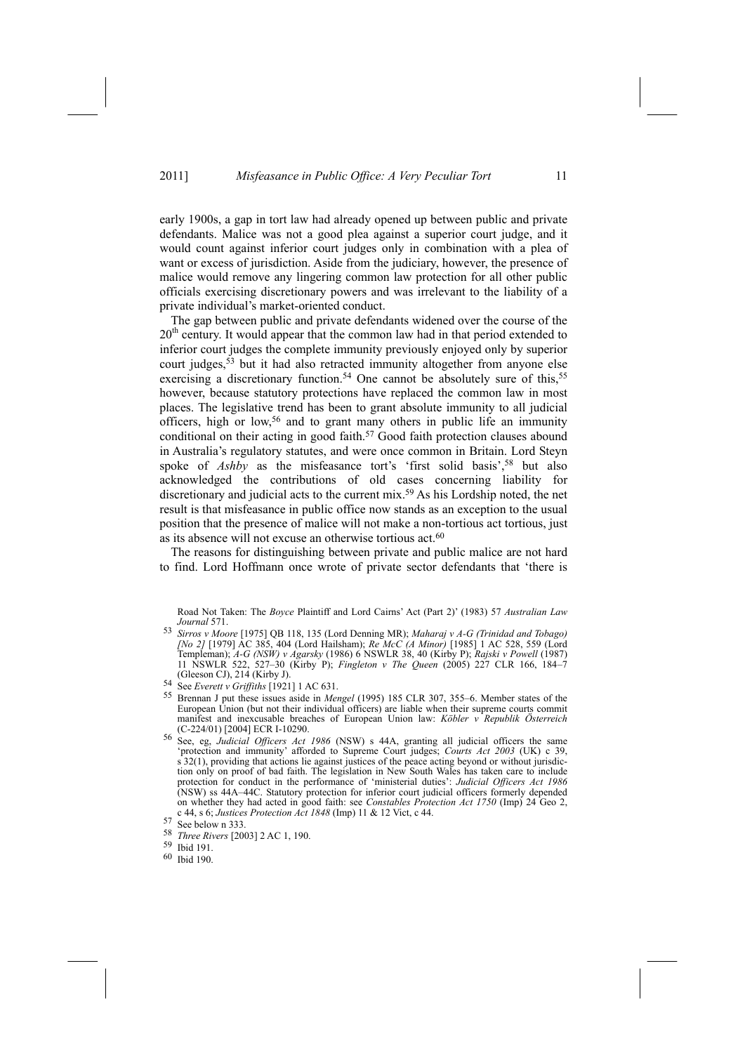early 1900s, a gap in tort law had already opened up between public and private defendants. Malice was not a good plea against a superior court judge, and it would count against inferior court judges only in combination with a plea of want or excess of jurisdiction. Aside from the judiciary, however, the presence of malice would remove any lingering common law protection for all other public officials exercising discretionary powers and was irrelevant to the liability of a private individual's market-oriented conduct.

The gap between public and private defendants widened over the course of the 20th century. It would appear that the common law had in that period extended to inferior court judges the complete immunity previously enjoyed only by superior court judges,[53] but it had also retracted immunity altogether from anyone else exercising a discretionary function.[54] One cannot be absolutely sure of this,[55] however, because statutory protections have replaced the common law in most places. The legislative trend has been to grant absolute immunity to all judicial officers, high or low,[56] and to grant many others in public life an immunity conditional on their acting in good faith.[57] Good faith protection clauses abound in Australia's regulatory statutes, and were once common in Britain. Lord Steyn spoke of *Ashby* as the misfeasance tort's 'first solid basis',[58] but also acknowledged the contributions of old cases concerning liability for discretionary and judicial acts to the current mix.[59] As his Lordship noted, the net result is that misfeasance in public office now stands as an exception to the usual position that the presence of malice will not make a non-tortious act tortious, just as its absence will not excuse an otherwise tortious act.[60]

The reasons for distinguishing between private and public malice are not hard to find. Lord Hoffmann once wrote of private sector defendants that 'there is

Road Not Taken: The *Boyce* Plaintiff and Lord Cairns' Act (Part 2)' (1983) 57 *Australian Law Journal* 571.

[53] *Sirros v Moore* [1975] QB 118, 135 (Lord Denning MR); *Maharaj v A-G (Trinidad and Tobago) [No 2]* [1979] AC 385, 404 (Lord Hailsham); *Re McC (A Minor)* [1985] 1 AC 528, 559 (Lord Templeman); *A-G (NSW) v Agarsky* (1986) 6 NSWLR 38, 40 (Kirby P); *Rajski v Powell* (1987) 11 NSWLR 522, 527–30 (Kirby P); *Fingleton v The Queen* (2005) 227 CLR 166, 184–7 (Gleeson CJ), 214 (Kirby J).

[54] See *Everett v Griffiths* [1921] 1 AC 631.

[55] Brennan J put these issues aside in *Mengel* (1995) 185 CLR 307, 355–6. Member states of the European Union (but not their individual officers) are liable when their supreme courts commit manifest and inexcusable breaches of European Union law: *Köbler v Republik Österreich* (C-224/01) [2004] ECR I-10290.

[56] See, eg, *Judicial Officers Act 1986* (NSW) s 44A, granting all judicial officers the same 'protection and immunity' afforded to Supreme Court judges; *Courts Act 2003* (UK) c 39, s 32(1), providing that actions lie against justices of the peace acting beyond or without jurisdiction only on proof of bad faith. The legislation in New South Wales has taken care to include protection for conduct in the performance of 'ministerial duties': *Judicial Officers Act 1986* (NSW) ss 44A–44C. Statutory protection for inferior court judicial officers formerly depended on whether they had acted in good faith: see *Constables Protection Act 1750* (Imp) 24 Geo 2, c 44, s 6; *Justices Protection Act 1848* (Imp) 11 & 12 Vict, c 44.

[57] See below n 333.

[58] *Three Rivers* [2003] 2 AC 1, 190.

[59] Ibid 191.

[60] Ibid 190.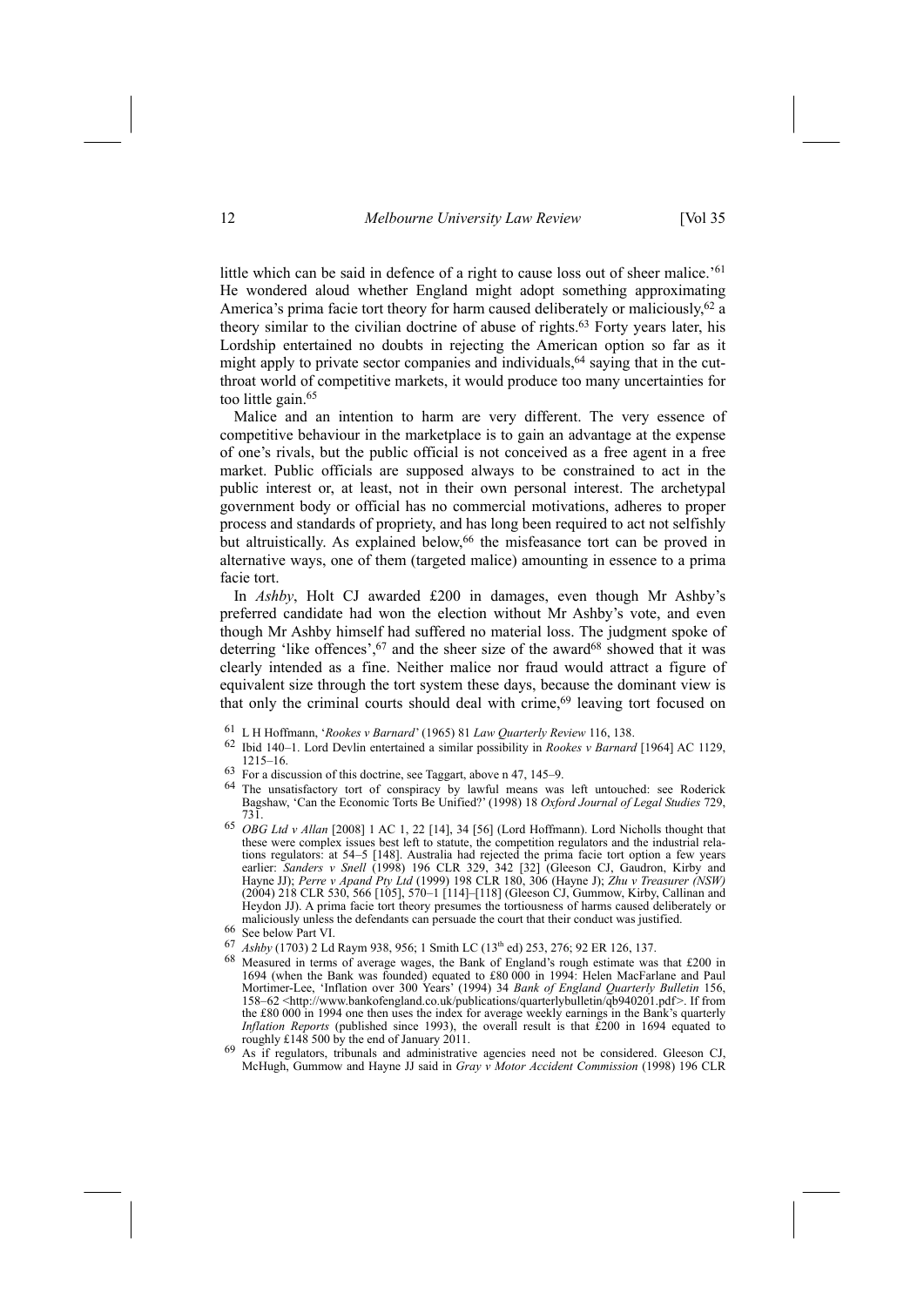little which can be said in defence of a right to cause loss out of sheer malice.'[61] He wondered aloud whether England might adopt something approximating America's prima facie tort theory for harm caused deliberately or maliciously,[62] a theory similar to the civilian doctrine of abuse of rights.[63] Forty years later, his Lordship entertained no doubts in rejecting the American option so far as it might apply to private sector companies and individuals,[64] saying that in the cut-throat world of competitive markets, it would produce too many uncertainties for too little gain.[65]

Malice and an intention to harm are very different. The very essence of competitive behaviour in the marketplace is to gain an advantage at the expense of one's rivals, but the public official is not conceived as a free agent in a free market. Public officials are supposed always to be constrained to act in the public interest or, at least, not in their own personal interest. The archetypal government body or official has no commercial motivations, adheres to proper process and standards of propriety, and has long been required to act not selfishly but altruistically. As explained below,[66] the misfeasance tort can be proved in alternative ways, one of them (targeted malice) amounting in essence to a prima facie tort.

In *Ashby*, Holt CJ awarded £200 in damages, even though Mr Ashby's preferred candidate had won the election without Mr Ashby's vote, and even though Mr Ashby himself had suffered no material loss. The judgment spoke of deterring 'like offences',[67] and the sheer size of the award[68] showed that it was clearly intended as a fine. Neither malice nor fraud would attract a figure of equivalent size through the tort system these days, because the dominant view is that only the criminal courts should deal with crime,[69] leaving tort focused on

---

[61] L H Hoffmann, '*Rookes v Barnard*' (1965) 81 *Law Quarterly Review* 116, 138.

[62] Ibid 140–1. Lord Devlin entertained a similar possibility in *Rookes v Barnard* [1964] AC 1129, 1215–16.

[63] For a discussion of this doctrine, see Taggart, above n 47, 145–9.

[64] The unsatisfactory tort of conspiracy by lawful means was left untouched: see Roderick Bagshaw, 'Can the Economic Torts Be Unified?' (1998) 18 *Oxford Journal of Legal Studies* 729, 731.

[65] *OBG Ltd v Allan* [2008] 1 AC 1, 22 [14], 34 [56] (Lord Hoffmann). Lord Nicholls thought that these were complex issues best left to statute, the competition regulators and the industrial relations regulators: at 54–5 [148]. Australia had rejected the prima facie tort option a few years earlier: *Sanders v Snell* (1998) 196 CLR 329, 342 [32] (Gleeson CJ, Gaudron, Kirby and Hayne JJ); *Perre v Apand Pty Ltd* (1999) 198 CLR 180, 306 (Hayne J); *Zhu v Treasurer (NSW)* (2004) 218 CLR 530, 566 [105], 570–1 [114]–[118] (Gleeson CJ, Gummow, Kirby, Callinan and Heydon JJ). A prima facie tort theory presumes the tortiousness of harms caused deliberately or maliciously unless the defendants can persuade the court that their conduct was justified.

[66] See below Part VI.

[67] *Ashby* (1703) 2 Ld Raym 938, 956; 1 Smith LC (13th ed) 253, 276; 92 ER 126, 137.

[68] Measured in terms of average wages, the Bank of England's rough estimate was that £200 in 1694 (when the Bank was founded) equated to £80 000 in 1994: Helen MacFarlane and Paul Mortimer-Lee, 'Inflation over 300 Years' (1994) 34 *Bank of England Quarterly Bulletin* 156, 158–62 <http://www.bankofengland.co.uk/publications/quarterlybulletin/qb940201.pdf>. If from the £80 000 in 1994 one then uses the index for average weekly earnings in the Bank's quarterly *Inflation Reports* (published since 1993), the overall result is that £200 in 1694 equated to roughly £148 500 by the end of January 2011.

[69] As if regulators, tribunals and administrative agencies need not be considered. Gleeson CJ, McHugh, Gummow and Hayne JJ said in *Gray v Motor Accident Commission* (1998) 196 CLR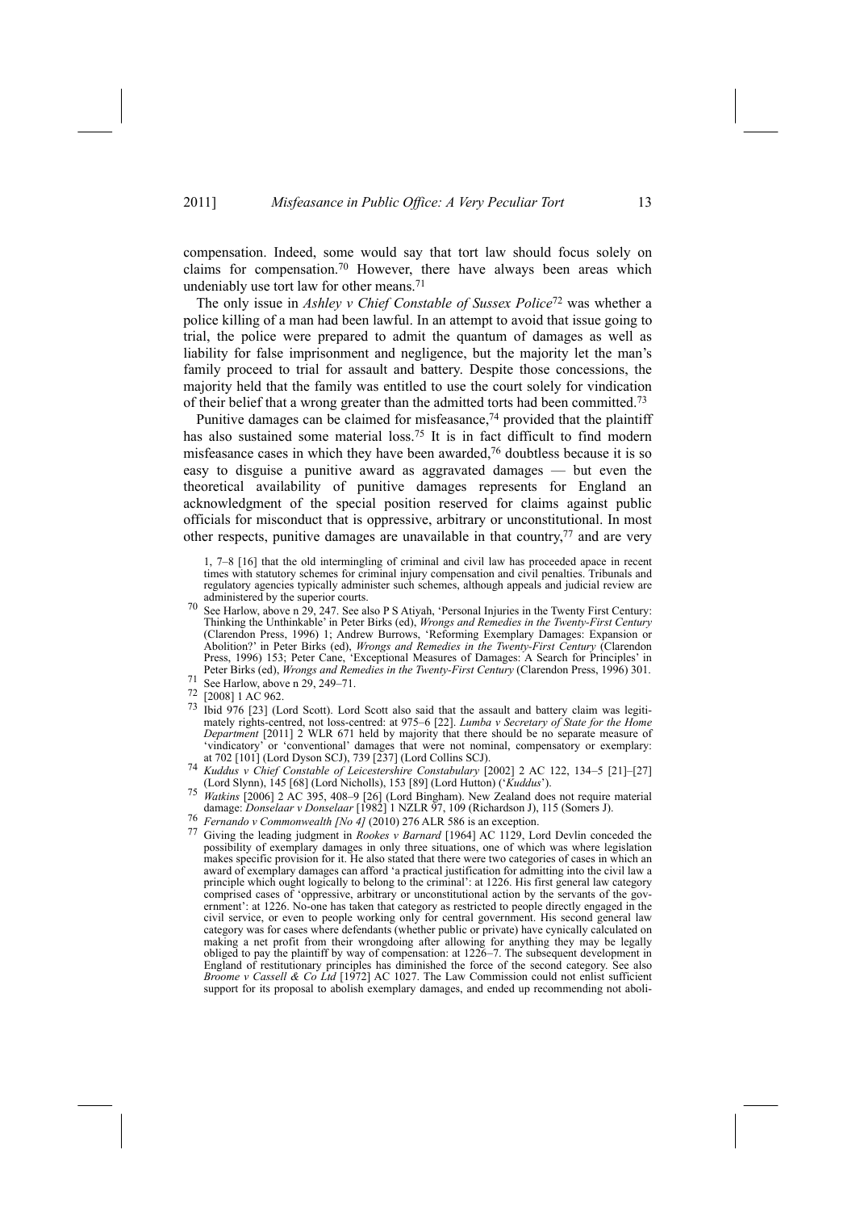compensation. Indeed, some would say that tort law should focus solely on claims for compensation.[70] However, there have always been areas which undeniably use tort law for other means.[71]

The only issue in *Ashley v Chief Constable of Sussex Police*[72] was whether a police killing of a man had been lawful. In an attempt to avoid that issue going to trial, the police were prepared to admit the quantum of damages as well as liability for false imprisonment and negligence, but the majority let the man's family proceed to trial for assault and battery. Despite those concessions, the majority held that the family was entitled to use the court solely for vindication of their belief that a wrong greater than the admitted torts had been committed.[73]

Punitive damages can be claimed for misfeasance,[74] provided that the plaintiff has also sustained some material loss.[75] It is in fact difficult to find modern misfeasance cases in which they have been awarded,[76] doubtless because it is so easy to disguise a punitive award as aggravated damages — but even the theoretical availability of punitive damages represents for England an acknowledgment of the special position reserved for claims against public officials for misconduct that is oppressive, arbitrary or unconstitutional. In most other respects, punitive damages are unavailable in that country,[77] and are very

---

1, 7–8 [16] that the old intermingling of criminal and civil law has proceeded apace in recent times with statutory schemes for criminal injury compensation and civil penalties. Tribunals and regulatory agencies typically administer such schemes, although appeals and judicial review are administered by the superior courts.

[70] See Harlow, above n 29, 247. See also P S Atiyah, 'Personal Injuries in the Twenty First Century: Thinking the Unthinkable' in Peter Birks (ed), *Wrongs and Remedies in the Twenty-First Century* (Clarendon Press, 1996) 1; Andrew Burrows, 'Reforming Exemplary Damages: Expansion or Abolition?' in Peter Birks (ed), *Wrongs and Remedies in the Twenty-First Century* (Clarendon Press, 1996) 153; Peter Cane, 'Exceptional Measures of Damages: A Search for Principles' in Peter Birks (ed), *Wrongs and Remedies in the Twenty-First Century* (Clarendon Press, 1996) 301.

[71] See Harlow, above n 29, 249–71.

[72] [2008] 1 AC 962.

[73] Ibid 976 [23] (Lord Scott). Lord Scott also said that the assault and battery claim was legitimately rights-centred, not loss-centred: at 975–6 [22]. *Lumba v Secretary of State for the Home Department* [2011] 2 WLR 671 held by majority that there should be no separate measure of 'vindicatory' or 'conventional' damages that were not nominal, compensatory or exemplary: at 702 [101] (Lord Dyson SCJ), 739 [237] (Lord Collins SCJ).

[74] *Kuddus v Chief Constable of Leicestershire Constabulary* [2002] 2 AC 122, 134–5 [21]–[27] (Lord Slynn), 145 [68] (Lord Nicholls), 153 [89] (Lord Hutton) ('*Kuddus*').

[75] *Watkins* [2006] 2 AC 395, 408–9 [26] (Lord Bingham). New Zealand does not require material damage: *Donselaar v Donselaar* [1982] 1 NZLR 97, 109 (Richardson J), 115 (Somers J).

[76] *Fernando v Commonwealth [No 4]* (2010) 276 ALR 586 is an exception.

[77] Giving the leading judgment in *Rookes v Barnard* [1964] AC 1129, Lord Devlin conceded the possibility of exemplary damages in only three situations, one of which was where legislation makes specific provision for it. He also stated that there were two categories of cases in which an award of exemplary damages can afford 'a practical justification for admitting into the civil law a principle which ought logically to belong to the criminal': at 1226. His first general law category comprised cases of 'oppressive, arbitrary or unconstitutional action by the servants of the government': at 1226. No-one has taken that category as restricted to people directly engaged in the civil service, or even to people working only for central government. His second general law category was for cases where defendants (whether public or private) have cynically calculated on making a net profit from their wrongdoing after allowing for anything they may be legally obliged to pay the plaintiff by way of compensation: at 1226–7. The subsequent development in England of restitutionary principles has diminished the force of the second category. See also *Broome v Cassell & Co Ltd* [1972] AC 1027. The Law Commission could not enlist sufficient support for its proposal to abolish exemplary damages, and ended up recommending not aboli-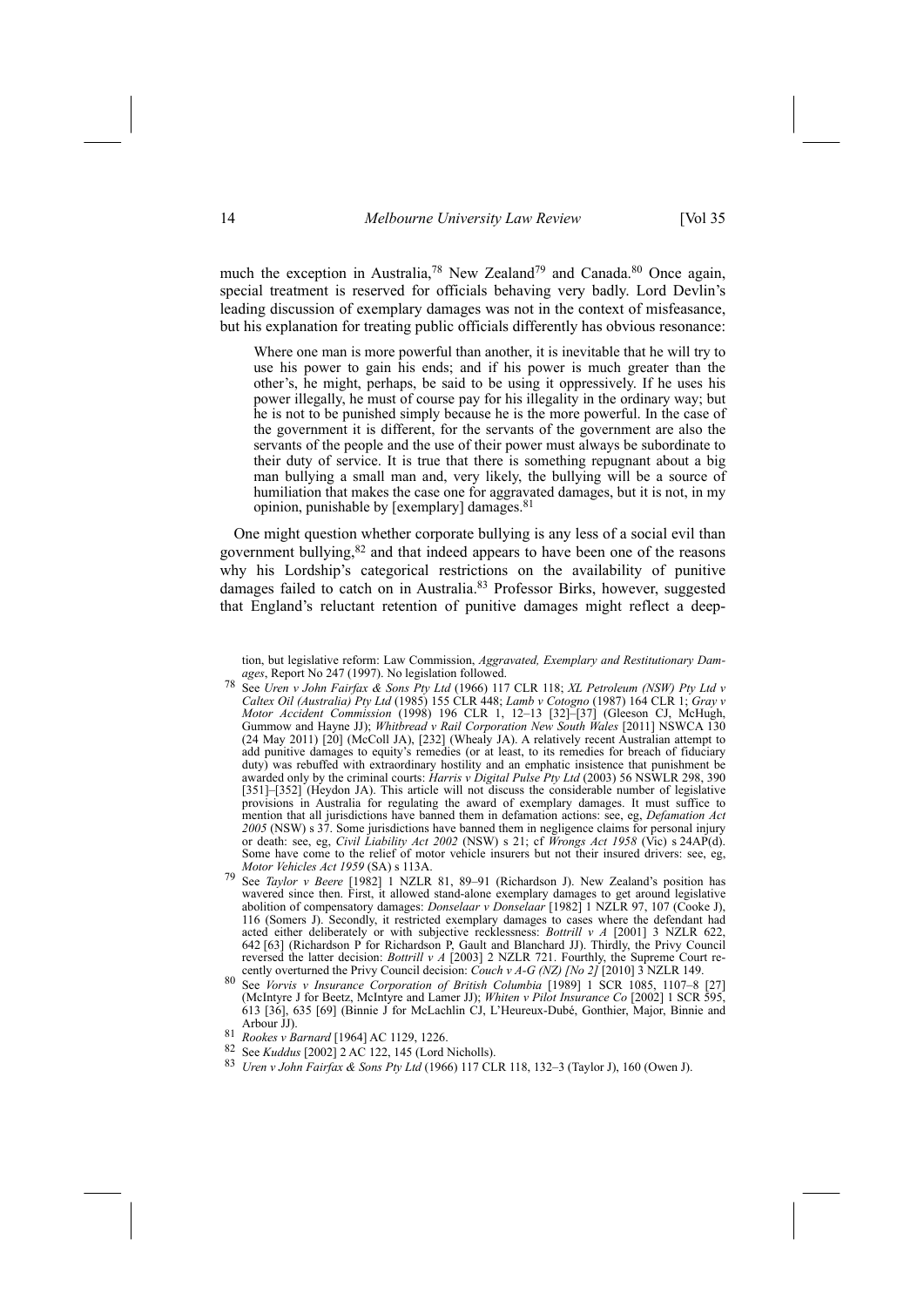much the exception in Australia,[78] New Zealand[79] and Canada.[80] Once again, special treatment is reserved for officials behaving very badly. Lord Devlin's leading discussion of exemplary damages was not in the context of misfeasance, but his explanation for treating public officials differently has obvious resonance:

> Where one man is more powerful than another, it is inevitable that he will try to use his power to gain his ends; and if his power is much greater than the other's, he might, perhaps, be said to be using it oppressively. If he uses his power illegally, he must of course pay for his illegality in the ordinary way; but he is not to be punished simply because he is the more powerful. In the case of the government it is different, for the servants of the government are also the servants of the people and the use of their power must always be subordinate to their duty of service. It is true that there is something repugnant about a big man bullying a small man and, very likely, the bullying will be a source of humiliation that makes the case one for aggravated damages, but it is not, in my opinion, punishable by [exemplary] damages.[81]

One might question whether corporate bullying is any less of a social evil than government bullying,[82] and that indeed appears to have been one of the reasons why his Lordship's categorical restrictions on the availability of punitive damages failed to catch on in Australia.[83] Professor Birks, however, suggested that England's reluctant retention of punitive damages might reflect a deep-

---

tion, but legislative reform: Law Commission, *Aggravated, Exemplary and Restitutionary Damages*, Report No 247 (1997). No legislation followed.

[78] See *Uren v John Fairfax & Sons Pty Ltd* (1966) 117 CLR 118; *XL Petroleum (NSW) Pty Ltd v Caltex Oil (Australia) Pty Ltd* (1985) 155 CLR 448; *Lamb v Cotogno* (1987) 164 CLR 1; *Gray v Motor Accident Commission* (1998) 196 CLR 1, 12–13 [32]–[37] (Gleeson CJ, McHugh, Gummow and Hayne JJ); *Whitbread v Rail Corporation New South Wales* [2011] NSWCA 130 (24 May 2011) [20] (McColl JA), [232] (Whealy JA). A relatively recent Australian attempt to add punitive damages to equity's remedies (or at least, to its remedies for breach of fiduciary duty) was rebuffed with extraordinary hostility and an emphatic insistence that punishment be awarded only by the criminal courts: *Harris v Digital Pulse Pty Ltd* (2003) 56 NSWLR 298, 390 [351]–[352] (Heydon JA). This article will not discuss the considerable number of legislative provisions in Australia for regulating the award of exemplary damages. It must suffice to mention that all jurisdictions have banned them in defamation actions: see, eg, *Defamation Act 2005* (NSW) s 37. Some jurisdictions have banned them in negligence claims for personal injury or death: see, eg, *Civil Liability Act 2002* (NSW) s 21; cf *Wrongs Act 1958* (Vic) s 24AP(d). Some have come to the relief of motor vehicle insurers but not their insured drivers: see, eg, *Motor Vehicles Act 1959* (SA) s 113A.

[79] See *Taylor v Beere* [1982] 1 NZLR 81, 89–91 (Richardson J). New Zealand's position has wavered since then. First, it allowed stand-alone exemplary damages to get around legislative abolition of compensatory damages: *Donselaar v Donselaar* [1982] 1 NZLR 97, 107 (Cooke J), 116 (Somers J). Secondly, it restricted exemplary damages to cases where the defendant had acted either deliberately or with subjective recklessness: *Bottrill v A* [2001] 3 NZLR 622, 642 [63] (Richardson P for Richardson P, Gault and Blanchard JJ). Thirdly, the Privy Council reversed the latter decision: *Bottrill v A* [2003] 2 NZLR 721. Fourthly, the Supreme Court recently overturned the Privy Council decision: *Couch v A-G (NZ) [No 2]* [2010] 3 NZLR 149.

[80] See *Vorvis v Insurance Corporation of British Columbia* [1989] 1 SCR 1085, 1107–8 [27] (McIntyre J for Beetz, McIntyre and Lamer JJ); *Whiten v Pilot Insurance Co* [2002] 1 SCR 595, 613 [36], 635 [69] (Binnie J for McLachlin CJ, L'Heureux-Dubé, Gonthier, Major, Binnie and Arbour JJ).

[81] *Rookes v Barnard* [1964] AC 1129, 1226.

[82] See *Kuddus* [2002] 2 AC 122, 145 (Lord Nicholls).

[83] *Uren v John Fairfax & Sons Pty Ltd* (1966) 117 CLR 118, 132–3 (Taylor J), 160 (Owen J).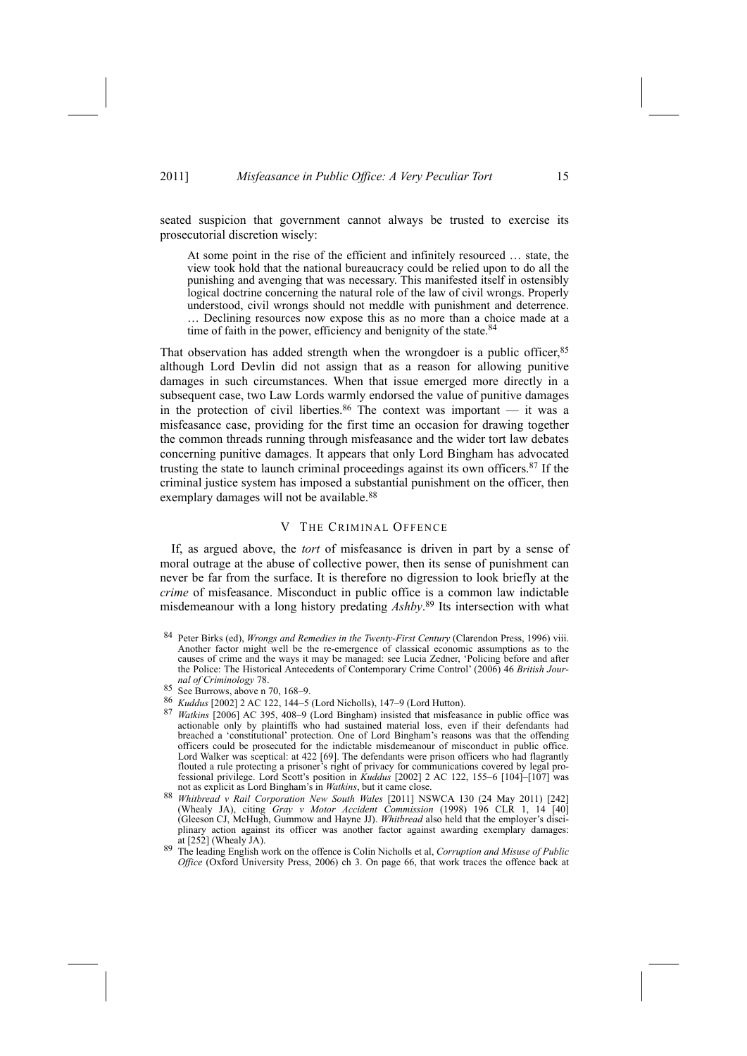seated suspicion that government cannot always be trusted to exercise its prosecutorial discretion wisely:

> At some point in the rise of the efficient and infinitely resourced … state, the view took hold that the national bureaucracy could be relied upon to do all the punishing and avenging that was necessary. This manifested itself in ostensibly logical doctrine concerning the natural role of the law of civil wrongs. Properly understood, civil wrongs should not meddle with punishment and deterrence. … Declining resources now expose this as no more than a choice made at a time of faith in the power, efficiency and benignity of the state.[84]

That observation has added strength when the wrongdoer is a public officer,[85] although Lord Devlin did not assign that as a reason for allowing punitive damages in such circumstances. When that issue emerged more directly in a subsequent case, two Law Lords warmly endorsed the value of punitive damages in the protection of civil liberties.[86] The context was important — it was a misfeasance case, providing for the first time an occasion for drawing together the common threads running through misfeasance and the wider tort law debates concerning punitive damages. It appears that only Lord Bingham has advocated trusting the state to launch criminal proceedings against its own officers.[87] If the criminal justice system has imposed a substantial punishment on the officer, then exemplary damages will not be available.[88]

## V The Criminal Offence

If, as argued above, the *tort* of misfeasance is driven in part by a sense of moral outrage at the abuse of collective power, then its sense of punishment can never be far from the surface. It is therefore no digression to look briefly at the *crime* of misfeasance. Misconduct in public office is a common law indictable misdemeanour with a long history predating *Ashby*.[89] Its intersection with what

---

[84] Peter Birks (ed), *Wrongs and Remedies in the Twenty-First Century* (Clarendon Press, 1996) viii. Another factor might well be the re-emergence of classical economic assumptions as to the causes of crime and the ways it may be managed: see Lucia Zedner, 'Policing before and after the Police: The Historical Antecedents of Contemporary Crime Control' (2006) 46 *British Journal of Criminology* 78.

[85] See Burrows, above n 70, 168–9.

[86] *Kuddus* [2002] 2 AC 122, 144–5 (Lord Nicholls), 147–9 (Lord Hutton).

[87] *Watkins* [2006] AC 395, 408–9 (Lord Bingham) insisted that misfeasance in public office was actionable only by plaintiffs who had sustained material loss, even if their defendants had breached a 'constitutional' protection. One of Lord Bingham's reasons was that the offending officers could be prosecuted for the indictable misdemeanour of misconduct in public office. Lord Walker was sceptical: at 422 [69]. The defendants were prison officers who had flagrantly flouted a rule protecting a prisoner's right of privacy for communications covered by legal professional privilege. Lord Scott's position in *Kuddus* [2002] 2 AC 122, 155–6 [104]–[107] was not as explicit as Lord Bingham's in *Watkins*, but it came close.

[88] *Whitbread v Rail Corporation New South Wales* [2011] NSWCA 130 (24 May 2011) [242] (Whealy JA), citing *Gray v Motor Accident Commission* (1998) 196 CLR 1, 14 [40] (Gleeson CJ, McHugh, Gummow and Hayne JJ). *Whitbread* also held that the employer's disciplinary action against its officer was another factor against awarding exemplary damages: at [252] (Whealy JA).

[89] The leading English work on the offence is Colin Nicholls et al, *Corruption and Misuse of Public Office* (Oxford University Press, 2006) ch 3. On page 66, that work traces the offence back at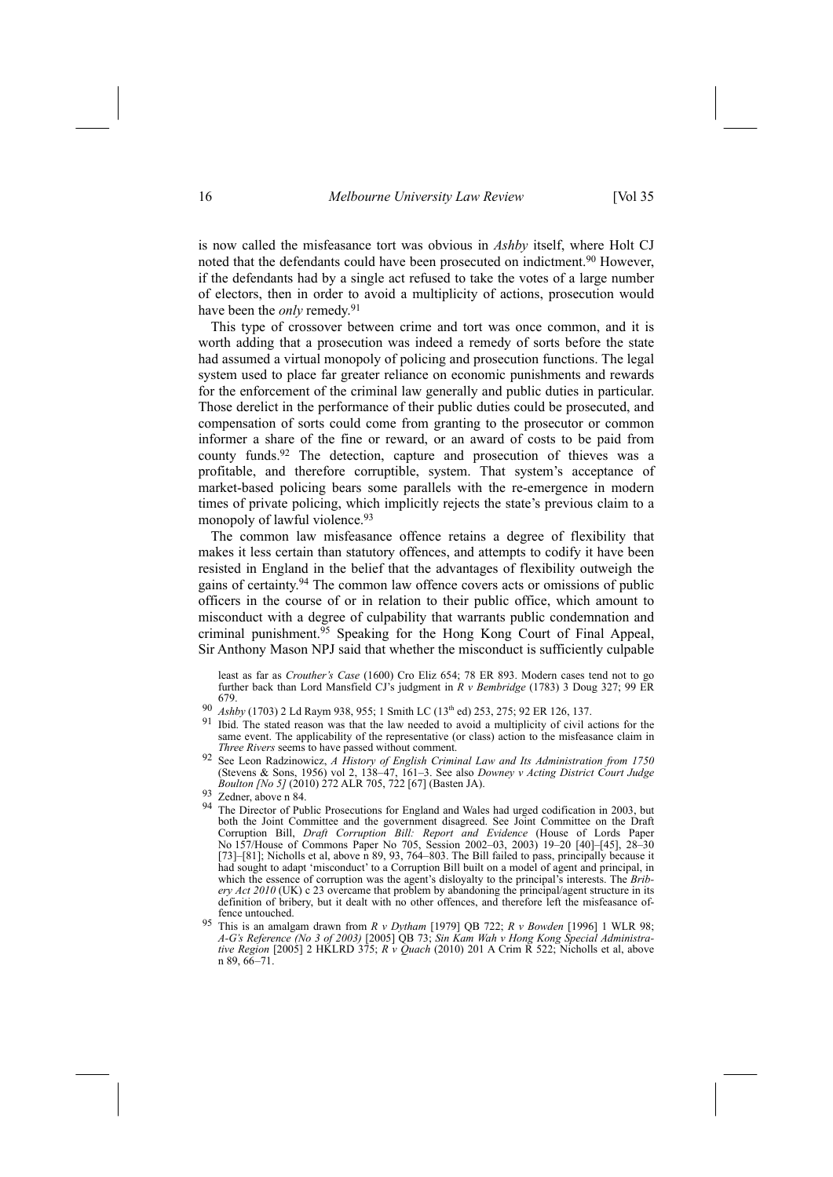is now called the misfeasance tort was obvious in *Ashby* itself, where Holt CJ noted that the defendants could have been prosecuted on indictment.[90] However, if the defendants had by a single act refused to take the votes of a large number of electors, then in order to avoid a multiplicity of actions, prosecution would have been the *only* remedy.[91]

This type of crossover between crime and tort was once common, and it is worth adding that a prosecution was indeed a remedy of sorts before the state had assumed a virtual monopoly of policing and prosecution functions. The legal system used to place far greater reliance on economic punishments and rewards for the enforcement of the criminal law generally and public duties in particular. Those derelict in the performance of their public duties could be prosecuted, and compensation of sorts could come from granting to the prosecutor or common informer a share of the fine or reward, or an award of costs to be paid from county funds.[92] The detection, capture and prosecution of thieves was a profitable, and therefore corruptible, system. That system's acceptance of market-based policing bears some parallels with the re-emergence in modern times of private policing, which implicitly rejects the state's previous claim to a monopoly of lawful violence.[93]

The common law misfeasance offence retains a degree of flexibility that makes it less certain than statutory offences, and attempts to codify it have been resisted in England in the belief that the advantages of flexibility outweigh the gains of certainty.[94] The common law offence covers acts or omissions of public officers in the course of or in relation to their public office, which amount to misconduct with a degree of culpability that warrants public condemnation and criminal punishment.[95] Speaking for the Hong Kong Court of Final Appeal, Sir Anthony Mason NPJ said that whether the misconduct is sufficiently culpable

---

least as far as *Crouther's Case* (1600) Cro Eliz 654; 78 ER 893. Modern cases tend not to go further back than Lord Mansfield CJ's judgment in *R v Bembridge* (1783) 3 Doug 327; 99 ER 679.

[90] *Ashby* (1703) 2 Ld Raym 938, 955; 1 Smith LC (13th ed) 253, 275; 92 ER 126, 137.

[91] Ibid. The stated reason was that the law needed to avoid a multiplicity of civil actions for the same event. The applicability of the representative (or class) action to the misfeasance claim in *Three Rivers* seems to have passed without comment.

[92] See Leon Radzinowicz, *A History of English Criminal Law and Its Administration from 1750* (Stevens & Sons, 1956) vol 2, 138–47, 161–3. See also *Downey v Acting District Court Judge Boulton [No 5]* (2010) 272 ALR 705, 722 [67] (Basten JA).

[93] Zedner, above n 84.

[94] The Director of Public Prosecutions for England and Wales had urged codification in 2003, but both the Joint Committee and the government disagreed. See Joint Committee on the Draft Corruption Bill, *Draft Corruption Bill: Report and Evidence* (House of Lords Paper No 157/House of Commons Paper No 705, Session 2002–03, 2003) 19–20 [40]–[45], 28–30 [73]–[81]; Nicholls et al, above n 89, 93, 764–803. The Bill failed to pass, principally because it had sought to adapt 'misconduct' to a Corruption Bill built on a model of agent and principal, in which the essence of corruption was the agent's disloyalty to the principal's interests. The *Bribery Act 2010* (UK) c 23 overcame that problem by abandoning the principal/agent structure in its definition of bribery, but it dealt with no other offences, and therefore left the misfeasance offence untouched.

[95] This is an amalgam drawn from *R v Dytham* [1979] QB 722; *R v Bowden* [1996] 1 WLR 98; *A-G's Reference (No 3 of 2003)* [2005] QB 73; *Sin Kam Wah v Hong Kong Special Administrative Region* [2005] 2 HKLRD 375; *R v Quach* (2010) 201 A Crim R 522; Nicholls et al, above n 89, 66–71.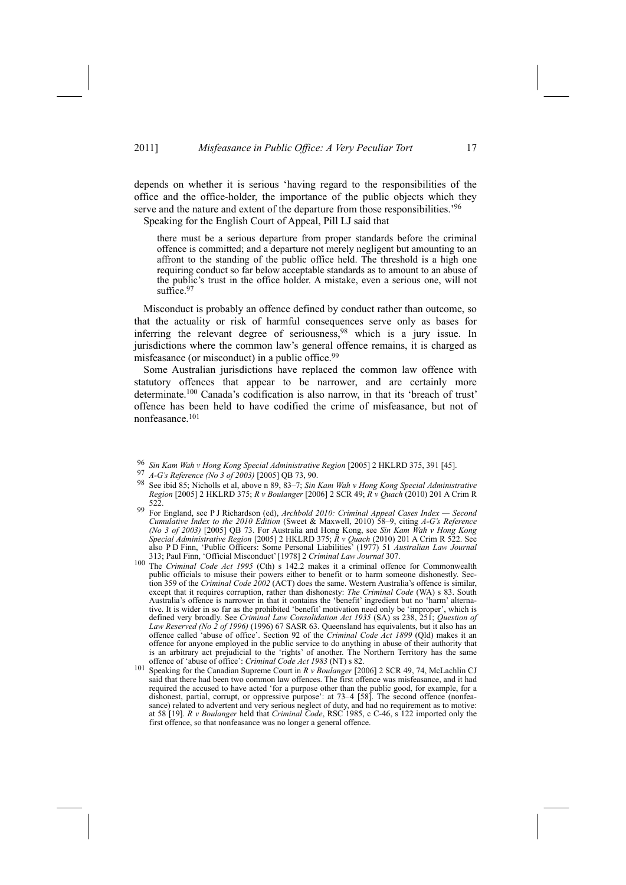depends on whether it is serious 'having regard to the responsibilities of the office and the office-holder, the importance of the public objects which they serve and the nature and extent of the departure from those responsibilities.'[96]

Speaking for the English Court of Appeal, Pill LJ said that

> there must be a serious departure from proper standards before the criminal offence is committed; and a departure not merely negligent but amounting to an affront to the standing of the public office held. The threshold is a high one requiring conduct so far below acceptable standards as to amount to an abuse of the public's trust in the office holder. A mistake, even a serious one, will not suffice.[97]

Misconduct is probably an offence defined by conduct rather than outcome, so that the actuality or risk of harmful consequences serve only as bases for inferring the relevant degree of seriousness,[98] which is a jury issue. In jurisdictions where the common law's general offence remains, it is charged as misfeasance (or misconduct) in a public office.[99]

Some Australian jurisdictions have replaced the common law offence with statutory offences that appear to be narrower, and are certainly more determinate.[100] Canada's codification is also narrow, in that its 'breach of trust' offence has been held to have codified the crime of misfeasance, but not of nonfeasance.[101]

---

[96] *Sin Kam Wah v Hong Kong Special Administrative Region* [2005] 2 HKLRD 375, 391 [45].

[97] *A-G's Reference (No 3 of 2003)* [2005] QB 73, 90.

[98] See ibid 85; Nicholls et al, above n 89, 83–7; *Sin Kam Wah v Hong Kong Special Administrative Region* [2005] 2 HKLRD 375; *R v Boulanger* [2006] 2 SCR 49; *R v Quach* (2010) 201 A Crim R 522.

[99] For England, see P J Richardson (ed), *Archbold 2010: Criminal Appeal Cases Index — Second Cumulative Index to the 2010 Edition* (Sweet & Maxwell, 2010) 58–9, citing *A-G's Reference (No 3 of 2003)* [2005] QB 73. For Australia and Hong Kong, see *Sin Kam Wah v Hong Kong Special Administrative Region* [2005] 2 HKLRD 375; *R v Quach* (2010) 201 A Crim R 522. See also P D Finn, 'Public Officers: Some Personal Liabilities' (1977) 51 *Australian Law Journal* 313; Paul Finn, 'Official Misconduct' [1978] 2 *Criminal Law Journal* 307.

[100] The *Criminal Code Act 1995* (Cth) s 142.2 makes it a criminal offence for Commonwealth public officials to misuse their powers either to benefit or to harm someone dishonestly. Section 359 of the *Criminal Code 2002* (ACT) does the same. Western Australia's offence is similar, except that it requires corruption, rather than dishonesty: *The Criminal Code* (WA) s 83. South Australia's offence is narrower in that it contains the 'benefit' ingredient but no 'harm' alternative. It is wider in so far as the prohibited 'benefit' motivation need only be 'improper', which is defined very broadly. See *Criminal Law Consolidation Act 1935* (SA) ss 238, 251; *Question of Law Reserved (No 2 of 1996)* (1996) 67 SASR 63. Queensland has equivalents, but it also has an offence called 'abuse of office'. Section 92 of the *Criminal Code Act 1899* (Qld) makes it an offence for anyone employed in the public service to do anything in abuse of their authority that is an arbitrary act prejudicial to the 'rights' of another. The Northern Territory has the same offence of 'abuse of office': *Criminal Code Act 1983* (NT) s 82.

[101] Speaking for the Canadian Supreme Court in *R v Boulanger* [2006] 2 SCR 49, 74, McLachlin CJ said that there had been two common law offences. The first offence was misfeasance, and it had required the accused to have acted 'for a purpose other than the public good, for example, for a dishonest, partial, corrupt, or oppressive purpose': at 73–4 [58]. The second offence (nonfeasance) related to advertent and very serious neglect of duty, and had no requirement as to motive: at 58 [19]. *R v Boulanger* held that *Criminal Code*, RSC 1985, c C-46, s 122 imported only the first offence, so that nonfeasance was no longer a general offence.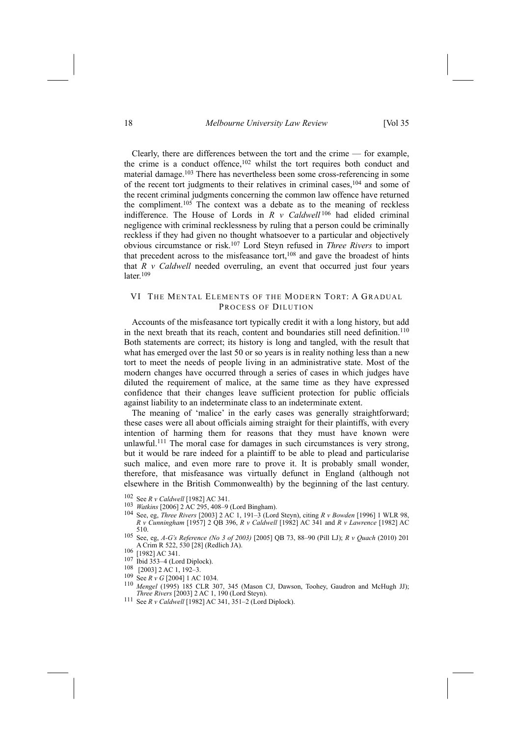Clearly, there are differences between the tort and the crime — for example, the crime is a conduct offence,[102] whilst the tort requires both conduct and material damage.[103] There has nevertheless been some cross-referencing in some of the recent tort judgments to their relatives in criminal cases,[104] and some of the recent criminal judgments concerning the common law offence have returned the compliment.[105] The context was a debate as to the meaning of reckless indifference. The House of Lords in *R v Caldwell*[106] had elided criminal negligence with criminal recklessness by ruling that a person could be criminally reckless if they had given no thought whatsoever to a particular and objectively obvious circumstance or risk.[107] Lord Steyn refused in *Three Rivers* to import that precedent across to the misfeasance tort,[108] and gave the broadest of hints that *R v Caldwell* needed overruling, an event that occurred just four years later.[109]

## VI THE MENTAL ELEMENTS OF THE MODERN TORT: A GRADUAL PROCESS OF DILUTION

Accounts of the misfeasance tort typically credit it with a long history, but add in the next breath that its reach, content and boundaries still need definition.[110] Both statements are correct; its history is long and tangled, with the result that what has emerged over the last 50 or so years is in reality nothing less than a new tort to meet the needs of people living in an administrative state. Most of the modern changes have occurred through a series of cases in which judges have diluted the requirement of malice, at the same time as they have expressed confidence that their changes leave sufficient protection for public officials against liability to an indeterminate class to an indeterminate extent.

The meaning of 'malice' in the early cases was generally straightforward; these cases were all about officials aiming straight for their plaintiffs, with every intention of harming them for reasons that they must have known were unlawful.[111] The moral case for damages in such circumstances is very strong, but it would be rare indeed for a plaintiff to be able to plead and particularise such malice, and even more rare to prove it. It is probably small wonder, therefore, that misfeasance was virtually defunct in England (although not elsewhere in the British Commonwealth) by the beginning of the last century.

---

[102] See *R v Caldwell* [1982] AC 341.

[103] *Watkins* [2006] 2 AC 295, 408–9 (Lord Bingham).

[104] See, eg, *Three Rivers* [2003] 2 AC 1, 191–3 (Lord Steyn), citing *R v Bowden* [1996] 1 WLR 98, *R v Cunningham* [1957] 2 QB 396, *R v Caldwell* [1982] AC 341 and *R v Lawrence* [1982] AC 510.

[105] See, eg, *A-G's Reference (No 3 of 2003)* [2005] QB 73, 88–90 (Pill LJ); *R v Quach* (2010) 201 A Crim R 522, 530 [28] (Redlich JA).

[106] [1982] AC 341.

[107] Ibid 353–4 (Lord Diplock).

[108] [2003] 2 AC 1, 192–3.

[109] See *R v G* [2004] 1 AC 1034.

[110] *Mengel* (1995) 185 CLR 307, 345 (Mason CJ, Dawson, Toohey, Gaudron and McHugh JJ); *Three Rivers* [2003] 2 AC 1, 190 (Lord Steyn).

[111] See *R v Caldwell* [1982] AC 341, 351–2 (Lord Diplock).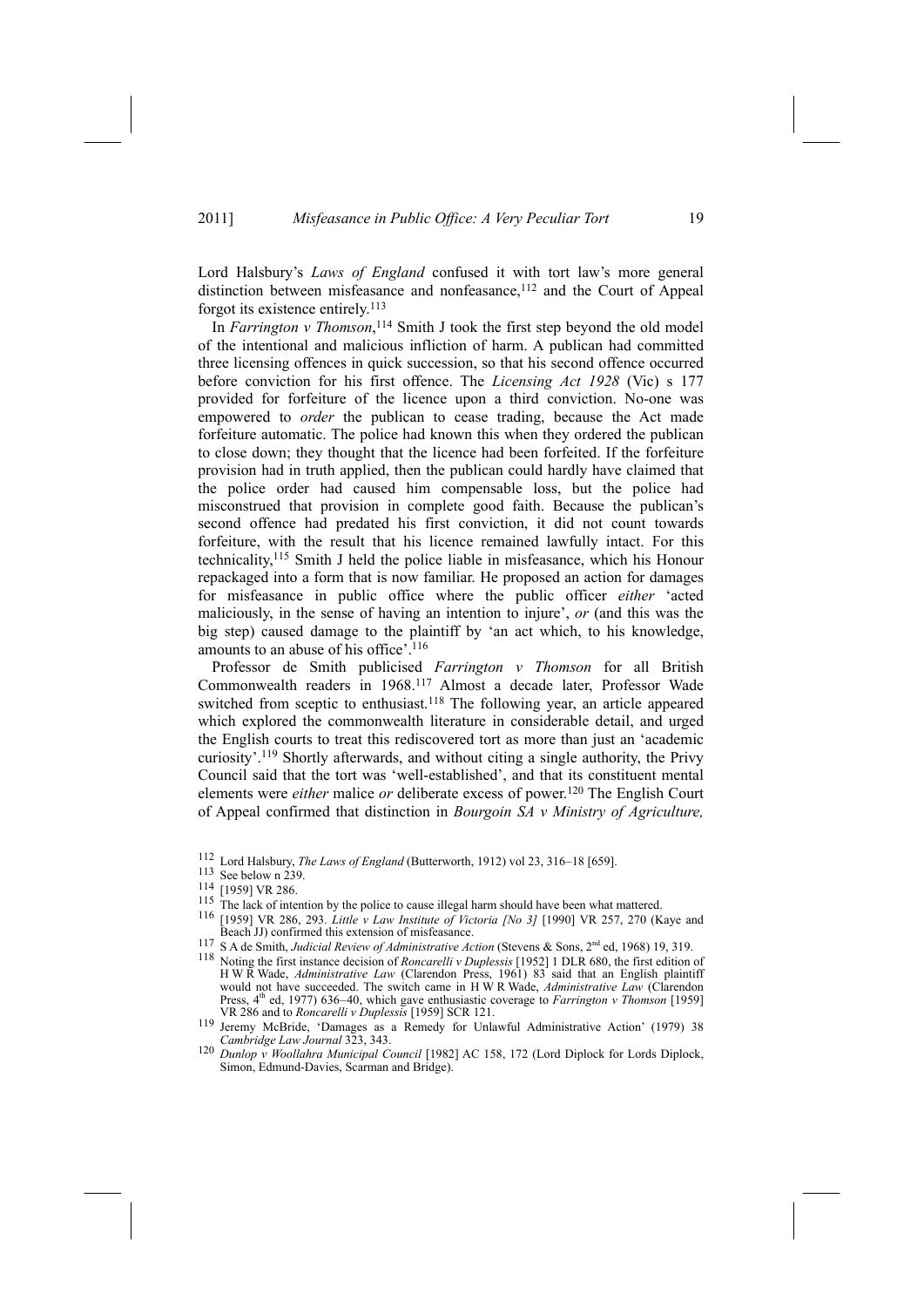Lord Halsbury's *Laws of England* confused it with tort law's more general distinction between misfeasance and nonfeasance,[112] and the Court of Appeal forgot its existence entirely.[113]

In *Farrington v Thomson*,[114] Smith J took the first step beyond the old model of the intentional and malicious infliction of harm. A publican had committed three licensing offences in quick succession, so that his second offence occurred before conviction for his first offence. The *Licensing Act 1928* (Vic) s 177 provided for forfeiture of the licence upon a third conviction. No-one was empowered to *order* the publican to cease trading, because the Act made forfeiture automatic. The police had known this when they ordered the publican to close down; they thought that the licence had been forfeited. If the forfeiture provision had in truth applied, then the publican could hardly have claimed that the police order had caused him compensable loss, but the police had misconstrued that provision in complete good faith. Because the publican's second offence had predated his first conviction, it did not count towards forfeiture, with the result that his licence remained lawfully intact. For this technicality,[115] Smith J held the police liable in misfeasance, which his Honour repackaged into a form that is now familiar. He proposed an action for damages for misfeasance in public office where the public officer *either* 'acted maliciously, in the sense of having an intention to injure', *or* (and this was the big step) caused damage to the plaintiff by 'an act which, to his knowledge, amounts to an abuse of his office'.[116]

Professor de Smith publicised *Farrington v Thomson* for all British Commonwealth readers in 1968.[117] Almost a decade later, Professor Wade switched from sceptic to enthusiast.[118] The following year, an article appeared which explored the commonwealth literature in considerable detail, and urged the English courts to treat this rediscovered tort as more than just an 'academic curiosity'.[119] Shortly afterwards, and without citing a single authority, the Privy Council said that the tort was 'well-established', and that its constituent mental elements were *either* malice *or* deliberate excess of power.[120] The English Court of Appeal confirmed that distinction in *Bourgoin SA v Ministry of Agriculture,*

---

[112] Lord Halsbury, *The Laws of England* (Butterworth, 1912) vol 23, 316–18 [659].

[113] See below n 239.

[114] [1959] VR 286.

[115] The lack of intention by the police to cause illegal harm should have been what mattered.

[116] [1959] VR 286, 293. *Little v Law Institute of Victoria [No 3]* [1990] VR 257, 270 (Kaye and Beach JJ) confirmed this extension of misfeasance.

[117] S A de Smith, *Judicial Review of Administrative Action* (Stevens & Sons, 2nd ed, 1968) 19, 319.

[118] Noting the first instance decision of *Roncarelli v Duplessis* [1952] 1 DLR 680, the first edition of H W R Wade, *Administrative Law* (Clarendon Press, 1961) 83 said that an English plaintiff would not have succeeded. The switch came in H W R Wade, *Administrative Law* (Clarendon Press, 4th ed, 1977) 636–40, which gave enthusiastic coverage to *Farrington v Thomson* [1959] VR 286 and to *Roncarelli v Duplessis* [1959] SCR 121.

[119] Jeremy McBride, 'Damages as a Remedy for Unlawful Administrative Action' (1979) 38 *Cambridge Law Journal* 323, 343.

[120] *Dunlop v Woollahra Municipal Council* [1982] AC 158, 172 (Lord Diplock for Lords Diplock, Simon, Edmund-Davies, Scarman and Bridge).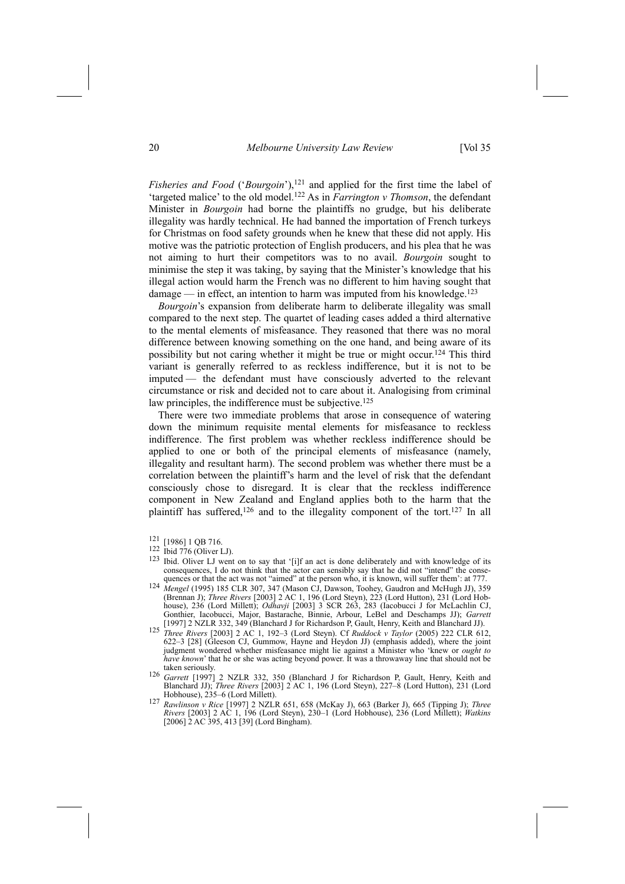*Fisheries and Food* ('*Bourgoin*'),[121] and applied for the first time the label of 'targeted malice' to the old model.[122] As in *Farrington v Thomson*, the defendant Minister in *Bourgoin* had borne the plaintiffs no grudge, but his deliberate illegality was hardly technical. He had banned the importation of French turkeys for Christmas on food safety grounds when he knew that these did not apply. His motive was the patriotic protection of English producers, and his plea that he was not aiming to hurt their competitors was to no avail. *Bourgoin* sought to minimise the step it was taking, by saying that the Minister's knowledge that his illegal action would harm the French was no different to him having sought that damage — in effect, an intention to harm was imputed from his knowledge.[123]

*Bourgoin*'s expansion from deliberate harm to deliberate illegality was small compared to the next step. The quartet of leading cases added a third alternative to the mental elements of misfeasance. They reasoned that there was no moral difference between knowing something on the one hand, and being aware of its possibility but not caring whether it might be true or might occur.[124] This third variant is generally referred to as reckless indifference, but it is not to be imputed — the defendant must have consciously adverted to the relevant circumstance or risk and decided not to care about it. Analogising from criminal law principles, the indifference must be subjective.[125]

There were two immediate problems that arose in consequence of watering down the minimum requisite mental elements for misfeasance to reckless indifference. The first problem was whether reckless indifference should be applied to one or both of the principal elements of misfeasance (namely, illegality and resultant harm). The second problem was whether there must be a correlation between the plaintiff's harm and the level of risk that the defendant consciously chose to disregard. It is clear that the reckless indifference component in New Zealand and England applies both to the harm that the plaintiff has suffered,[126] and to the illegality component of the tort.[127] In all

---

[121] [1986] 1 QB 716.

[122] Ibid 776 (Oliver LJ).

[123] Ibid. Oliver LJ went on to say that '[i]f an act is done deliberately and with knowledge of its consequences, I do not think that the actor can sensibly say that he did not "intend" the consequences or that the act was not "aimed" at the person who, it is known, will suffer them': at 777.

[124] *Mengel* (1995) 185 CLR 307, 347 (Mason CJ, Dawson, Toohey, Gaudron and McHugh JJ), 359 (Brennan J); *Three Rivers* [2003] 2 AC 1, 196 (Lord Steyn), 223 (Lord Hutton), 231 (Lord Hobhouse), 236 (Lord Millett); *Odhavji* [2003] 3 SCR 263, 283 (Iacobucci J for McLachlin CJ, Gonthier, Iacobucci, Major, Bastarache, Binnie, Arbour, LeBel and Deschamps JJ); *Garrett* [1997] 2 NZLR 332, 349 (Blanchard J for Richardson P, Gault, Henry, Keith and Blanchard JJ).

[125] *Three Rivers* [2003] 2 AC 1, 192–3 (Lord Steyn). Cf *Ruddock v Taylor* (2005) 222 CLR 612, 622–3 [28] (Gleeson CJ, Gummow, Hayne and Heydon JJ) (emphasis added), where the joint judgment wondered whether misfeasance might lie against a Minister who 'knew or *ought to have known*' that he or she was acting beyond power. It was a throwaway line that should not be taken seriously.

[126] *Garrett* [1997] 2 NZLR 332, 350 (Blanchard J for Richardson P, Gault, Henry, Keith and Blanchard JJ); *Three Rivers* [2003] 2 AC 1, 196 (Lord Steyn), 227–8 (Lord Hutton), 231 (Lord Hobhouse), 235–6 (Lord Millett).

[127] *Rawlinson v Rice* [1997] 2 NZLR 651, 658 (McKay J), 663 (Barker J), 665 (Tipping J); *Three Rivers* [2003] 2 AC 1, 196 (Lord Steyn), 230–1 (Lord Hobhouse), 236 (Lord Millett); *Watkins* [2006] 2 AC 395, 413 [39] (Lord Bingham).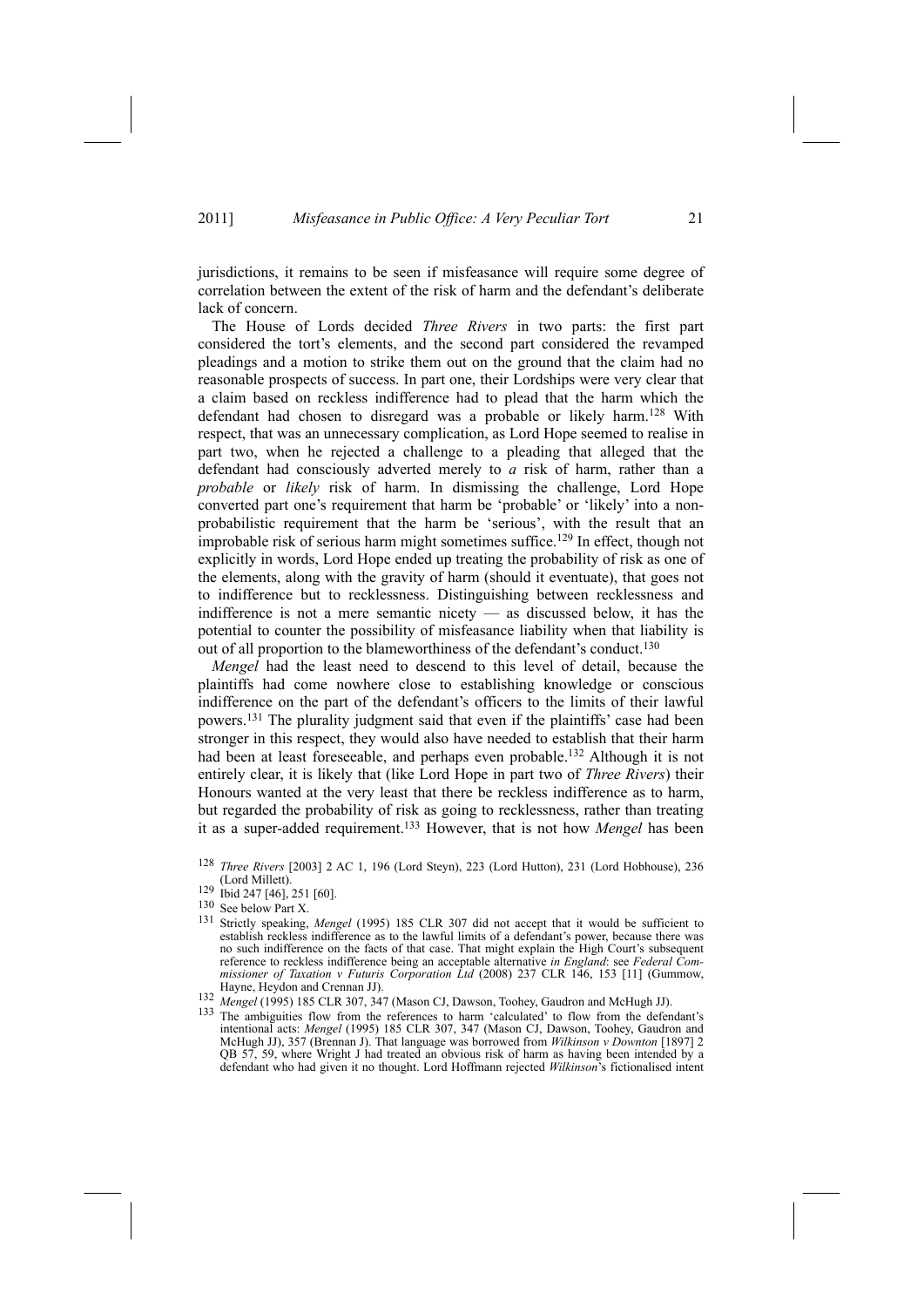jurisdictions, it remains to be seen if misfeasance will require some degree of correlation between the extent of the risk of harm and the defendant's deliberate lack of concern.

The House of Lords decided *Three Rivers* in two parts: the first part considered the tort's elements, and the second part considered the revamped pleadings and a motion to strike them out on the ground that the claim had no reasonable prospects of success. In part one, their Lordships were very clear that a claim based on reckless indifference had to plead that the harm which the defendant had chosen to disregard was a probable or likely harm.[128] With respect, that was an unnecessary complication, as Lord Hope seemed to realise in part two, when he rejected a challenge to a pleading that alleged that the defendant had consciously adverted merely to *a* risk of harm, rather than a *probable* or *likely* risk of harm. In dismissing the challenge, Lord Hope converted part one's requirement that harm be 'probable' or 'likely' into a non-probabilistic requirement that the harm be 'serious', with the result that an improbable risk of serious harm might sometimes suffice.[129] In effect, though not explicitly in words, Lord Hope ended up treating the probability of risk as one of the elements, along with the gravity of harm (should it eventuate), that goes not to indifference but to recklessness. Distinguishing between recklessness and indifference is not a mere semantic nicety — as discussed below, it has the potential to counter the possibility of misfeasance liability when that liability is out of all proportion to the blameworthiness of the defendant's conduct.[130]

*Mengel* had the least need to descend to this level of detail, because the plaintiffs had come nowhere close to establishing knowledge or conscious indifference on the part of the defendant's officers to the limits of their lawful powers.[131] The plurality judgment said that even if the plaintiffs' case had been stronger in this respect, they would also have needed to establish that their harm had been at least foreseeable, and perhaps even probable.[132] Although it is not entirely clear, it is likely that (like Lord Hope in part two of *Three Rivers*) their Honours wanted at the very least that there be reckless indifference as to harm, but regarded the probability of risk as going to recklessness, rather than treating it as a super-added requirement.[133] However, that is not how *Mengel* has been

---

128 *Three Rivers* [2003] 2 AC 1, 196 (Lord Steyn), 223 (Lord Hutton), 231 (Lord Hobhouse), 236 (Lord Millett).

129 Ibid 247 [46], 251 [60].

130 See below Part X.

131 Strictly speaking, *Mengel* (1995) 185 CLR 307 did not accept that it would be sufficient to establish reckless indifference as to the lawful limits of a defendant's power, because there was no such indifference on the facts of that case. That might explain the High Court's subsequent reference to reckless indifference being an acceptable alternative *in England*: see *Federal Commissioner of Taxation v Futuris Corporation Ltd* (2008) 237 CLR 146, 153 [11] (Gummow, Hayne, Heydon and Crennan JJ).

132 *Mengel* (1995) 185 CLR 307, 347 (Mason CJ, Dawson, Toohey, Gaudron and McHugh JJ).

133 The ambiguities flow from the references to harm 'calculated' to flow from the defendant's intentional acts: *Mengel* (1995) 185 CLR 307, 347 (Mason CJ, Dawson, Toohey, Gaudron and McHugh JJ), 357 (Brennan J). That language was borrowed from *Wilkinson v Downton* [1897] 2 QB 57, 59, where Wright J had treated an obvious risk of harm as having been intended by a defendant who had given it no thought. Lord Hoffmann rejected *Wilkinson*'s fictionalised intent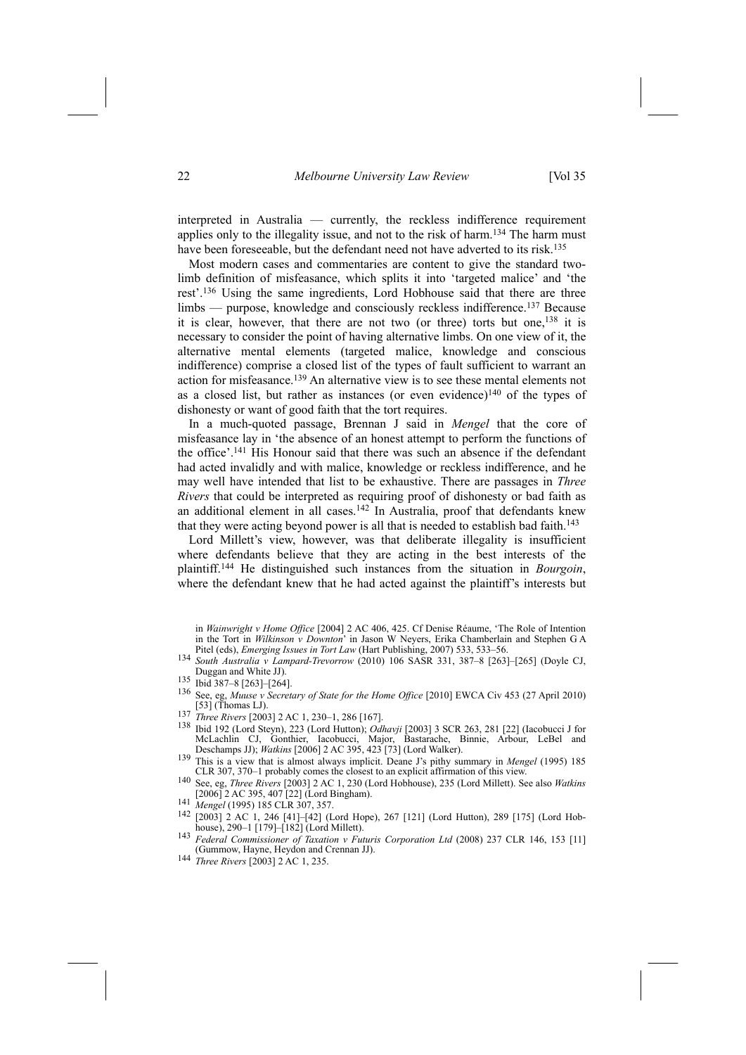interpreted in Australia — currently, the reckless indifference requirement applies only to the illegality issue, and not to the risk of harm.[134] The harm must have been foreseeable, but the defendant need not have adverted to its risk.[135]

Most modern cases and commentaries are content to give the standard two-limb definition of misfeasance, which splits it into 'targeted malice' and 'the rest'.[136] Using the same ingredients, Lord Hobhouse said that there are three limbs — purpose, knowledge and consciously reckless indifference.[137] Because it is clear, however, that there are not two (or three) torts but one,[138] it is necessary to consider the point of having alternative limbs. On one view of it, the alternative mental elements (targeted malice, knowledge and conscious indifference) comprise a closed list of the types of fault sufficient to warrant an action for misfeasance.[139] An alternative view is to see these mental elements not as a closed list, but rather as instances (or even evidence)[140] of the types of dishonesty or want of good faith that the tort requires.

In a much-quoted passage, Brennan J said in *Mengel* that the core of misfeasance lay in 'the absence of an honest attempt to perform the functions of the office'.[141] His Honour said that there was such an absence if the defendant had acted invalidly and with malice, knowledge or reckless indifference, and he may well have intended that list to be exhaustive. There are passages in *Three Rivers* that could be interpreted as requiring proof of dishonesty or bad faith as an additional element in all cases.[142] In Australia, proof that defendants knew that they were acting beyond power is all that is needed to establish bad faith.[143]

Lord Millett's view, however, was that deliberate illegality is insufficient where defendants believe that they are acting in the best interests of the plaintiff.[144] He distinguished such instances from the situation in *Bourgoin*, where the defendant knew that he had acted against the plaintiff's interests but

in *Wainwright v Home Office* [2004] 2 AC 406, 425. Cf Denise Réaume, 'The Role of Intention in the Tort in *Wilkinson v Downton*' in Jason W Neyers, Erika Chamberlain and Stephen G A Pitel (eds), *Emerging Issues in Tort Law* (Hart Publishing, 2007) 533, 533–56.

[134] *South Australia v Lampard-Trevorrow* (2010) 106 SASR 331, 387–8 [263]–[265] (Doyle CJ, Duggan and White JJ).

[135] Ibid 387–8 [263]–[264].

[136] See, eg, *Muuse v Secretary of State for the Home Office* [2010] EWCA Civ 453 (27 April 2010) [53] (Thomas LJ).

[137] *Three Rivers* [2003] 2 AC 1, 230–1, 286 [167].

[138] Ibid 192 (Lord Steyn), 223 (Lord Hutton); *Odhavji* [2003] 3 SCR 263, 281 [22] (Iacobucci J for McLachlin CJ, Gonthier, Iacobucci, Major, Bastarache, Binnie, Arbour, LeBel and Deschamps JJ); *Watkins* [2006] 2 AC 395, 423 [73] (Lord Walker).

[139] This is a view that is almost always implicit. Deane J's pithy summary in *Mengel* (1995) 185 CLR 307, 370–1 probably comes the closest to an explicit affirmation of this view.

[140] See, eg, *Three Rivers* [2003] 2 AC 1, 230 (Lord Hobhouse), 235 (Lord Millett). See also *Watkins* [2006] 2 AC 395, 407 [22] (Lord Bingham).

[141] *Mengel* (1995) 185 CLR 307, 357.

[142] [2003] 2 AC 1, 246 [41]–[42] (Lord Hope), 267 [121] (Lord Hutton), 289 [175] (Lord Hobhouse), 290–1 [179]–[182] (Lord Millett).

[143] *Federal Commissioner of Taxation v Futuris Corporation Ltd* (2008) 237 CLR 146, 153 [11] (Gummow, Hayne, Heydon and Crennan JJ).

[144] *Three Rivers* [2003] 2 AC 1, 235.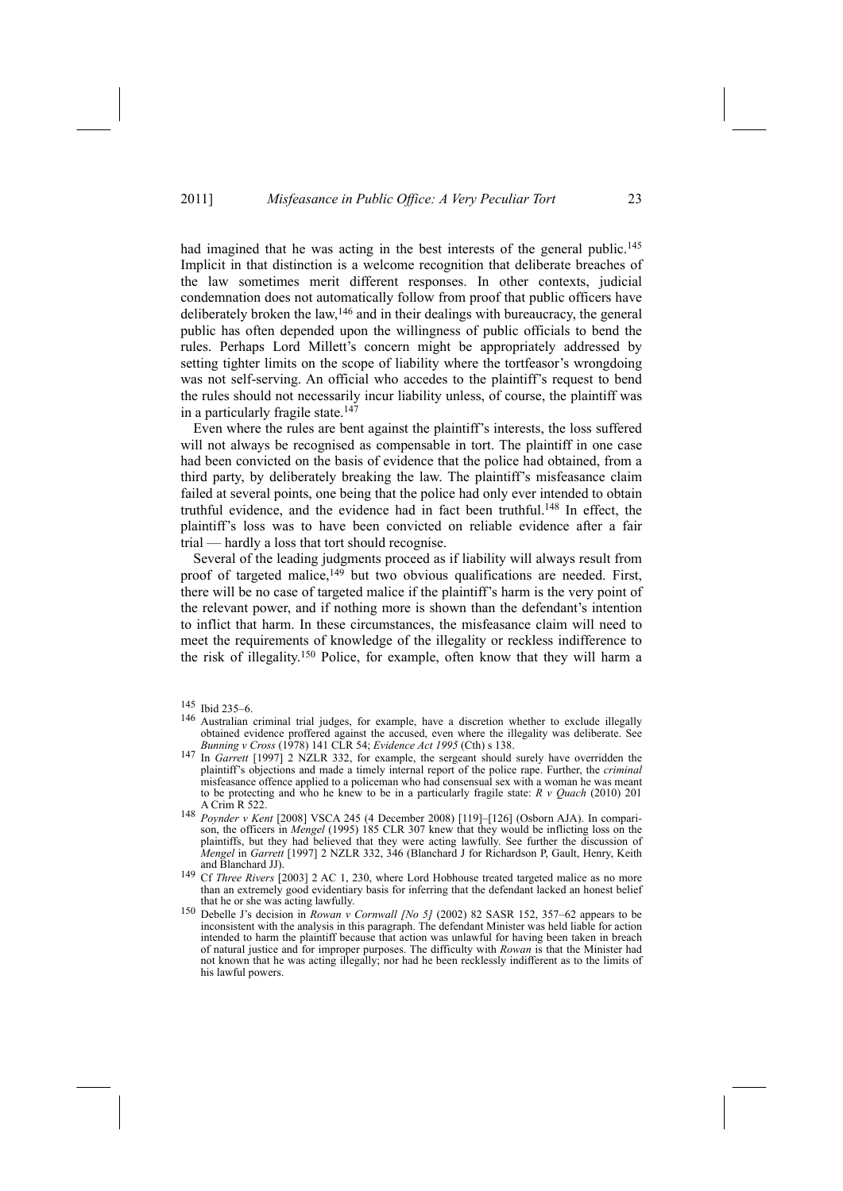had imagined that he was acting in the best interests of the general public.[145] Implicit in that distinction is a welcome recognition that deliberate breaches of the law sometimes merit different responses. In other contexts, judicial condemnation does not automatically follow from proof that public officers have deliberately broken the law,[146] and in their dealings with bureaucracy, the general public has often depended upon the willingness of public officials to bend the rules. Perhaps Lord Millett's concern might be appropriately addressed by setting tighter limits on the scope of liability where the tortfeasor's wrongdoing was not self-serving. An official who accedes to the plaintiff's request to bend the rules should not necessarily incur liability unless, of course, the plaintiff was in a particularly fragile state.[147]

Even where the rules are bent against the plaintiff's interests, the loss suffered will not always be recognised as compensable in tort. The plaintiff in one case had been convicted on the basis of evidence that the police had obtained, from a third party, by deliberately breaking the law. The plaintiff's misfeasance claim failed at several points, one being that the police had only ever intended to obtain truthful evidence, and the evidence had in fact been truthful.[148] In effect, the plaintiff's loss was to have been convicted on reliable evidence after a fair trial — hardly a loss that tort should recognise.

Several of the leading judgments proceed as if liability will always result from proof of targeted malice,[149] but two obvious qualifications are needed. First, there will be no case of targeted malice if the plaintiff's harm is the very point of the relevant power, and if nothing more is shown than the defendant's intention to inflict that harm. In these circumstances, the misfeasance claim will need to meet the requirements of knowledge of the illegality or reckless indifference to the risk of illegality.[150] Police, for example, often know that they will harm a

[145] Ibid 235–6.

[146] Australian criminal trial judges, for example, have a discretion whether to exclude illegally obtained evidence proffered against the accused, even where the illegality was deliberate. See *Bunning v Cross* (1978) 141 CLR 54; *Evidence Act 1995* (Cth) s 138.

[147] In *Garrett* [1997] 2 NZLR 332, for example, the sergeant should surely have overridden the plaintiff's objections and made a timely internal report of the police rape. Further, the *criminal* misfeasance offence applied to a policeman who had consensual sex with a woman he was meant to be protecting and who he knew to be in a particularly fragile state: *R v Quach* (2010) 201 A Crim R 522.

[148] *Poynder v Kent* [2008] VSCA 245 (4 December 2008) [119]–[126] (Osborn AJA). In comparison, the officers in *Mengel* (1995) 185 CLR 307 knew that they would be inflicting loss on the plaintiffs, but they had believed that they were acting lawfully. See further the discussion of *Mengel* in *Garrett* [1997] 2 NZLR 332, 346 (Blanchard J for Richardson P, Gault, Henry, Keith and Blanchard JJ).

[149] Cf *Three Rivers* [2003] 2 AC 1, 230, where Lord Hobhouse treated targeted malice as no more than an extremely good evidentiary basis for inferring that the defendant lacked an honest belief that he or she was acting lawfully.

[150] Debelle J's decision in *Rowan v Cornwall [No 5]* (2002) 82 SASR 152, 357–62 appears to be inconsistent with the analysis in this paragraph. The defendant Minister was held liable for action intended to harm the plaintiff because that action was unlawful for having been taken in breach of natural justice and for improper purposes. The difficulty with *Rowan* is that the Minister had not known that he was acting illegally; nor had he been recklessly indifferent as to the limits of his lawful powers.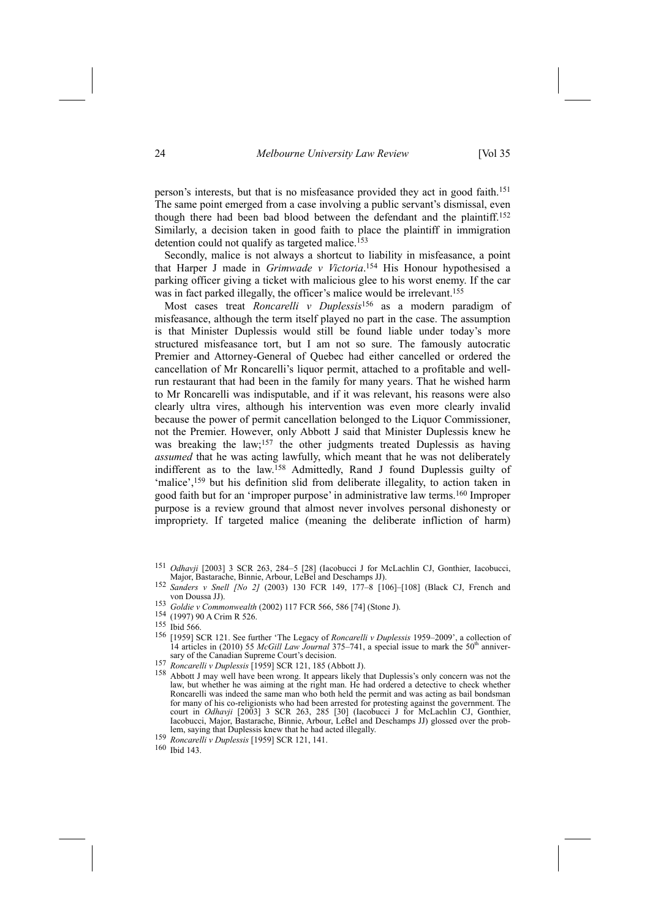person's interests, but that is no misfeasance provided they act in good faith.[151] The same point emerged from a case involving a public servant's dismissal, even though there had been bad blood between the defendant and the plaintiff.[152] Similarly, a decision taken in good faith to place the plaintiff in immigration detention could not qualify as targeted malice.[153]

Secondly, malice is not always a shortcut to liability in misfeasance, a point that Harper J made in *Grimwade v Victoria*.[154] His Honour hypothesised a parking officer giving a ticket with malicious glee to his worst enemy. If the car was in fact parked illegally, the officer's malice would be irrelevant.[155]

Most cases treat *Roncarelli v Duplessis*[156] as a modern paradigm of misfeasance, although the term itself played no part in the case. The assumption is that Minister Duplessis would still be found liable under today's more structured misfeasance tort, but I am not so sure. The famously autocratic Premier and Attorney-General of Quebec had either cancelled or ordered the cancellation of Mr Roncarelli's liquor permit, attached to a profitable and well-run restaurant that had been in the family for many years. That he wished harm to Mr Roncarelli was indisputable, and if it was relevant, his reasons were also clearly ultra vires, although his intervention was even more clearly invalid because the power of permit cancellation belonged to the Liquor Commissioner, not the Premier. However, only Abbott J said that Minister Duplessis knew he was breaking the law;[157] the other judgments treated Duplessis as having *assumed* that he was acting lawfully, which meant that he was not deliberately indifferent as to the law.[158] Admittedly, Rand J found Duplessis guilty of 'malice',[159] but his definition slid from deliberate illegality, to action taken in good faith but for an 'improper purpose' in administrative law terms.[160] Improper purpose is a review ground that almost never involves personal dishonesty or impropriety. If targeted malice (meaning the deliberate infliction of harm)

---

[151] *Odhavji* [2003] 3 SCR 263, 284–5 [28] (Iacobucci J for McLachlin CJ, Gonthier, Iacobucci, Major, Bastarache, Binnie, Arbour, LeBel and Deschamps JJ).

[152] *Sanders v Snell [No 2]* (2003) 130 FCR 149, 177–8 [106]–[108] (Black CJ, French and von Doussa JJ).

[153] *Goldie v Commonwealth* (2002) 117 FCR 566, 586 [74] (Stone J).

[154] (1997) 90 A Crim R 526.

[155] Ibid 566.

[156] [1959] SCR 121. See further 'The Legacy of *Roncarelli v Duplessis* 1959–2009', a collection of 14 articles in (2010) 55 *McGill Law Journal* 375–741, a special issue to mark the 50th anniversary of the Canadian Supreme Court's decision.

[157] *Roncarelli v Duplessis* [1959] SCR 121, 185 (Abbott J).

[158] Abbott J may well have been wrong. It appears likely that Duplessis's only concern was not the law, but whether he was aiming at the right man. He had ordered a detective to check whether Roncarelli was indeed the same man who both held the permit and was acting as bail bondsman for many of his co-religionists who had been arrested for protesting against the government. The court in *Odhavji* [2003] 3 SCR 263, 285 [30] (Iacobucci J for McLachlin CJ, Gonthier, Iacobucci, Major, Bastarache, Binnie, Arbour, LeBel and Deschamps JJ) glossed over the problem, saying that Duplessis knew that he had acted illegally.

[159] *Roncarelli v Duplessis* [1959] SCR 121, 141.

[160] Ibid 143.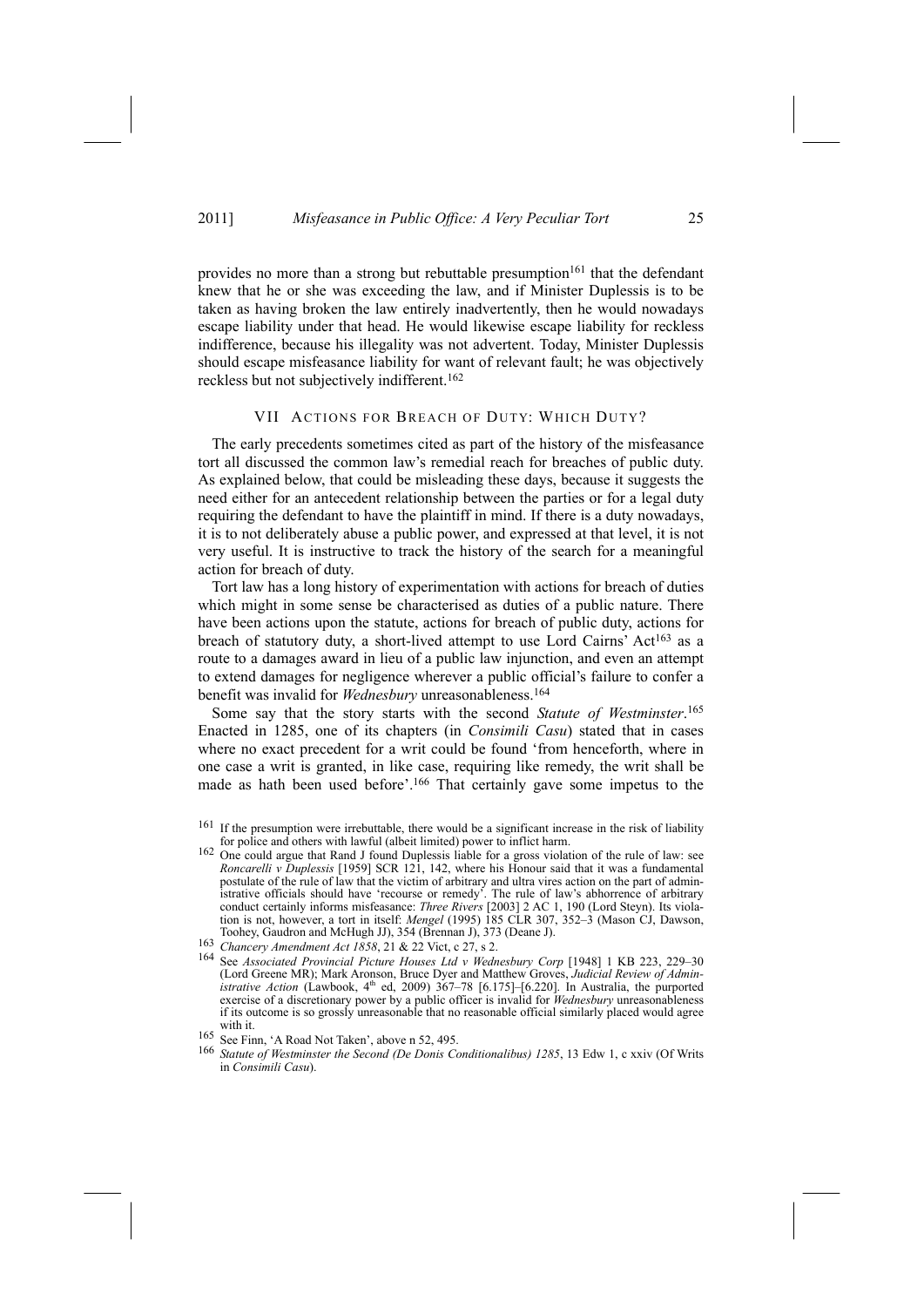provides no more than a strong but rebuttable presumption[161] that the defendant knew that he or she was exceeding the law, and if Minister Duplessis is to be taken as having broken the law entirely inadvertently, then he would nowadays escape liability under that head. He would likewise escape liability for reckless indifference, because his illegality was not advertent. Today, Minister Duplessis should escape misfeasance liability for want of relevant fault; he was objectively reckless but not subjectively indifferent.[162]

## VII ACTIONS FOR BREACH OF DUTY: WHICH DUTY?

The early precedents sometimes cited as part of the history of the misfeasance tort all discussed the common law's remedial reach for breaches of public duty. As explained below, that could be misleading these days, because it suggests the need either for an antecedent relationship between the parties or for a legal duty requiring the defendant to have the plaintiff in mind. If there is a duty nowadays, it is to not deliberately abuse a public power, and expressed at that level, it is not very useful. It is instructive to track the history of the search for a meaningful action for breach of duty.

Tort law has a long history of experimentation with actions for breach of duties which might in some sense be characterised as duties of a public nature. There have been actions upon the statute, actions for breach of public duty, actions for breach of statutory duty, a short-lived attempt to use Lord Cairns' Act[163] as a route to a damages award in lieu of a public law injunction, and even an attempt to extend damages for negligence wherever a public official's failure to confer a benefit was invalid for *Wednesbury* unreasonableness.[164]

Some say that the story starts with the second *Statute of Westminster*.[165] Enacted in 1285, one of its chapters (in *Consimili Casu*) stated that in cases where no exact precedent for a writ could be found 'from henceforth, where in one case a writ is granted, in like case, requiring like remedy, the writ shall be made as hath been used before'.[166] That certainly gave some impetus to the

---

[161] If the presumption were irrebuttable, there would be a significant increase in the risk of liability for police and others with lawful (albeit limited) power to inflict harm.

[162] One could argue that Rand J found Duplessis liable for a gross violation of the rule of law: see *Roncarelli v Duplessis* [1959] SCR 121, 142, where his Honour said that it was a fundamental postulate of the rule of law that the victim of arbitrary and ultra vires action on the part of administrative officials should have 'recourse or remedy'. The rule of law's abhorrence of arbitrary conduct certainly informs misfeasance: *Three Rivers* [2003] 2 AC 1, 190 (Lord Steyn). Its violation is not, however, a tort in itself: *Mengel* (1995) 185 CLR 307, 352–3 (Mason CJ, Dawson, Toohey, Gaudron and McHugh JJ), 354 (Brennan J), 373 (Deane J).

[163] *Chancery Amendment Act 1858*, 21 & 22 Vict, c 27, s 2.

[164] See *Associated Provincial Picture Houses Ltd v Wednesbury Corp* [1948] 1 KB 223, 229–30 (Lord Greene MR); Mark Aronson, Bruce Dyer and Matthew Groves, *Judicial Review of Administrative Action* (Lawbook, 4th ed, 2009) 367–78 [6.175]–[6.220]. In Australia, the purported exercise of a discretionary power by a public officer is invalid for *Wednesbury* unreasonableness if its outcome is so grossly unreasonable that no reasonable official similarly placed would agree with it.

[165] See Finn, 'A Road Not Taken', above n 52, 495.

[166] *Statute of Westminster the Second (De Donis Conditionalibus) 1285*, 13 Edw 1, c xxiv (Of Writs in *Consimili Casu*).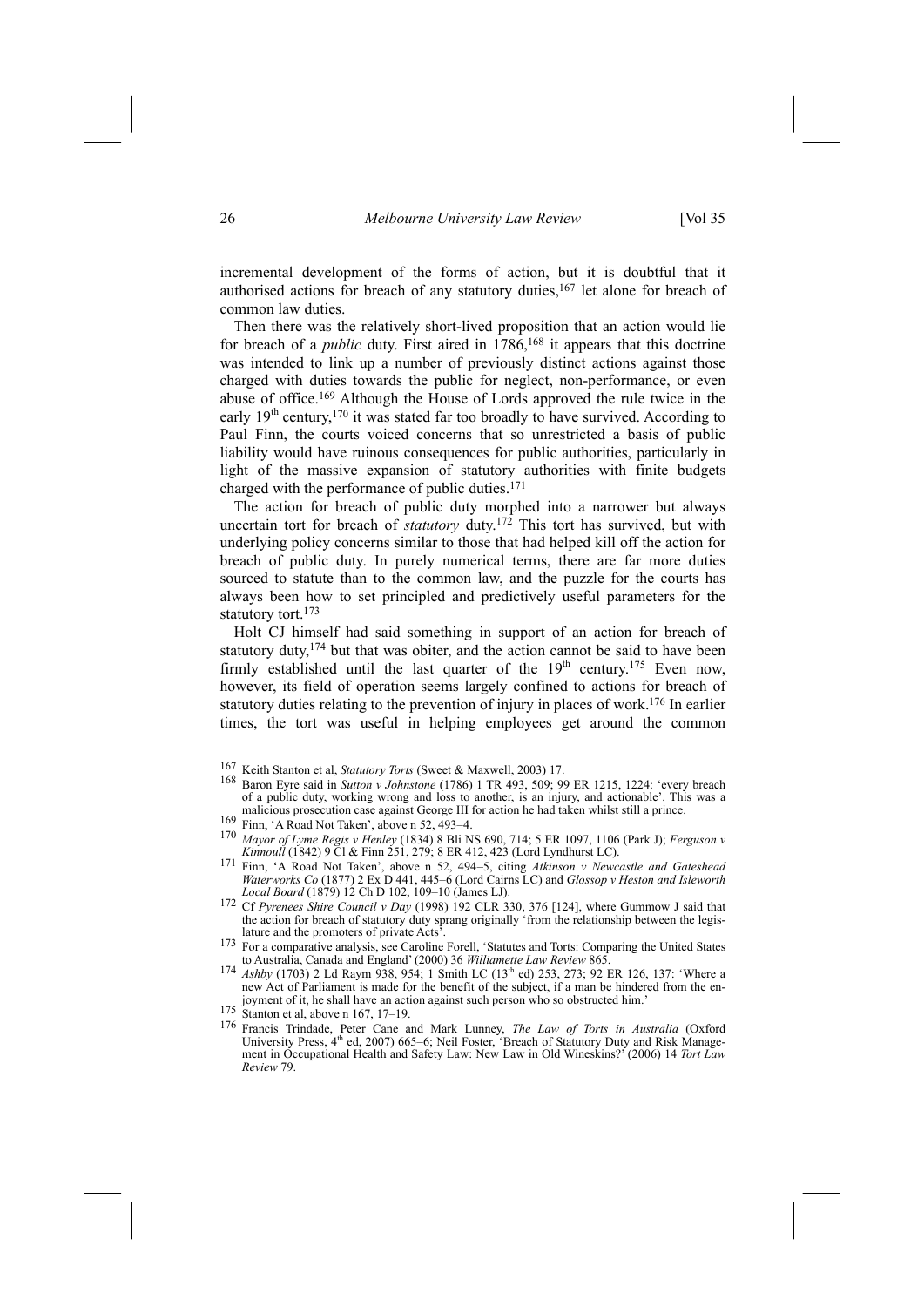incremental development of the forms of action, but it is doubtful that it authorised actions for breach of any statutory duties,[167] let alone for breach of common law duties.

Then there was the relatively short-lived proposition that an action would lie for breach of a *public* duty. First aired in 1786,[168] it appears that this doctrine was intended to link up a number of previously distinct actions against those charged with duties towards the public for neglect, non-performance, or even abuse of office.[169] Although the House of Lords approved the rule twice in the early 19th century,[170] it was stated far too broadly to have survived. According to Paul Finn, the courts voiced concerns that so unrestricted a basis of public liability would have ruinous consequences for public authorities, particularly in light of the massive expansion of statutory authorities with finite budgets charged with the performance of public duties.[171]

The action for breach of public duty morphed into a narrower but always uncertain tort for breach of *statutory* duty.[172] This tort has survived, but with underlying policy concerns similar to those that had helped kill off the action for breach of public duty. In purely numerical terms, there are far more duties sourced to statute than to the common law, and the puzzle for the courts has always been how to set principled and predictively useful parameters for the statutory tort.[173]

Holt CJ himself had said something in support of an action for breach of statutory duty,[174] but that was obiter, and the action cannot be said to have been firmly established until the last quarter of the 19th century.[175] Even now, however, its field of operation seems largely confined to actions for breach of statutory duties relating to the prevention of injury in places of work.[176] In earlier times, the tort was useful in helping employees get around the common

---

167 Keith Stanton et al, *Statutory Torts* (Sweet & Maxwell, 2003) 17.

168 Baron Eyre said in *Sutton v Johnstone* (1786) 1 TR 493, 509; 99 ER 1215, 1224: 'every breach of a public duty, working wrong and loss to another, is an injury, and actionable'. This was a malicious prosecution case against George III for action he had taken whilst still a prince.

169 Finn, 'A Road Not Taken', above n 52, 493–4.

170 *Mayor of Lyme Regis v Henley* (1834) 8 Bli NS 690, 714; 5 ER 1097, 1106 (Park J); *Ferguson v Kinnoull* (1842) 9 Cl & Finn 251, 279; 8 ER 412, 423 (Lord Lyndhurst LC).

171 Finn, 'A Road Not Taken', above n 52, 494–5, citing *Atkinson v Newcastle and Gateshead Waterworks Co* (1877) 2 Ex D 441, 445–6 (Lord Cairns LC) and *Glossop v Heston and Isleworth Local Board* (1879) 12 Ch D 102, 109–10 (James LJ).

172 Cf *Pyrenees Shire Council v Day* (1998) 192 CLR 330, 376 [124], where Gummow J said that the action for breach of statutory duty sprang originally 'from the relationship between the legislature and the promoters of private Acts'.

173 For a comparative analysis, see Caroline Forell, 'Statutes and Torts: Comparing the United States to Australia, Canada and England' (2000) 36 *Williamette Law Review* 865.

174 *Ashby* (1703) 2 Ld Raym 938, 954; 1 Smith LC (13th ed) 253, 273; 92 ER 126, 137: 'Where a new Act of Parliament is made for the benefit of the subject, if a man be hindered from the enjoyment of it, he shall have an action against such person who so obstructed him.'

175 Stanton et al, above n 167, 17–19.

176 Francis Trindade, Peter Cane and Mark Lunney, *The Law of Torts in Australia* (Oxford University Press, 4th ed, 2007) 665–6; Neil Foster, 'Breach of Statutory Duty and Risk Management in Occupational Health and Safety Law: New Law in Old Wineskins?' (2006) 14 *Tort Law Review* 79.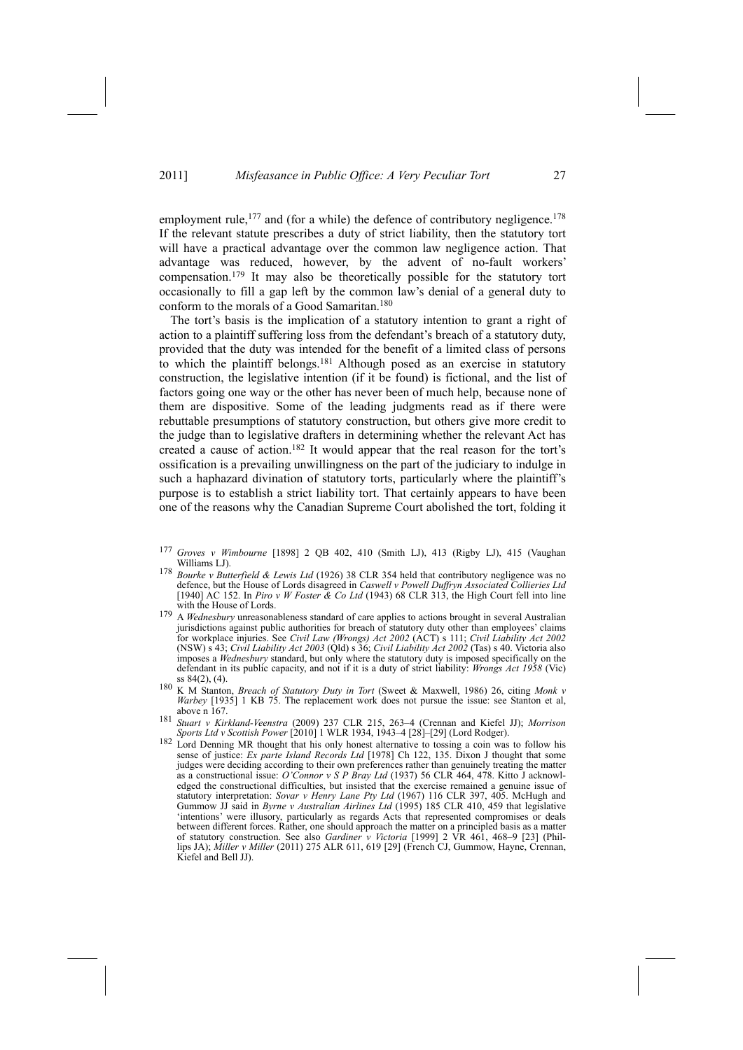employment rule,[177] and (for a while) the defence of contributory negligence.[178] If the relevant statute prescribes a duty of strict liability, then the statutory tort will have a practical advantage over the common law negligence action. That advantage was reduced, however, by the advent of no-fault workers' compensation.[179] It may also be theoretically possible for the statutory tort occasionally to fill a gap left by the common law's denial of a general duty to conform to the morals of a Good Samaritan.[180]

The tort's basis is the implication of a statutory intention to grant a right of action to a plaintiff suffering loss from the defendant's breach of a statutory duty, provided that the duty was intended for the benefit of a limited class of persons to which the plaintiff belongs.[181] Although posed as an exercise in statutory construction, the legislative intention (if it be found) is fictional, and the list of factors going one way or the other has never been of much help, because none of them are dispositive. Some of the leading judgments read as if there were rebuttable presumptions of statutory construction, but others give more credit to the judge than to legislative drafters in determining whether the relevant Act has created a cause of action.[182] It would appear that the real reason for the tort's ossification is a prevailing unwillingness on the part of the judiciary to indulge in such a haphazard divination of statutory torts, particularly where the plaintiff's purpose is to establish a strict liability tort. That certainly appears to have been one of the reasons why the Canadian Supreme Court abolished the tort, folding it

---

177 *Groves v Wimbourne* [1898] 2 QB 402, 410 (Smith LJ), 413 (Rigby LJ), 415 (Vaughan Williams LJ).

178 *Bourke v Butterfield & Lewis Ltd* (1926) 38 CLR 354 held that contributory negligence was no defence, but the House of Lords disagreed in *Caswell v Powell Duffryn Associated Collieries Ltd* [1940] AC 152. In *Piro v W Foster & Co Ltd* (1943) 68 CLR 313, the High Court fell into line with the House of Lords.

179 A *Wednesbury* unreasonableness standard of care applies to actions brought in several Australian jurisdictions against public authorities for breach of statutory duty other than employees' claims for workplace injuries. See *Civil Law (Wrongs) Act 2002* (ACT) s 111; *Civil Liability Act 2002* (NSW) s 43; *Civil Liability Act 2003* (Qld) s 36; *Civil Liability Act 2002* (Tas) s 40. Victoria also imposes a *Wednesbury* standard, but only where the statutory duty is imposed specifically on the defendant in its public capacity, and not if it is a duty of strict liability: *Wrongs Act 1958* (Vic) ss 84(2), (4).

180 K M Stanton, *Breach of Statutory Duty in Tort* (Sweet & Maxwell, 1986) 26, citing *Monk v Warbey* [1935] 1 KB 75. The replacement work does not pursue the issue: see Stanton et al, above n 167.

181 *Stuart v Kirkland-Veenstra* (2009) 237 CLR 215, 263–4 (Crennan and Kiefel JJ); *Morrison Sports Ltd v Scottish Power* [2010] 1 WLR 1934, 1943–4 [28]–[29] (Lord Rodger).

182 Lord Denning MR thought that his only honest alternative to tossing a coin was to follow his sense of justice: *Ex parte Island Records Ltd* [1978] Ch 122, 135. Dixon J thought that some judges were deciding according to their own preferences rather than genuinely treating the matter as a constructional issue: *O'Connor v S P Bray Ltd* (1937) 56 CLR 464, 478. Kitto J acknowledged the constructional difficulties, but insisted that the exercise remained a genuine issue of statutory interpretation: *Sovar v Henry Lane Pty Ltd* (1967) 116 CLR 397, 405. McHugh and Gummow JJ said in *Byrne v Australian Airlines Ltd* (1995) 185 CLR 410, 459 that legislative 'intentions' were illusory, particularly as regards Acts that represented compromises or deals between different forces. Rather, one should approach the matter on a principled basis as a matter of statutory construction. See also *Gardiner v Victoria* [1999] 2 VR 461, 468–9 [23] (Phillips JA); *Miller v Miller* (2011) 275 ALR 611, 619 [29] (French CJ, Gummow, Hayne, Crennan, Kiefel and Bell JJ).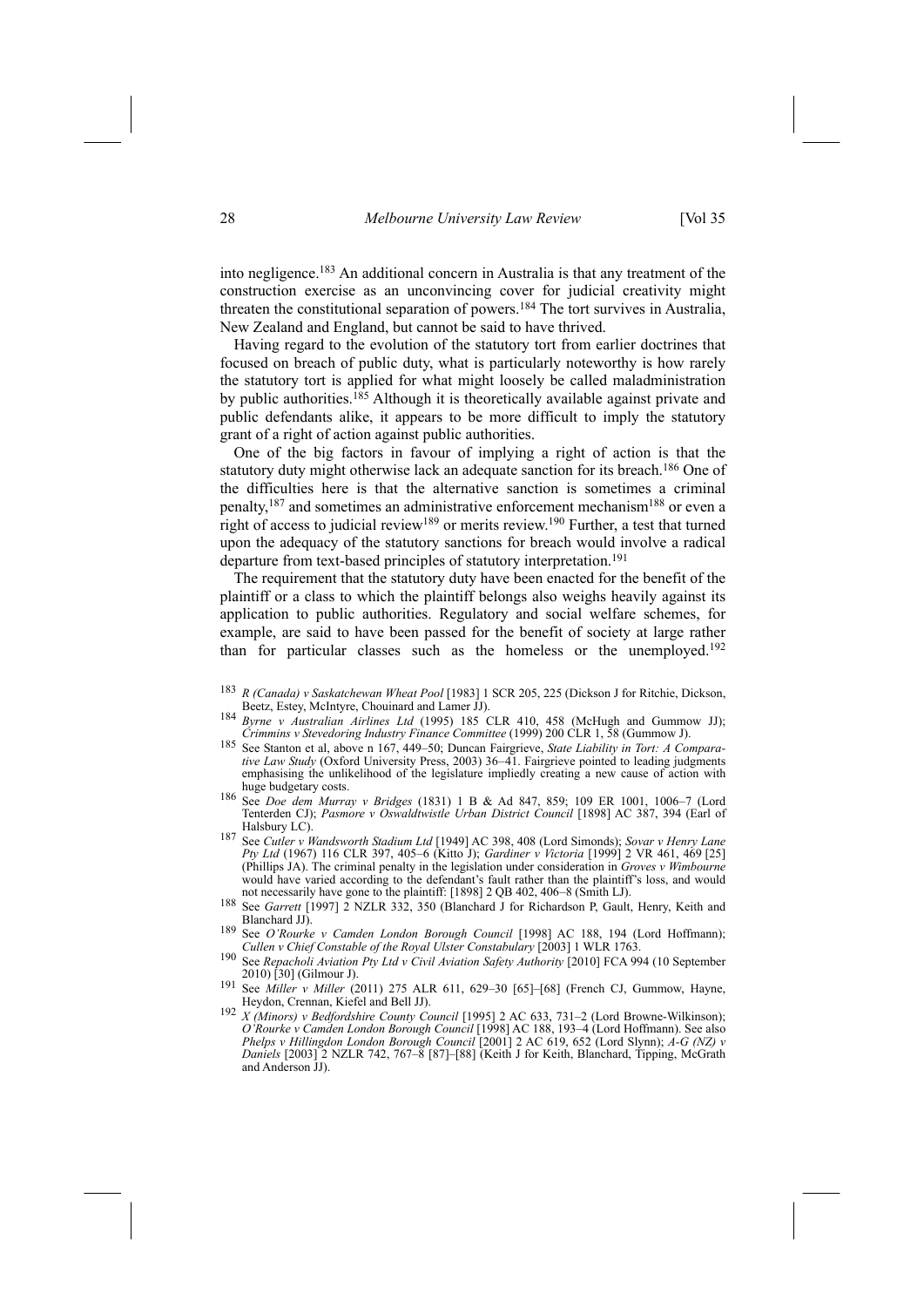into negligence.[183] An additional concern in Australia is that any treatment of the construction exercise as an unconvincing cover for judicial creativity might threaten the constitutional separation of powers.[184] The tort survives in Australia, New Zealand and England, but cannot be said to have thrived.

Having regard to the evolution of the statutory tort from earlier doctrines that focused on breach of public duty, what is particularly noteworthy is how rarely the statutory tort is applied for what might loosely be called maladministration by public authorities.[185] Although it is theoretically available against private and public defendants alike, it appears to be more difficult to imply the statutory grant of a right of action against public authorities.

One of the big factors in favour of implying a right of action is that the statutory duty might otherwise lack an adequate sanction for its breach.[186] One of the difficulties here is that the alternative sanction is sometimes a criminal penalty,[187] and sometimes an administrative enforcement mechanism[188] or even a right of access to judicial review[189] or merits review.[190] Further, a test that turned upon the adequacy of the statutory sanctions for breach would involve a radical departure from text-based principles of statutory interpretation.[191]

The requirement that the statutory duty have been enacted for the benefit of the plaintiff or a class to which the plaintiff belongs also weighs heavily against its application to public authorities. Regulatory and social welfare schemes, for example, are said to have been passed for the benefit of society at large rather than for particular classes such as the homeless or the unemployed.[192]

---

[183] *R (Canada) v Saskatchewan Wheat Pool* [1983] 1 SCR 205, 225 (Dickson J for Ritchie, Dickson, Beetz, Estey, McIntyre, Chouinard and Lamer JJ).

[184] *Byrne v Australian Airlines Ltd* (1995) 185 CLR 410, 458 (McHugh and Gummow JJ); *Crimmins v Stevedoring Industry Finance Committee* (1999) 200 CLR 1, 58 (Gummow J).

[185] See Stanton et al, above n 167, 449–50; Duncan Fairgrieve, *State Liability in Tort: A Comparative Law Study* (Oxford University Press, 2003) 36–41. Fairgrieve pointed to leading judgments emphasising the unlikelihood of the legislature impliedly creating a new cause of action with huge budgetary costs.

[186] See *Doe dem Murray v Bridges* (1831) 1 B & Ad 847, 859; 109 ER 1001, 1006–7 (Lord Tenterden CJ); *Pasmore v Oswaldtwistle Urban District Council* [1898] AC 387, 394 (Earl of Halsbury LC).

[187] See *Cutler v Wandsworth Stadium Ltd* [1949] AC 398, 408 (Lord Simonds); *Sovar v Henry Lane Pty Ltd* (1967) 116 CLR 397, 405–6 (Kitto J); *Gardiner v Victoria* [1999] 2 VR 461, 469 [25] (Phillips JA). The criminal penalty in the legislation under consideration in *Groves v Wimbourne* would have varied according to the defendant's fault rather than the plaintiff's loss, and would not necessarily have gone to the plaintiff: [1898] 2 QB 402, 406–8 (Smith LJ).

[188] See *Garrett* [1997] 2 NZLR 332, 350 (Blanchard J for Richardson P, Gault, Henry, Keith and Blanchard JJ).

[189] See *O'Rourke v Camden London Borough Council* [1998] AC 188, 194 (Lord Hoffmann); *Cullen v Chief Constable of the Royal Ulster Constabulary* [2003] 1 WLR 1763.

[190] See *Repacholi Aviation Pty Ltd v Civil Aviation Safety Authority* [2010] FCA 994 (10 September 2010) [30] (Gilmour J).

[191] See *Miller v Miller* (2011) 275 ALR 611, 629–30 [65]–[68] (French CJ, Gummow, Hayne, Heydon, Crennan, Kiefel and Bell JJ).

[192] *X (Minors) v Bedfordshire County Council* [1995] 2 AC 633, 731–2 (Lord Browne-Wilkinson); *O'Rourke v Camden London Borough Council* [1998] AC 188, 193–4 (Lord Hoffmann). See also *Phelps v Hillingdon London Borough Council* [2001] 2 AC 619, 652 (Lord Slynn); *A-G (NZ) v Daniels* [2003] 2 NZLR 742, 767–8 [87]–[88] (Keith J for Keith, Blanchard, Tipping, McGrath and Anderson JJ).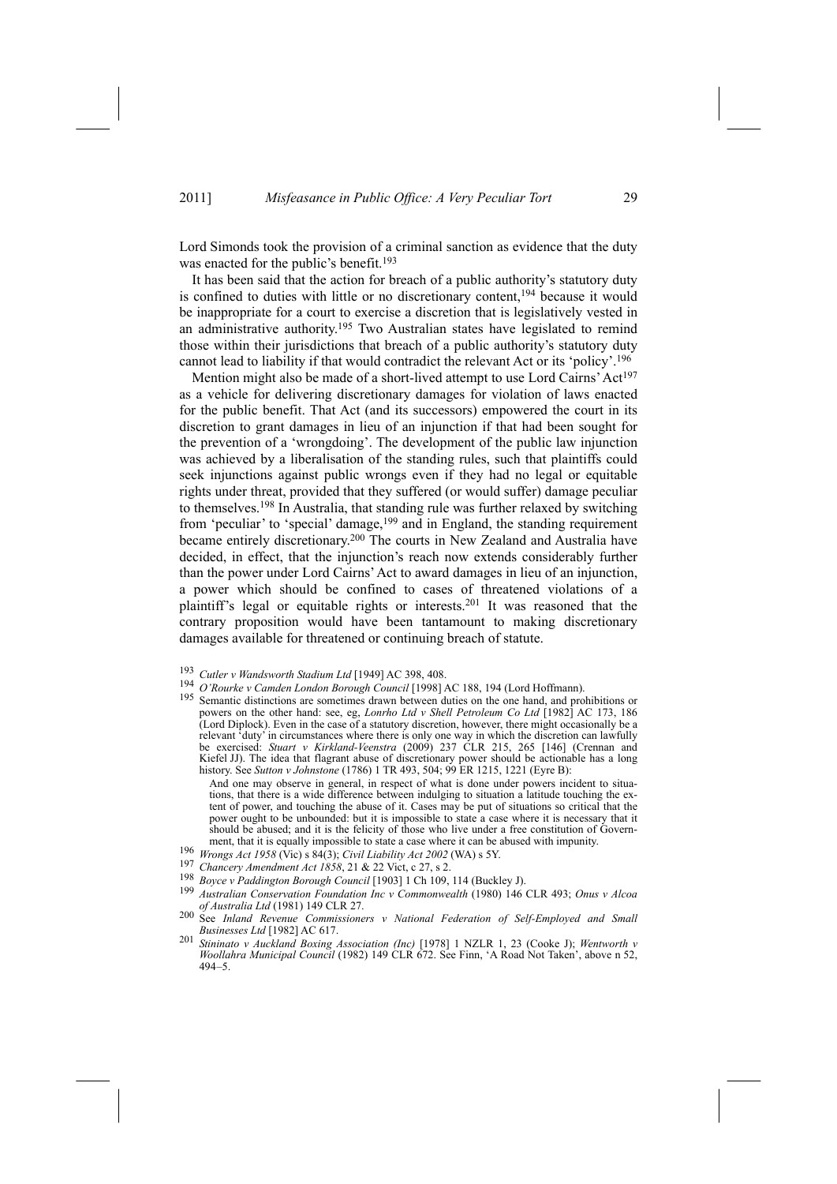Lord Simonds took the provision of a criminal sanction as evidence that the duty was enacted for the public's benefit.[193]

It has been said that the action for breach of a public authority's statutory duty is confined to duties with little or no discretionary content,[194] because it would be inappropriate for a court to exercise a discretion that is legislatively vested in an administrative authority.[195] Two Australian states have legislated to remind those within their jurisdictions that breach of a public authority's statutory duty cannot lead to liability if that would contradict the relevant Act or its 'policy'.[196]

Mention might also be made of a short-lived attempt to use Lord Cairns' Act[197] as a vehicle for delivering discretionary damages for violation of laws enacted for the public benefit. That Act (and its successors) empowered the court in its discretion to grant damages in lieu of an injunction if that had been sought for the prevention of a 'wrongdoing'. The development of the public law injunction was achieved by a liberalisation of the standing rules, such that plaintiffs could seek injunctions against public wrongs even if they had no legal or equitable rights under threat, provided that they suffered (or would suffer) damage peculiar to themselves.[198] In Australia, that standing rule was further relaxed by switching from 'peculiar' to 'special' damage,[199] and in England, the standing requirement became entirely discretionary.[200] The courts in New Zealand and Australia have decided, in effect, that the injunction's reach now extends considerably further than the power under Lord Cairns' Act to award damages in lieu of an injunction, a power which should be confined to cases of threatened violations of a plaintiff's legal or equitable rights or interests.[201] It was reasoned that the contrary proposition would have been tantamount to making discretionary damages available for threatened or continuing breach of statute.

---

[193] *Cutler v Wandsworth Stadium Ltd* [1949] AC 398, 408.

[194] *O'Rourke v Camden London Borough Council* [1998] AC 188, 194 (Lord Hoffmann).

[195] Semantic distinctions are sometimes drawn between duties on the one hand, and prohibitions or powers on the other hand: see, eg, *Lonrho Ltd v Shell Petroleum Co Ltd* [1982] AC 173, 186 (Lord Diplock). Even in the case of a statutory discretion, however, there might occasionally be a relevant 'duty' in circumstances where there is only one way in which the discretion can lawfully be exercised: *Stuart v Kirkland-Veenstra* (2009) 237 CLR 215, 265 [146] (Crennan and Kiefel JJ). The idea that flagrant abuse of discretionary power should be actionable has a long history. See *Sutton v Johnstone* (1786) 1 TR 493, 504; 99 ER 1215, 1221 (Eyre B):

> And one may observe in general, in respect of what is done under powers incident to situations, that there is a wide difference between indulging to situation a latitude touching the extent of power, and touching the abuse of it. Cases may be put of situations so critical that the power ought to be unbounded: but it is impossible to state a case where it is necessary that it should be abused; and it is the felicity of those who live under a free constitution of Government, that it is equally impossible to state a case where it can be abused with impunity.

[196] *Wrongs Act 1958* (Vic) s 84(3); *Civil Liability Act 2002* (WA) s 5Y.

[197] *Chancery Amendment Act 1858*, 21 & 22 Vict, c 27, s 2.

[198] *Boyce v Paddington Borough Council* [1903] 1 Ch 109, 114 (Buckley J).

[199] *Australian Conservation Foundation Inc v Commonwealth* (1980) 146 CLR 493; *Onus v Alcoa of Australia Ltd* (1981) 149 CLR 27.

[200] See *Inland Revenue Commissioners v National Federation of Self-Employed and Small Businesses Ltd* [1982] AC 617.

[201] *Stininato v Auckland Boxing Association (Inc)* [1978] 1 NZLR 1, 23 (Cooke J); *Wentworth v Woollahra Municipal Council* (1982) 149 CLR 672. See Finn, 'A Road Not Taken', above n 52, 494–5.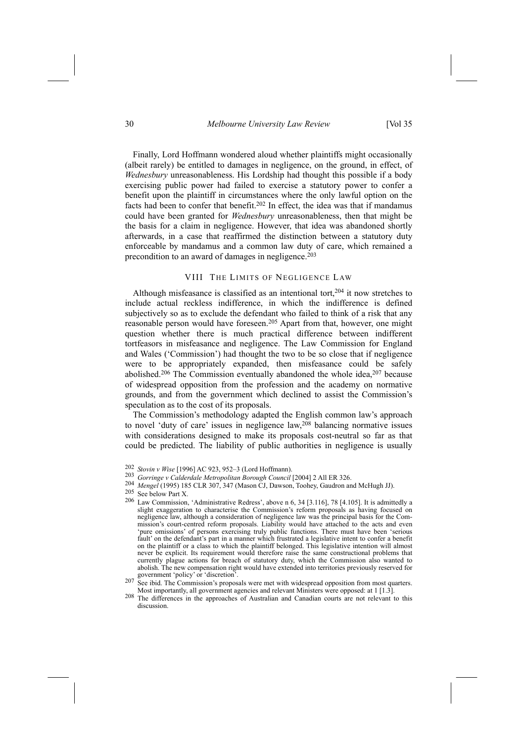Finally, Lord Hoffmann wondered aloud whether plaintiffs might occasionally (albeit rarely) be entitled to damages in negligence, on the ground, in effect, of *Wednesbury* unreasonableness. His Lordship had thought this possible if a body exercising public power had failed to exercise a statutory power to confer a benefit upon the plaintiff in circumstances where the only lawful option on the facts had been to confer that benefit.[202] In effect, the idea was that if mandamus could have been granted for *Wednesbury* unreasonableness, then that might be the basis for a claim in negligence. However, that idea was abandoned shortly afterwards, in a case that reaffirmed the distinction between a statutory duty enforceable by mandamus and a common law duty of care, which remained a precondition to an award of damages in negligence.[203]

## VIII THE LIMITS OF NEGLIGENCE LAW

Although misfeasance is classified as an intentional tort,[204] it now stretches to include actual reckless indifference, in which the indifference is defined subjectively so as to exclude the defendant who failed to think of a risk that any reasonable person would have foreseen.[205] Apart from that, however, one might question whether there is much practical difference between indifferent tortfeasors in misfeasance and negligence. The Law Commission for England and Wales ('Commission') had thought the two to be so close that if negligence were to be appropriately expanded, then misfeasance could be safely abolished.[206] The Commission eventually abandoned the whole idea,[207] because of widespread opposition from the profession and the academy on normative grounds, and from the government which declined to assist the Commission's speculation as to the cost of its proposals.

The Commission's methodology adapted the English common law's approach to novel 'duty of care' issues in negligence law,[208] balancing normative issues with considerations designed to make its proposals cost-neutral so far as that could be predicted. The liability of public authorities in negligence is usually

---

[202] *Stovin v Wise* [1996] AC 923, 952–3 (Lord Hoffmann).

[203] *Gorringe v Calderdale Metropolitan Borough Council* [2004] 2 All ER 326.

[204] *Mengel* (1995) 185 CLR 307, 347 (Mason CJ, Dawson, Toohey, Gaudron and McHugh JJ).

[205] See below Part X.

[206] Law Commission, 'Administrative Redress', above n 6, 34 [3.116], 78 [4.105]. It is admittedly a slight exaggeration to characterise the Commission's reform proposals as having focused on negligence law, although a consideration of negligence law was the principal basis for the Commission's court-centred reform proposals. Liability would have attached to the acts and even 'pure omissions' of persons exercising truly public functions. There must have been 'serious fault' on the defendant's part in a manner which frustrated a legislative intent to confer a benefit on the plaintiff or a class to which the plaintiff belonged. This legislative intention will almost never be explicit. Its requirement would therefore raise the same constructional problems that currently plague actions for breach of statutory duty, which the Commission also wanted to abolish. The new compensation right would have extended into territories previously reserved for government 'policy' or 'discretion'.

[207] See ibid. The Commission's proposals were met with widespread opposition from most quarters. Most importantly, all government agencies and relevant Ministers were opposed: at 1 [1.3].

[208] The differences in the approaches of Australian and Canadian courts are not relevant to this discussion.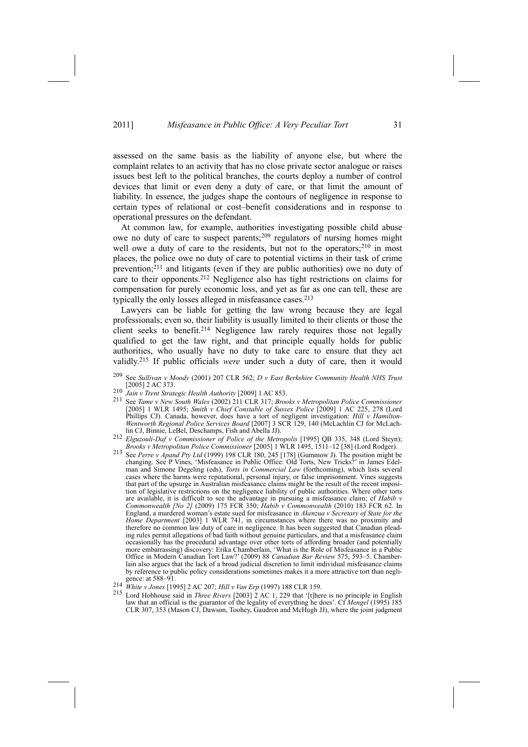assessed on the same basis as the liability of anyone else, but where the complaint relates to an activity that has no close private sector analogue or raises issues best left to the political branches, the courts deploy a number of control devices that limit or even deny a duty of care, or that limit the amount of liability. In essence, the judges shape the contours of negligence in response to certain types of relational or cost–benefit considerations and in response to operational pressures on the defendant.

At common law, for example, authorities investigating possible child abuse owe no duty of care to suspect parents;[209] regulators of nursing homes might well owe a duty of care to the residents, but not to the operators;[210] in most places, the police owe no duty of care to potential victims in their task of crime prevention;[211] and litigants (even if they are public authorities) owe no duty of care to their opponents.[212] Negligence also has tight restrictions on claims for compensation for purely economic loss, and yet as far as one can tell, these are typically the only losses alleged in misfeasance cases.[213]

Lawyers can be liable for getting the law wrong because they are legal professionals; even so, their liability is usually limited to their clients or those the client seeks to benefit.[214] Negligence law rarely requires those not legally qualified to get the law right, and that principle equally holds for public authorities, who usually have no duty to take care to ensure that they act validly.[215] If public officials *were* under such a duty of care, then it would

[209] See *Sullivan v Moody* (2001) 207 CLR 562; *D v East Berkshire Community Health NHS Trust* [2005] 2 AC 373.

[210] *Jain v Trent Strategic Health Authority* [2009] 1 AC 853.

[211] See *Tame v New South Wales* (2002) 211 CLR 317; *Brooks v Metropolitan Police Commissioner* [2005] 1 WLR 1495; *Smith v Chief Constable of Sussex Police* [2009] 1 AC 225, 278 (Lord Phillips CJ). Canada, however, does have a tort of negligent investigation: *Hill v Hamilton-Wentworth Regional Police Services Board* [2007] 3 SCR 129, 140 (McLachlin CJ for McLachlin CJ, Binnie, LeBel, Deschamps, Fish and Abella JJ).

[212] *Elguzouli-Daf v Commissioner of Police of the Metropolis* [1995] QB 335, 348 (Lord Steyn); *Brooks v Metropolitan Police Commissioner* [2005] 1 WLR 1495, 1511–12 [38] (Lord Rodger).

[213] See *Perre v Apand Pty Ltd* (1999) 198 CLR 180, 245 [178] (Gummow J). The position might be changing. See P Vines, 'Misfeasance in Public Office: Old Torts, New Tricks?' in James Edelman and Simone Degeling (eds), *Torts in Commercial Law* (forthcoming), which lists several cases where the harms were reputational, personal injury, or false imprisonment. Vines suggests that part of the upsurge in Australian misfeasance claims might be the result of the recent imposition of legislative restrictions on the negligence liability of public authorities. Where other torts are available, it is difficult to see the advantage in pursuing a misfeasance claim; cf *Habib v Commonwealth [No 2]* (2009) 175 FCR 350; *Habib v Commonwealth* (2010) 183 FCR 62. In England, a murdered woman's estate sued for misfeasance in *Akenzua v Secretary of State for the Home Department* [2003] 1 WLR 741, in circumstances where there was no proximity and therefore no common law duty of care in negligence. It has been suggested that Canadian pleading rules permit allegations of bad faith without genuine particulars, and that a misfeasance claim occasionally has the procedural advantage over other torts of affording broader (and potentially more embarrassing) discovery: Erika Chamberlain, 'What is the Role of Misfeasance in a Public Office in Modern Canadian Tort Law?' (2009) 88 *Canadian Bar Review* 575, 593–5. Chamberlain also argues that the lack of a broad judicial discretion to limit individual misfeasance claims by reference to public policy considerations sometimes makes it a more attractive tort than negligence: at 588–91.

[214] *White v Jones* [1995] 2 AC 207; *Hill v Van Erp* (1997) 188 CLR 159.

[215] Lord Hobhouse said in *Three Rivers* [2003] 2 AC 1, 229 that '[t]here is no principle in English law that an official is the guarantor of the legality of everything he does'. Cf *Mengel* (1995) 185 CLR 307, 353 (Mason CJ, Dawson, Toohey, Gaudron and McHugh JJ), where the joint judgment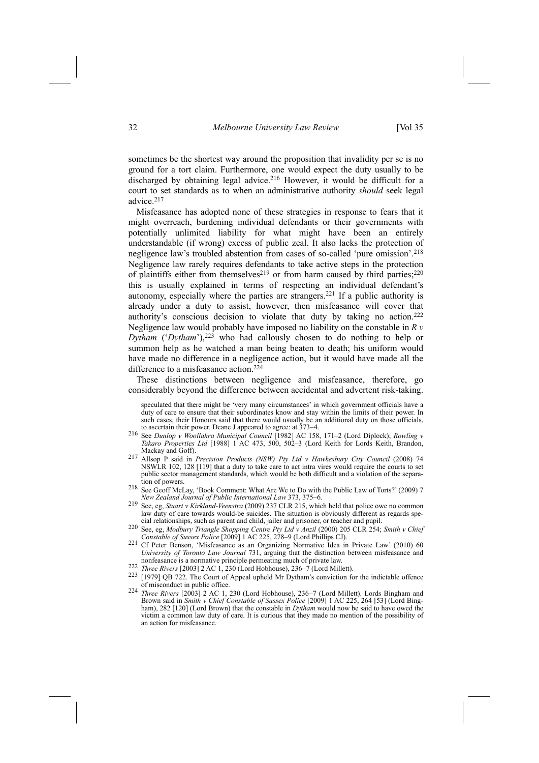sometimes be the shortest way around the proposition that invalidity per se is no ground for a tort claim. Furthermore, one would expect the duty usually to be discharged by obtaining legal advice.[216] However, it would be difficult for a court to set standards as to when an administrative authority *should* seek legal advice.[217]

Misfeasance has adopted none of these strategies in response to fears that it might overreach, burdening individual defendants or their governments with potentially unlimited liability for what might have been an entirely understandable (if wrong) excess of public zeal. It also lacks the protection of negligence law's troubled abstention from cases of so-called 'pure omission'.[218] Negligence law rarely requires defendants to take active steps in the protection of plaintiffs either from themselves[219] or from harm caused by third parties;[220] this is usually explained in terms of respecting an individual defendant's autonomy, especially where the parties are strangers.[221] If a public authority is already under a duty to assist, however, then misfeasance will cover that authority's conscious decision to violate that duty by taking no action.[222] Negligence law would probably have imposed no liability on the constable in *R v Dytham* ('*Dytham*'),[223] who had callously chosen to do nothing to help or summon help as he watched a man being beaten to death; his uniform would have made no difference in a negligence action, but it would have made all the difference to a misfeasance action.[224]

These distinctions between negligence and misfeasance, therefore, go considerably beyond the difference between accidental and advertent risk-taking.

speculated that there might be 'very many circumstances' in which government officials have a duty of care to ensure that their subordinates know and stay within the limits of their power. In such cases, their Honours said that there would usually be an additional duty on those officials, to ascertain their power. Deane J appeared to agree: at 373–4.

216 See *Dunlop v Woollahra Municipal Council* [1982] AC 158, 171–2 (Lord Diplock); *Rowling v Takaro Properties Ltd* [1988] 1 AC 473, 500, 502–3 (Lord Keith for Lords Keith, Brandon, Mackay and Goff).

217 Allsop P said in *Precision Products (NSW) Pty Ltd v Hawkesbury City Council* (2008) 74 NSWLR 102, 128 [119] that a duty to take care to act intra vires would require the courts to set public sector management standards, which would be both difficult and a violation of the separation of powers.

218 See Geoff McLay, 'Book Comment: What Are We to Do with the Public Law of Torts?' (2009) 7 *New Zealand Journal of Public International Law* 373, 375–6.

219 See, eg, *Stuart v Kirkland-Veenstra* (2009) 237 CLR 215, which held that police owe no common law duty of care towards would-be suicides. The situation is obviously different as regards special relationships, such as parent and child, jailer and prisoner, or teacher and pupil.

220 See, eg, *Modbury Triangle Shopping Centre Pty Ltd v Anzil* (2000) 205 CLR 254; *Smith v Chief Constable of Sussex Police* [2009] 1 AC 225, 278–9 (Lord Phillips CJ).

221 Cf Peter Benson, 'Misfeasance as an Organizing Normative Idea in Private Law' (2010) 60 *University of Toronto Law Journal* 731, arguing that the distinction between misfeasance and nonfeasance is a normative principle permeating much of private law.

222 *Three Rivers* [2003] 2 AC 1, 230 (Lord Hobhouse), 236–7 (Lord Millett).

223 [1979] QB 722. The Court of Appeal upheld Mr Dytham's conviction for the indictable offence of misconduct in public office.

224 *Three Rivers* [2003] 2 AC 1, 230 (Lord Hobhouse), 236–7 (Lord Millett). Lords Bingham and Brown said in *Smith v Chief Constable of Sussex Police* [2009] 1 AC 225, 264 [53] (Lord Bingham), 282 [120] (Lord Brown) that the constable in *Dytham* would now be said to have owed the victim a common law duty of care. It is curious that they made no mention of the possibility of an action for misfeasance.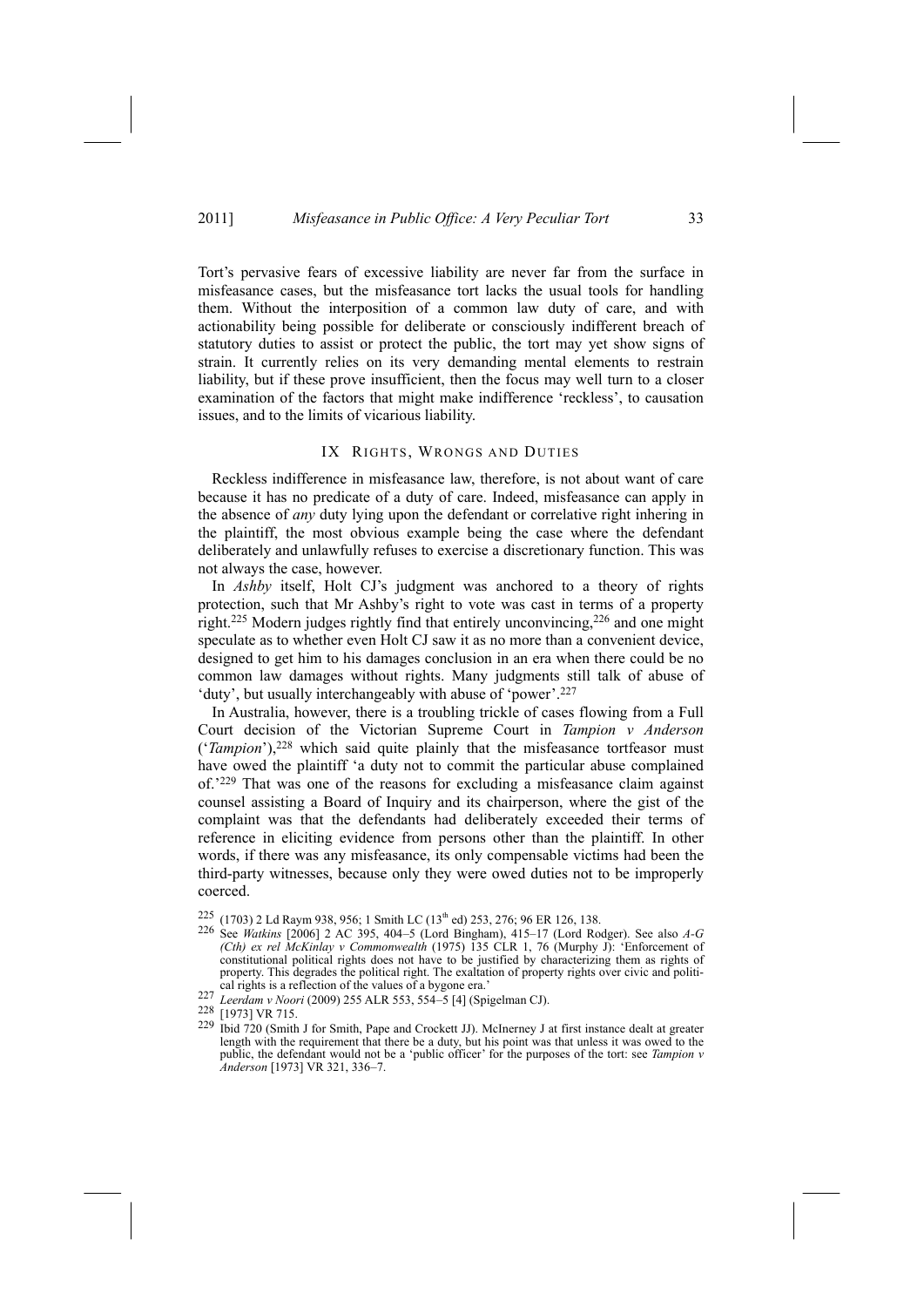Tort's pervasive fears of excessive liability are never far from the surface in misfeasance cases, but the misfeasance tort lacks the usual tools for handling them. Without the interposition of a common law duty of care, and with actionability being possible for deliberate or consciously indifferent breach of statutory duties to assist or protect the public, the tort may yet show signs of strain. It currently relies on its very demanding mental elements to restrain liability, but if these prove insufficient, then the focus may well turn to a closer examination of the factors that might make indifference 'reckless', to causation issues, and to the limits of vicarious liability.

## IX Rights, Wrongs and Duties

Reckless indifference in misfeasance law, therefore, is not about want of care because it has no predicate of a duty of care. Indeed, misfeasance can apply in the absence of *any* duty lying upon the defendant or correlative right inhering in the plaintiff, the most obvious example being the case where the defendant deliberately and unlawfully refuses to exercise a discretionary function. This was not always the case, however.

In *Ashby* itself, Holt CJ's judgment was anchored to a theory of rights protection, such that Mr Ashby's right to vote was cast in terms of a property right.[225] Modern judges rightly find that entirely unconvincing,[226] and one might speculate as to whether even Holt CJ saw it as no more than a convenient device, designed to get him to his damages conclusion in an era when there could be no common law damages without rights. Many judgments still talk of abuse of 'duty', but usually interchangeably with abuse of 'power'.[227]

In Australia, however, there is a troubling trickle of cases flowing from a Full Court decision of the Victorian Supreme Court in *Tampion v Anderson* ('*Tampion*'),[228] which said quite plainly that the misfeasance tortfeasor must have owed the plaintiff 'a duty not to commit the particular abuse complained of.'[229] That was one of the reasons for excluding a misfeasance claim against counsel assisting a Board of Inquiry and its chairperson, where the gist of the complaint was that the defendants had deliberately exceeded their terms of reference in eliciting evidence from persons other than the plaintiff. In other words, if there was any misfeasance, its only compensable victims had been the third-party witnesses, because only they were owed duties not to be improperly coerced.

---

[225] (1703) 2 Ld Raym 938, 956; 1 Smith LC (13th ed) 253, 276; 96 ER 126, 138.

[226] See *Watkins* [2006] 2 AC 395, 404–5 (Lord Bingham), 415–17 (Lord Rodger). See also *A-G (Cth) ex rel McKinlay v Commonwealth* (1975) 135 CLR 1, 76 (Murphy J): 'Enforcement of constitutional political rights does not have to be justified by characterizing them as rights of property. This degrades the political right. The exaltation of property rights over civic and political rights is a reflection of the values of a bygone era.'

[227] *Leerdam v Noori* (2009) 255 ALR 553, 554–5 [4] (Spigelman CJ).

[228] [1973] VR 715.

[229] Ibid 720 (Smith J for Smith, Pape and Crockett JJ). McInerney J at first instance dealt at greater length with the requirement that there be a duty, but his point was that unless it was owed to the public, the defendant would not be a 'public officer' for the purposes of the tort: see *Tampion v Anderson* [1973] VR 321, 336–7.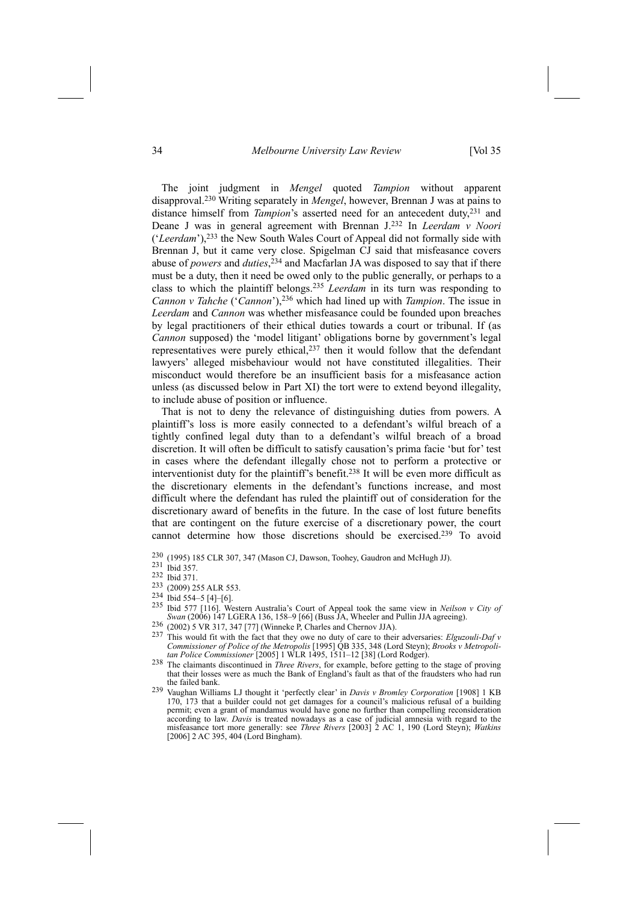The joint judgment in *Mengel* quoted *Tampion* without apparent disapproval.[230] Writing separately in *Mengel*, however, Brennan J was at pains to distance himself from *Tampion*'s asserted need for an antecedent duty,[231] and Deane J was in general agreement with Brennan J.[232] In *Leerdam v Noori* ('*Leerdam*'),[233] the New South Wales Court of Appeal did not formally side with Brennan J, but it came very close. Spigelman CJ said that misfeasance covers abuse of *powers* and *duties*,[234] and Macfarlan JA was disposed to say that if there must be a duty, then it need be owed only to the public generally, or perhaps to a class to which the plaintiff belongs.[235] *Leerdam* in its turn was responding to *Cannon v Tahche* ('*Cannon*'),[236] which had lined up with *Tampion*. The issue in *Leerdam* and *Cannon* was whether misfeasance could be founded upon breaches by legal practitioners of their ethical duties towards a court or tribunal. If (as *Cannon* supposed) the 'model litigant' obligations borne by government's legal representatives were purely ethical,[237] then it would follow that the defendant lawyers' alleged misbehaviour would not have constituted illegalities. Their misconduct would therefore be an insufficient basis for a misfeasance action unless (as discussed below in Part XI) the tort were to extend beyond illegality, to include abuse of position or influence.

That is not to deny the relevance of distinguishing duties from powers. A plaintiff's loss is more easily connected to a defendant's wilful breach of a tightly confined legal duty than to a defendant's wilful breach of a broad discretion. It will often be difficult to satisfy causation's prima facie 'but for' test in cases where the defendant illegally chose not to perform a protective or interventionist duty for the plaintiff's benefit.[238] It will be even more difficult as the discretionary elements in the defendant's functions increase, and most difficult where the defendant has ruled the plaintiff out of consideration for the discretionary award of benefits in the future. In the case of lost future benefits that are contingent on the future exercise of a discretionary power, the court cannot determine how those discretions should be exercised.[239] To avoid

---

[230] (1995) 185 CLR 307, 347 (Mason CJ, Dawson, Toohey, Gaudron and McHugh JJ).

[231] Ibid 357.

[232] Ibid 371.

[233] (2009) 255 ALR 553.

[234] Ibid 554–5 [4]–[6].

[235] Ibid 577 [116]. Western Australia's Court of Appeal took the same view in *Neilson v City of Swan* (2006) 147 LGERA 136, 158–9 [66] (Buss JA, Wheeler and Pullin JJA agreeing).

[236] (2002) 5 VR 317, 347 [77] (Winneke P, Charles and Chernov JJA).

[237] This would fit with the fact that they owe no duty of care to their adversaries: *Elguzouli-Daf v Commissioner of Police of the Metropolis* [1995] QB 335, 348 (Lord Steyn); *Brooks v Metropolitan Police Commissioner* [2005] 1 WLR 1495, 1511–12 [38] (Lord Rodger).

[238] The claimants discontinued in *Three Rivers*, for example, before getting to the stage of proving that their losses were as much the Bank of England's fault as that of the fraudsters who had run the failed bank.

[239] Vaughan Williams LJ thought it 'perfectly clear' in *Davis v Bromley Corporation* [1908] 1 KB 170, 173 that a builder could not get damages for a council's malicious refusal of a building permit; even a grant of mandamus would have gone no further than compelling reconsideration according to law. *Davis* is treated nowadays as a case of judicial amnesia with regard to the misfeasance tort more generally: see *Three Rivers* [2003] 2 AC 1, 190 (Lord Steyn); *Watkins* [2006] 2 AC 395, 404 (Lord Bingham).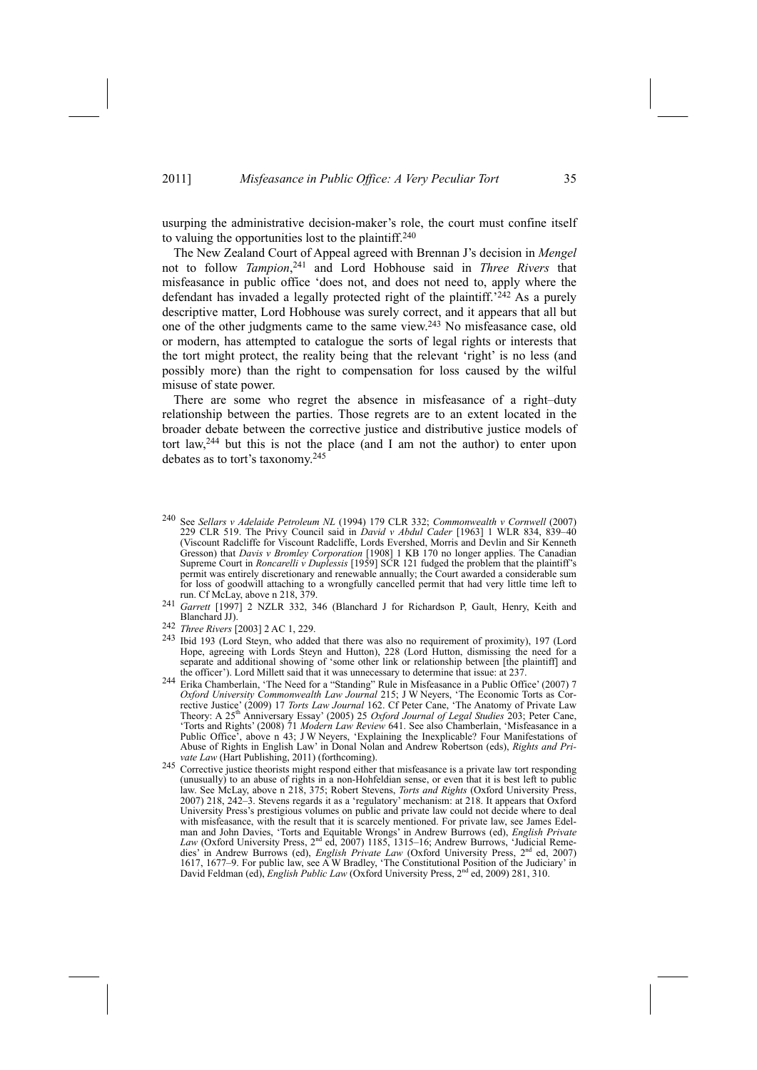usurping the administrative decision-maker's role, the court must confine itself to valuing the opportunities lost to the plaintiff.[240]

The New Zealand Court of Appeal agreed with Brennan J's decision in *Mengel* not to follow *Tampion*,[241] and Lord Hobhouse said in *Three Rivers* that misfeasance in public office 'does not, and does not need to, apply where the defendant has invaded a legally protected right of the plaintiff.'[242] As a purely descriptive matter, Lord Hobhouse was surely correct, and it appears that all but one of the other judgments came to the same view.[243] No misfeasance case, old or modern, has attempted to catalogue the sorts of legal rights or interests that the tort might protect, the reality being that the relevant 'right' is no less (and possibly more) than the right to compensation for loss caused by the wilful misuse of state power.

There are some who regret the absence in misfeasance of a right–duty relationship between the parties. Those regrets are to an extent located in the broader debate between the corrective justice and distributive justice models of tort law,[244] but this is not the place (and I am not the author) to enter upon debates as to tort's taxonomy.[245]

---

[240] See *Sellars v Adelaide Petroleum NL* (1994) 179 CLR 332; *Commonwealth v Cornwell* (2007) 229 CLR 519. The Privy Council said in *David v Abdul Cader* [1963] 1 WLR 834, 839–40 (Viscount Radcliffe for Viscount Radcliffe, Lords Evershed, Morris and Devlin and Sir Kenneth Gresson) that *Davis v Bromley Corporation* [1908] 1 KB 170 no longer applies. The Canadian Supreme Court in *Roncarelli v Duplessis* [1959] SCR 121 fudged the problem that the plaintiff's permit was entirely discretionary and renewable annually; the Court awarded a considerable sum for loss of goodwill attaching to a wrongfully cancelled permit that had very little time left to run. Cf McLay, above n 218, 379.

[241] *Garrett* [1997] 2 NZLR 332, 346 (Blanchard J for Richardson P, Gault, Henry, Keith and Blanchard JJ).

[242] *Three Rivers* [2003] 2 AC 1, 229.

[243] Ibid 193 (Lord Steyn, who added that there was also no requirement of proximity), 197 (Lord Hope, agreeing with Lords Steyn and Hutton), 228 (Lord Hutton, dismissing the need for a separate and additional showing of 'some other link or relationship between [the plaintiff] and the officer'). Lord Millett said that it was unnecessary to determine that issue: at 237.

[244] Erika Chamberlain, 'The Need for a "Standing" Rule in Misfeasance in a Public Office' (2007) 7 *Oxford University Commonwealth Law Journal* 215; J W Neyers, 'The Economic Torts as Corrective Justice' (2009) 17 *Torts Law Journal* 162. Cf Peter Cane, 'The Anatomy of Private Law Theory: A 25th Anniversary Essay' (2005) 25 *Oxford Journal of Legal Studies* 203; Peter Cane, 'Torts and Rights' (2008) 71 *Modern Law Review* 641. See also Chamberlain, 'Misfeasance in a Public Office', above n 43; J W Neyers, 'Explaining the Inexplicable? Four Manifestations of Abuse of Rights in English Law' in Donal Nolan and Andrew Robertson (eds), *Rights and Private Law* (Hart Publishing, 2011) (forthcoming).

[245] Corrective justice theorists might respond either that misfeasance is a private law tort responding (unusually) to an abuse of rights in a non-Hohfeldian sense, or even that it is best left to public law. See McLay, above n 218, 375; Robert Stevens, *Torts and Rights* (Oxford University Press, 2007) 218, 242–3. Stevens regards it as a 'regulatory' mechanism: at 218. It appears that Oxford University Press's prestigious volumes on public and private law could not decide where to deal with misfeasance, with the result that it is scarcely mentioned. For private law, see James Edelman and John Davies, 'Torts and Equitable Wrongs' in Andrew Burrows (ed), *English Private Law* (Oxford University Press, 2nd ed, 2007) 1185, 1315–16; Andrew Burrows, 'Judicial Remedies' in Andrew Burrows (ed), *English Private Law* (Oxford University Press, 2nd ed, 2007) 1617, 1677–9. For public law, see A W Bradley, 'The Constitutional Position of the Judiciary' in David Feldman (ed), *English Public Law* (Oxford University Press, 2nd ed, 2009) 281, 310.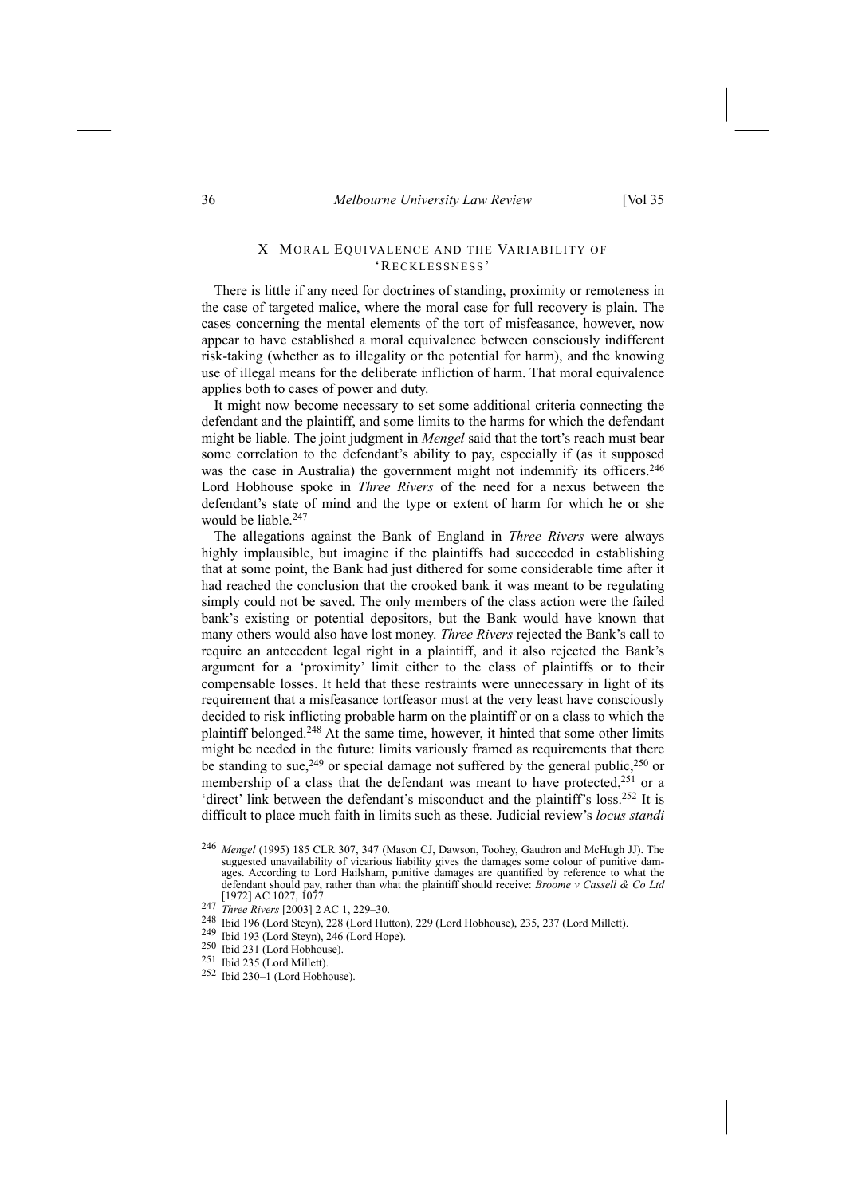## X MORAL EQUIVALENCE AND THE VARIABILITY OF 'RECKLESSNESS'

There is little if any need for doctrines of standing, proximity or remoteness in the case of targeted malice, where the moral case for full recovery is plain. The cases concerning the mental elements of the tort of misfeasance, however, now appear to have established a moral equivalence between consciously indifferent risk-taking (whether as to illegality or the potential for harm), and the knowing use of illegal means for the deliberate infliction of harm. That moral equivalence applies both to cases of power and duty.

It might now become necessary to set some additional criteria connecting the defendant and the plaintiff, and some limits to the harms for which the defendant might be liable. The joint judgment in *Mengel* said that the tort's reach must bear some correlation to the defendant's ability to pay, especially if (as it supposed was the case in Australia) the government might not indemnify its officers.[246] Lord Hobhouse spoke in *Three Rivers* of the need for a nexus between the defendant's state of mind and the type or extent of harm for which he or she would be liable.[247]

The allegations against the Bank of England in *Three Rivers* were always highly implausible, but imagine if the plaintiffs had succeeded in establishing that at some point, the Bank had just dithered for some considerable time after it had reached the conclusion that the crooked bank it was meant to be regulating simply could not be saved. The only members of the class action were the failed bank's existing or potential depositors, but the Bank would have known that many others would also have lost money. *Three Rivers* rejected the Bank's call to require an antecedent legal right in a plaintiff, and it also rejected the Bank's argument for a 'proximity' limit either to the class of plaintiffs or to their compensable losses. It held that these restraints were unnecessary in light of its requirement that a misfeasance tortfeasor must at the very least have consciously decided to risk inflicting probable harm on the plaintiff or on a class to which the plaintiff belonged.[248] At the same time, however, it hinted that some other limits might be needed in the future: limits variously framed as requirements that there be standing to sue,[249] or special damage not suffered by the general public,[250] or membership of a class that the defendant was meant to have protected,[251] or a 'direct' link between the defendant's misconduct and the plaintiff's loss.[252] It is difficult to place much faith in limits such as these. Judicial review's *locus standi*

[246] *Mengel* (1995) 185 CLR 307, 347 (Mason CJ, Dawson, Toohey, Gaudron and McHugh JJ). The suggested unavailability of vicarious liability gives the damages some colour of punitive damages. According to Lord Hailsham, punitive damages are quantified by reference to what the defendant should pay, rather than what the plaintiff should receive: *Broome v Cassell & Co Ltd* [1972] AC 1027, 1077.

[247] *Three Rivers* [2003] 2 AC 1, 229–30.

[248] Ibid 196 (Lord Steyn), 228 (Lord Hutton), 229 (Lord Hobhouse), 235, 237 (Lord Millett).

[249] Ibid 193 (Lord Steyn), 246 (Lord Hope).

[250] Ibid 231 (Lord Hobhouse).

[251] Ibid 235 (Lord Millett).

[252] Ibid 230–1 (Lord Hobhouse).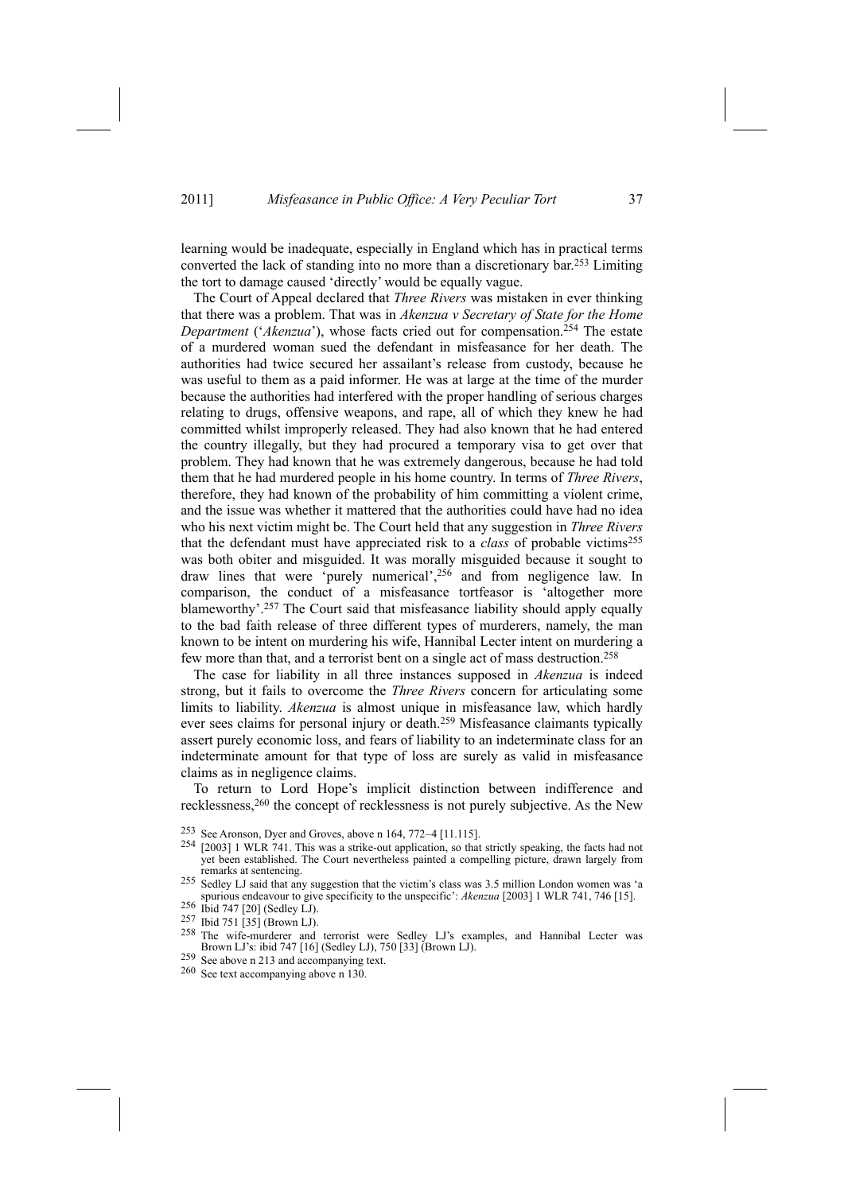learning would be inadequate, especially in England which has in practical terms converted the lack of standing into no more than a discretionary bar.[253] Limiting the tort to damage caused 'directly' would be equally vague.

The Court of Appeal declared that *Three Rivers* was mistaken in ever thinking that there was a problem. That was in *Akenzua v Secretary of State for the Home Department* ('*Akenzua*'), whose facts cried out for compensation.[254] The estate of a murdered woman sued the defendant in misfeasance for her death. The authorities had twice secured her assailant's release from custody, because he was useful to them as a paid informer. He was at large at the time of the murder because the authorities had interfered with the proper handling of serious charges relating to drugs, offensive weapons, and rape, all of which they knew he had committed whilst improperly released. They had also known that he had entered the country illegally, but they had procured a temporary visa to get over that problem. They had known that he was extremely dangerous, because he had told them that he had murdered people in his home country. In terms of *Three Rivers*, therefore, they had known of the probability of him committing a violent crime, and the issue was whether it mattered that the authorities could have had no idea who his next victim might be. The Court held that any suggestion in *Three Rivers* that the defendant must have appreciated risk to a *class* of probable victims[255] was both obiter and misguided. It was morally misguided because it sought to draw lines that were 'purely numerical',[256] and from negligence law. In comparison, the conduct of a misfeasance tortfeasor is 'altogether more blameworthy'.[257] The Court said that misfeasance liability should apply equally to the bad faith release of three different types of murderers, namely, the man known to be intent on murdering his wife, Hannibal Lecter intent on murdering a few more than that, and a terrorist bent on a single act of mass destruction.[258]

The case for liability in all three instances supposed in *Akenzua* is indeed strong, but it fails to overcome the *Three Rivers* concern for articulating some limits to liability. *Akenzua* is almost unique in misfeasance law, which hardly ever sees claims for personal injury or death.[259] Misfeasance claimants typically assert purely economic loss, and fears of liability to an indeterminate class for an indeterminate amount for that type of loss are surely as valid in misfeasance claims as in negligence claims.

To return to Lord Hope's implicit distinction between indifference and recklessness,[260] the concept of recklessness is not purely subjective. As the New

---

[253] See Aronson, Dyer and Groves, above n 164, 772–4 [11.115].

[254] [2003] 1 WLR 741. This was a strike-out application, so that strictly speaking, the facts had not yet been established. The Court nevertheless painted a compelling picture, drawn largely from remarks at sentencing.

[255] Sedley LJ said that any suggestion that the victim's class was 3.5 million London women was 'a spurious endeavour to give specificity to the unspecific': *Akenzua* [2003] 1 WLR 741, 746 [15].

[256] Ibid 747 [20] (Sedley LJ).

[257] Ibid 751 [35] (Brown LJ).

[258] The wife-murderer and terrorist were Sedley LJ's examples, and Hannibal Lecter was Brown LJ's: ibid 747 [16] (Sedley LJ), 750 [33] (Brown LJ).

[259] See above n 213 and accompanying text.

[260] See text accompanying above n 130.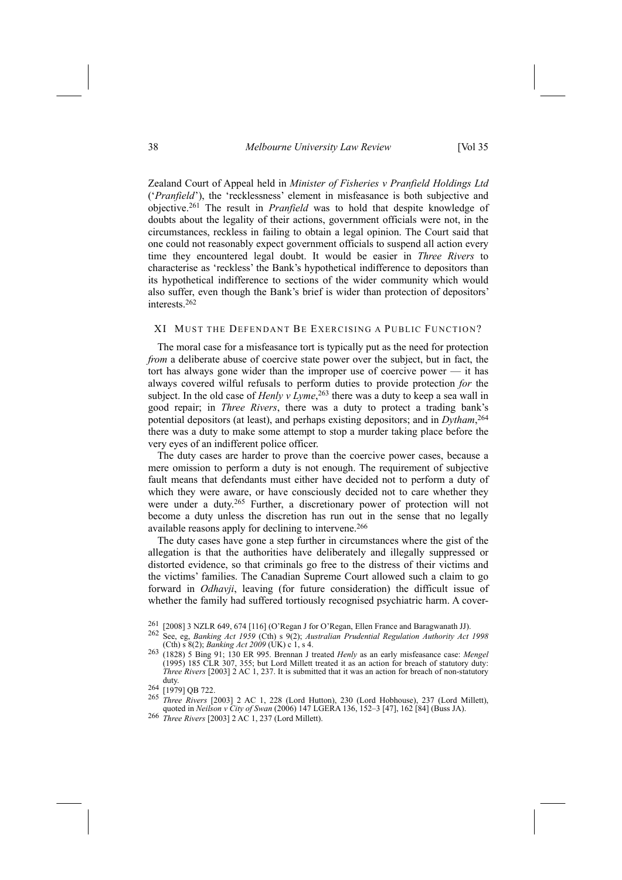Zealand Court of Appeal held in *Minister of Fisheries v Pranfield Holdings Ltd* ('*Pranfield*'), the 'recklessness' element in misfeasance is both subjective and objective.[261] The result in *Pranfield* was to hold that despite knowledge of doubts about the legality of their actions, government officials were not, in the circumstances, reckless in failing to obtain a legal opinion. The Court said that one could not reasonably expect government officials to suspend all action every time they encountered legal doubt. It would be easier in *Three Rivers* to characterise as 'reckless' the Bank's hypothetical indifference to depositors than its hypothetical indifference to sections of the wider community which would also suffer, even though the Bank's brief is wider than protection of depositors' interests.[262]

## XI MUST THE DEFENDANT BE EXERCISING A PUBLIC FUNCTION?

The moral case for a misfeasance tort is typically put as the need for protection *from* a deliberate abuse of coercive state power over the subject, but in fact, the tort has always gone wider than the improper use of coercive power — it has always covered wilful refusals to perform duties to provide protection *for* the subject. In the old case of *Henly v Lyme*,[263] there was a duty to keep a sea wall in good repair; in *Three Rivers*, there was a duty to protect a trading bank's potential depositors (at least), and perhaps existing depositors; and in *Dytham*,[264] there was a duty to make some attempt to stop a murder taking place before the very eyes of an indifferent police officer.

The duty cases are harder to prove than the coercive power cases, because a mere omission to perform a duty is not enough. The requirement of subjective fault means that defendants must either have decided not to perform a duty of which they were aware, or have consciously decided not to care whether they were under a duty.[265] Further, a discretionary power of protection will not become a duty unless the discretion has run out in the sense that no legally available reasons apply for declining to intervene.[266]

The duty cases have gone a step further in circumstances where the gist of the allegation is that the authorities have deliberately and illegally suppressed or distorted evidence, so that criminals go free to the distress of their victims and the victims' families. The Canadian Supreme Court allowed such a claim to go forward in *Odhavji*, leaving (for future consideration) the difficult issue of whether the family had suffered tortiously recognised psychiatric harm. A cover-

---

[261] [2008] 3 NZLR 649, 674 [116] (O'Regan J for O'Regan, Ellen France and Baragwanath JJ).

[262] See, eg, *Banking Act 1959* (Cth) s 9(2); *Australian Prudential Regulation Authority Act 1998* (Cth) s 8(2); *Banking Act 2009* (UK) c 1, s 4.

[263] (1828) 5 Bing 91; 130 ER 995. Brennan J treated *Henly* as an early misfeasance case: *Mengel* (1995) 185 CLR 307, 355; but Lord Millett treated it as an action for breach of statutory duty: *Three Rivers* [2003] 2 AC 1, 237. It is submitted that it was an action for breach of non-statutory duty.

[264] [1979] QB 722.

[265] *Three Rivers* [2003] 2 AC 1, 228 (Lord Hutton), 230 (Lord Hobhouse), 237 (Lord Millett), quoted in *Neilson v City of Swan* (2006) 147 LGERA 136, 152–3 [47], 162 [84] (Buss JA).

[266] *Three Rivers* [2003] 2 AC 1, 237 (Lord Millett).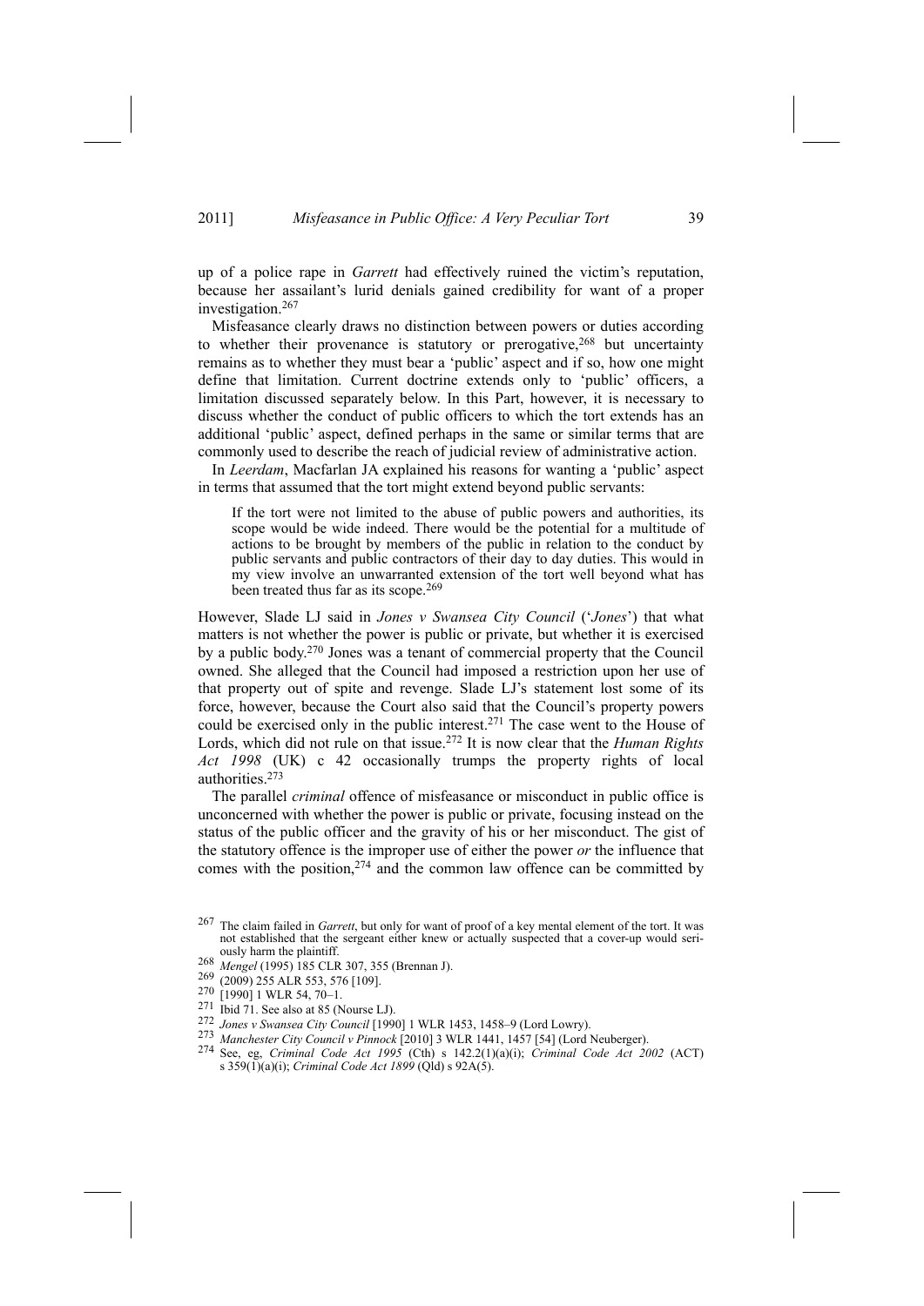up of a police rape in *Garrett* had effectively ruined the victim's reputation, because her assailant's lurid denials gained credibility for want of a proper investigation.[267]

Misfeasance clearly draws no distinction between powers or duties according to whether their provenance is statutory or prerogative,[268] but uncertainty remains as to whether they must bear a 'public' aspect and if so, how one might define that limitation. Current doctrine extends only to 'public' officers, a limitation discussed separately below. In this Part, however, it is necessary to discuss whether the conduct of public officers to which the tort extends has an additional 'public' aspect, defined perhaps in the same or similar terms that are commonly used to describe the reach of judicial review of administrative action.

In *Leerdam*, Macfarlan JA explained his reasons for wanting a 'public' aspect in terms that assumed that the tort might extend beyond public servants:

> If the tort were not limited to the abuse of public powers and authorities, its scope would be wide indeed. There would be the potential for a multitude of actions to be brought by members of the public in relation to the conduct by public servants and public contractors of their day to day duties. This would in my view involve an unwarranted extension of the tort well beyond what has been treated thus far as its scope.[269]

However, Slade LJ said in *Jones v Swansea City Council* ('*Jones*') that what matters is not whether the power is public or private, but whether it is exercised by a public body.[270] Jones was a tenant of commercial property that the Council owned. She alleged that the Council had imposed a restriction upon her use of that property out of spite and revenge. Slade LJ's statement lost some of its force, however, because the Court also said that the Council's property powers could be exercised only in the public interest.[271] The case went to the House of Lords, which did not rule on that issue.[272] It is now clear that the *Human Rights Act 1998* (UK) c 42 occasionally trumps the property rights of local authorities.[273]

The parallel *criminal* offence of misfeasance or misconduct in public office is unconcerned with whether the power is public or private, focusing instead on the status of the public officer and the gravity of his or her misconduct. The gist of the statutory offence is the improper use of either the power *or* the influence that comes with the position,[274] and the common law offence can be committed by

[267] The claim failed in *Garrett*, but only for want of proof of a key mental element of the tort. It was not established that the sergeant either knew or actually suspected that a cover-up would seriously harm the plaintiff.

[268] *Mengel* (1995) 185 CLR 307, 355 (Brennan J).

[269] (2009) 255 ALR 553, 576 [109].

[270] [1990] 1 WLR 54, 70–1.

[271] Ibid 71. See also at 85 (Nourse LJ).

[272] *Jones v Swansea City Council* [1990] 1 WLR 1453, 1458–9 (Lord Lowry).

[273] *Manchester City Council v Pinnock* [2010] 3 WLR 1441, 1457 [54] (Lord Neuberger).

[274] See, eg, *Criminal Code Act 1995* (Cth) s 142.2(1)(a)(i); *Criminal Code Act 2002* (ACT) s 359(1)(a)(i); *Criminal Code Act 1899* (Qld) s 92A(5).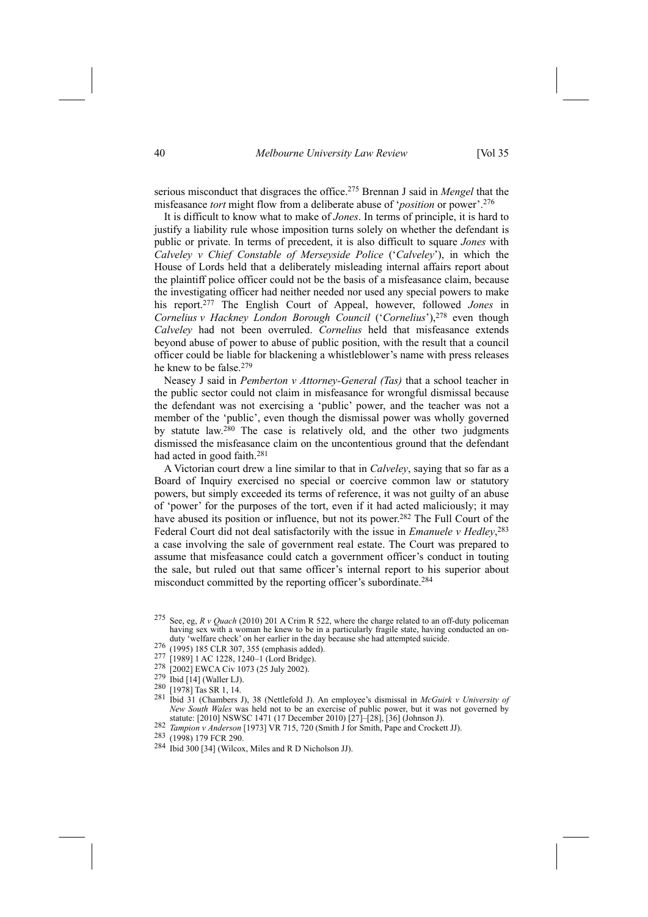serious misconduct that disgraces the office.[275] Brennan J said in *Mengel* that the misfeasance *tort* might flow from a deliberate abuse of '*position* or power'.[276]

It is difficult to know what to make of *Jones*. In terms of principle, it is hard to justify a liability rule whose imposition turns solely on whether the defendant is public or private. In terms of precedent, it is also difficult to square *Jones* with *Calveley v Chief Constable of Merseyside Police* ('*Calveley*'), in which the House of Lords held that a deliberately misleading internal affairs report about the plaintiff police officer could not be the basis of a misfeasance claim, because the investigating officer had neither needed nor used any special powers to make his report.[277] The English Court of Appeal, however, followed *Jones* in *Cornelius v Hackney London Borough Council* ('*Cornelius*'),[278] even though *Calveley* had not been overruled. *Cornelius* held that misfeasance extends beyond abuse of power to abuse of public position, with the result that a council officer could be liable for blackening a whistleblower's name with press releases he knew to be false.[279]

Neasey J said in *Pemberton v Attorney-General (Tas)* that a school teacher in the public sector could not claim in misfeasance for wrongful dismissal because the defendant was not exercising a 'public' power, and the teacher was not a member of the 'public', even though the dismissal power was wholly governed by statute law.[280] The case is relatively old, and the other two judgments dismissed the misfeasance claim on the uncontentious ground that the defendant had acted in good faith.[281]

A Victorian court drew a line similar to that in *Calveley*, saying that so far as a Board of Inquiry exercised no special or coercive common law or statutory powers, but simply exceeded its terms of reference, it was not guilty of an abuse of 'power' for the purposes of the tort, even if it had acted maliciously; it may have abused its position or influence, but not its power.[282] The Full Court of the Federal Court did not deal satisfactorily with the issue in *Emanuele v Hedley*,[283] a case involving the sale of government real estate. The Court was prepared to assume that misfeasance could catch a government officer's conduct in touting the sale, but ruled out that same officer's internal report to his superior about misconduct committed by the reporting officer's subordinate.[284]

---

[275] See, eg, *R v Quach* (2010) 201 A Crim R 522, where the charge related to an off-duty policeman having sex with a woman he knew to be in a particularly fragile state, having conducted an on-duty 'welfare check' on her earlier in the day because she had attempted suicide.

[276] (1995) 185 CLR 307, 355 (emphasis added).

[277] [1989] 1 AC 1228, 1240–1 (Lord Bridge).

[278] [2002] EWCA Civ 1073 (25 July 2002).

[279] Ibid [14] (Waller LJ).

[280] [1978] Tas SR 1, 14.

[281] Ibid 31 (Chambers J), 38 (Nettlefold J). An employee's dismissal in *McGuirk v University of New South Wales* was held not to be an exercise of public power, but it was not governed by statute: [2010] NSWSC 1471 (17 December 2010) [27]–[28], [36] (Johnson J).

[282] *Tampion v Anderson* [1973] VR 715, 720 (Smith J for Smith, Pape and Crockett JJ).

[283] (1998) 179 FCR 290.

[284] Ibid 300 [34] (Wilcox, Miles and R D Nicholson JJ).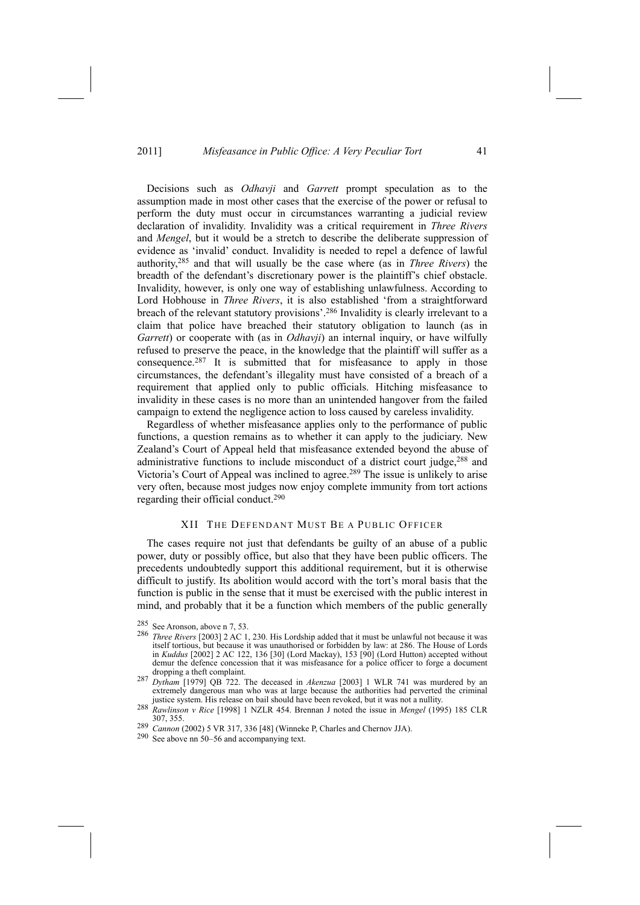Decisions such as *Odhavji* and *Garrett* prompt speculation as to the assumption made in most other cases that the exercise of the power or refusal to perform the duty must occur in circumstances warranting a judicial review declaration of invalidity. Invalidity was a critical requirement in *Three Rivers* and *Mengel*, but it would be a stretch to describe the deliberate suppression of evidence as 'invalid' conduct. Invalidity is needed to repel a defence of lawful authority,[285] and that will usually be the case where (as in *Three Rivers*) the breadth of the defendant's discretionary power is the plaintiff's chief obstacle. Invalidity, however, is only one way of establishing unlawfulness. According to Lord Hobhouse in *Three Rivers*, it is also established 'from a straightforward breach of the relevant statutory provisions'.[286] Invalidity is clearly irrelevant to a claim that police have breached their statutory obligation to launch (as in *Garrett*) or cooperate with (as in *Odhavji*) an internal inquiry, or have wilfully refused to preserve the peace, in the knowledge that the plaintiff will suffer as a consequence.[287] It is submitted that for misfeasance to apply in those circumstances, the defendant's illegality must have consisted of a breach of a requirement that applied only to public officials. Hitching misfeasance to invalidity in these cases is no more than an unintended hangover from the failed campaign to extend the negligence action to loss caused by careless invalidity.

Regardless of whether misfeasance applies only to the performance of public functions, a question remains as to whether it can apply to the judiciary. New Zealand's Court of Appeal held that misfeasance extended beyond the abuse of administrative functions to include misconduct of a district court judge,[288] and Victoria's Court of Appeal was inclined to agree.[289] The issue is unlikely to arise very often, because most judges now enjoy complete immunity from tort actions regarding their official conduct.[290]

## XII THE DEFENDANT MUST BE A PUBLIC OFFICER

The cases require not just that defendants be guilty of an abuse of a public power, duty or possibly office, but also that they have been public officers. The precedents undoubtedly support this additional requirement, but it is otherwise difficult to justify. Its abolition would accord with the tort's moral basis that the function is public in the sense that it must be exercised with the public interest in mind, and probably that it be a function which members of the public generally

---

[285] See Aronson, above n 7, 53.

[286] *Three Rivers* [2003] 2 AC 1, 230. His Lordship added that it must be unlawful not because it was itself tortious, but because it was unauthorised or forbidden by law: at 286. The House of Lords in *Kuddus* [2002] 2 AC 122, 136 [30] (Lord Mackay), 153 [90] (Lord Hutton) accepted without demur the defence concession that it was misfeasance for a police officer to forge a document dropping a theft complaint.

[287] *Dytham* [1979] QB 722. The deceased in *Akenzua* [2003] 1 WLR 741 was murdered by an extremely dangerous man who was at large because the authorities had perverted the criminal justice system. His release on bail should have been revoked, but it was not a nullity.

[288] *Rawlinson v Rice* [1998] 1 NZLR 454. Brennan J noted the issue in *Mengel* (1995) 185 CLR 307, 355.

[289] *Cannon* (2002) 5 VR 317, 336 [48] (Winneke P, Charles and Chernov JJA).

[290] See above nn 50–56 and accompanying text.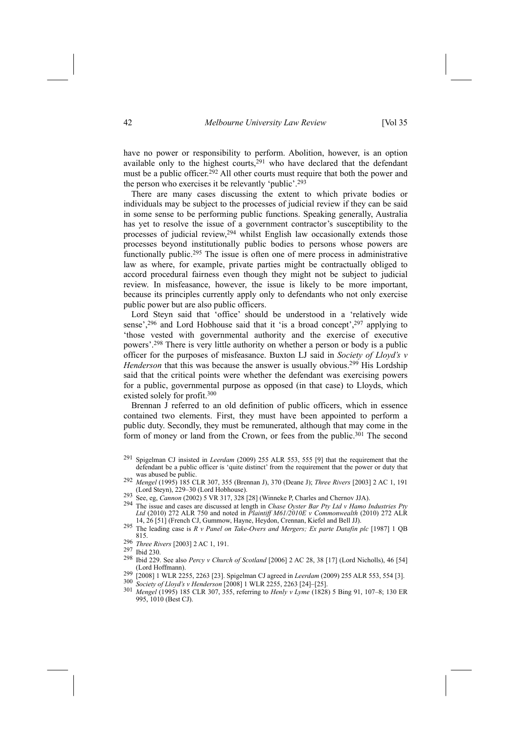have no power or responsibility to perform. Abolition, however, is an option available only to the highest courts,[291] who have declared that the defendant must be a public officer.[292] All other courts must require that both the power and the person who exercises it be relevantly 'public'.[293]

There are many cases discussing the extent to which private bodies or individuals may be subject to the processes of judicial review if they can be said in some sense to be performing public functions. Speaking generally, Australia has yet to resolve the issue of a government contractor's susceptibility to the processes of judicial review,[294] whilst English law occasionally extends those processes beyond institutionally public bodies to persons whose powers are functionally public.[295] The issue is often one of mere process in administrative law as where, for example, private parties might be contractually obliged to accord procedural fairness even though they might not be subject to judicial review. In misfeasance, however, the issue is likely to be more important, because its principles currently apply only to defendants who not only exercise public power but are also public officers.

Lord Steyn said that 'office' should be understood in a 'relatively wide sense',[296] and Lord Hobhouse said that it 'is a broad concept',[297] applying to 'those vested with governmental authority and the exercise of executive powers'.[298] There is very little authority on whether a person or body is a public officer for the purposes of misfeasance. Buxton LJ said in *Society of Lloyd's v Henderson* that this was because the answer is usually obvious.[299] His Lordship said that the critical points were whether the defendant was exercising powers for a public, governmental purpose as opposed (in that case) to Lloyds, which existed solely for profit.[300]

Brennan J referred to an old definition of public officers, which in essence contained two elements. First, they must have been appointed to perform a public duty. Secondly, they must be remunerated, although that may come in the form of money or land from the Crown, or fees from the public.[301] The second

---

[291] Spigelman CJ insisted in *Leerdam* (2009) 255 ALR 553, 555 [9] that the requirement that the defendant be a public officer is 'quite distinct' from the requirement that the power or duty that was abused be public.

[292] *Mengel* (1995) 185 CLR 307, 355 (Brennan J), 370 (Deane J); *Three Rivers* [2003] 2 AC 1, 191 (Lord Steyn), 229–30 (Lord Hobhouse).

[293] See, eg, *Cannon* (2002) 5 VR 317, 328 [28] (Winneke P, Charles and Chernov JJA).

[294] The issue and cases are discussed at length in *Chase Oyster Bar Pty Ltd v Hamo Industries Pty Ltd* (2010) 272 ALR 750 and noted in *Plaintiff M61/2010E v Commonwealth* (2010) 272 ALR 14, 26 [51] (French CJ, Gummow, Hayne, Heydon, Crennan, Kiefel and Bell JJ).

[295] The leading case is *R v Panel on Take-Overs and Mergers; Ex parte Datafin plc* [1987] 1 QB 815.

[296] *Three Rivers* [2003] 2 AC 1, 191.

[297] Ibid 230.

[298] Ibid 229. See also *Percy v Church of Scotland* [2006] 2 AC 28, 38 [17] (Lord Nicholls), 46 [54] (Lord Hoffmann).

[299] [2008] 1 WLR 2255, 2263 [23]. Spigelman CJ agreed in *Leerdam* (2009) 255 ALR 553, 554 [3].

[300] *Society of Lloyd's v Henderson* [2008] 1 WLR 2255, 2263 [24]–[25].

[301] *Mengel* (1995) 185 CLR 307, 355, referring to *Henly v Lyme* (1828) 5 Bing 91, 107–8; 130 ER 995, 1010 (Best CJ).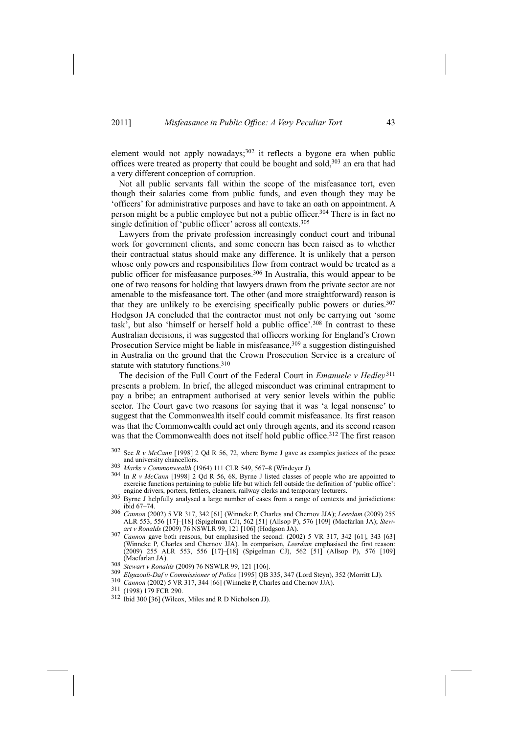element would not apply nowadays;[302] it reflects a bygone era when public offices were treated as property that could be bought and sold,[303] an era that had a very different conception of corruption.

Not all public servants fall within the scope of the misfeasance tort, even though their salaries come from public funds, and even though they may be 'officers' for administrative purposes and have to take an oath on appointment. A person might be a public employee but not a public officer.[304] There is in fact no single definition of 'public officer' across all contexts.[305]

Lawyers from the private profession increasingly conduct court and tribunal work for government clients, and some concern has been raised as to whether their contractual status should make any difference. It is unlikely that a person whose only powers and responsibilities flow from contract would be treated as a public officer for misfeasance purposes.[306] In Australia, this would appear to be one of two reasons for holding that lawyers drawn from the private sector are not amenable to the misfeasance tort. The other (and more straightforward) reason is that they are unlikely to be exercising specifically public powers or duties.[307] Hodgson JA concluded that the contractor must not only be carrying out 'some task', but also 'himself or herself hold a public office'.[308] In contrast to these Australian decisions, it was suggested that officers working for England's Crown Prosecution Service might be liable in misfeasance,[309] a suggestion distinguished in Australia on the ground that the Crown Prosecution Service is a creature of statute with statutory functions.[310]

The decision of the Full Court of the Federal Court in *Emanuele v Hedley*[311] presents a problem. In brief, the alleged misconduct was criminal entrapment to pay a bribe; an entrapment authorised at very senior levels within the public sector. The Court gave two reasons for saying that it was 'a legal nonsense' to suggest that the Commonwealth itself could commit misfeasance. Its first reason was that the Commonwealth could act only through agents, and its second reason was that the Commonwealth does not itself hold public office.[312] The first reason

---

[302] See *R v McCann* [1998] 2 Qd R 56, 72, where Byrne J gave as examples justices of the peace and university chancellors.

[303] *Marks v Commonwealth* (1964) 111 CLR 549, 567–8 (Windeyer J).

[304] In *R v McCann* [1998] 2 Qd R 56, 68, Byrne J listed classes of people who are appointed to exercise functions pertaining to public life but which fell outside the definition of 'public office': engine drivers, porters, fettlers, cleaners, railway clerks and temporary lecturers.

[305] Byrne J helpfully analysed a large number of cases from a range of contexts and jurisdictions: ibid 67–74.

[306] *Cannon* (2002) 5 VR 317, 342 [61] (Winneke P, Charles and Chernov JJA); *Leerdam* (2009) 255 ALR 553, 556 [17]–[18] (Spigelman CJ), 562 [51] (Allsop P), 576 [109] (Macfarlan JA); *Stewart v Ronalds* (2009) 76 NSWLR 99, 121 [106] (Hodgson JA).

[307] *Cannon* gave both reasons, but emphasised the second: (2002) 5 VR 317, 342 [61], 343 [63] (Winneke P, Charles and Chernov JJA). In comparison, *Leerdam* emphasised the first reason: (2009) 255 ALR 553, 556 [17]–[18] (Spigelman CJ), 562 [51] (Allsop P), 576 [109] (Macfarlan JA).

[308] *Stewart v Ronalds* (2009) 76 NSWLR 99, 121 [106].

[309] *Elguzouli-Daf v Commissioner of Police* [1995] QB 335, 347 (Lord Steyn), 352 (Morritt LJ).

[310] *Cannon* (2002) 5 VR 317, 344 [66] (Winneke P, Charles and Chernov JJA).

[311] (1998) 179 FCR 290.

[312] Ibid 300 [36] (Wilcox, Miles and R D Nicholson JJ).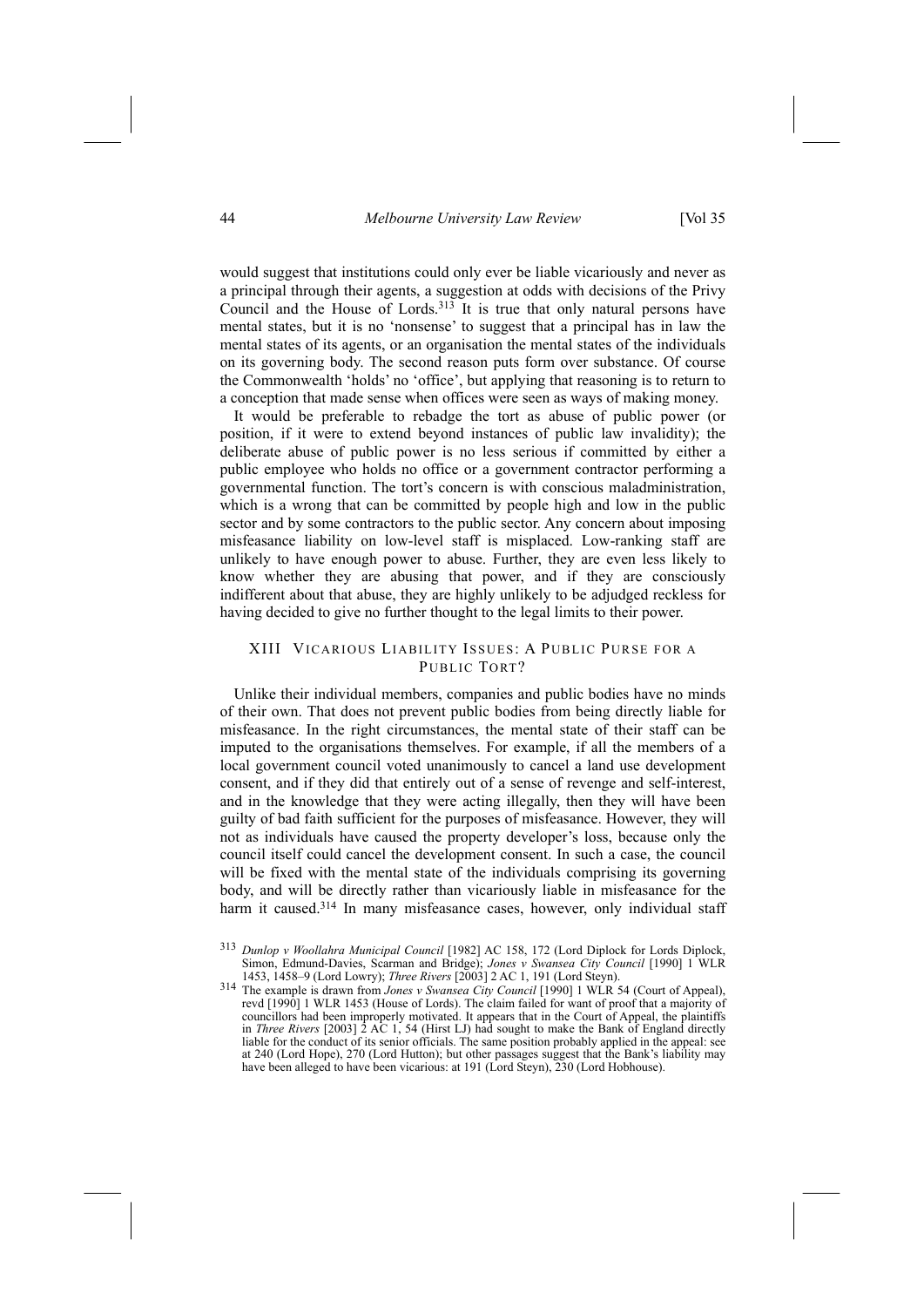would suggest that institutions could only ever be liable vicariously and never as a principal through their agents, a suggestion at odds with decisions of the Privy Council and the House of Lords.[313] It is true that only natural persons have mental states, but it is no 'nonsense' to suggest that a principal has in law the mental states of its agents, or an organisation the mental states of the individuals on its governing body. The second reason puts form over substance. Of course the Commonwealth 'holds' no 'office', but applying that reasoning is to return to a conception that made sense when offices were seen as ways of making money.

It would be preferable to rebadge the tort as abuse of public power (or position, if it were to extend beyond instances of public law invalidity); the deliberate abuse of public power is no less serious if committed by either a public employee who holds no office or a government contractor performing a governmental function. The tort's concern is with conscious maladministration, which is a wrong that can be committed by people high and low in the public sector and by some contractors to the public sector. Any concern about imposing misfeasance liability on low-level staff is misplaced. Low-ranking staff are unlikely to have enough power to abuse. Further, they are even less likely to know whether they are abusing that power, and if they are consciously indifferent about that abuse, they are highly unlikely to be adjudged reckless for having decided to give no further thought to the legal limits to their power.

## XIII VICARIOUS LIABILITY ISSUES: A PUBLIC PURSE FOR A PUBLIC TORT?

Unlike their individual members, companies and public bodies have no minds of their own. That does not prevent public bodies from being directly liable for misfeasance. In the right circumstances, the mental state of their staff can be imputed to the organisations themselves. For example, if all the members of a local government council voted unanimously to cancel a land use development consent, and if they did that entirely out of a sense of revenge and self-interest, and in the knowledge that they were acting illegally, then they will have been guilty of bad faith sufficient for the purposes of misfeasance. However, they will not as individuals have caused the property developer's loss, because only the council itself could cancel the development consent. In such a case, the council will be fixed with the mental state of the individuals comprising its governing body, and will be directly rather than vicariously liable in misfeasance for the harm it caused.[314] In many misfeasance cases, however, only individual staff

---

[313] *Dunlop v Woollahra Municipal Council* [1982] AC 158, 172 (Lord Diplock for Lords Diplock, Simon, Edmund-Davies, Scarman and Bridge); *Jones v Swansea City Council* [1990] 1 WLR 1453, 1458–9 (Lord Lowry); *Three Rivers* [2003] 2 AC 1, 191 (Lord Steyn).

[314] The example is drawn from *Jones v Swansea City Council* [1990] 1 WLR 54 (Court of Appeal), revd [1990] 1 WLR 1453 (House of Lords). The claim failed for want of proof that a majority of councillors had been improperly motivated. It appears that in the Court of Appeal, the plaintiffs in *Three Rivers* [2003] 2 AC 1, 54 (Hirst LJ) had sought to make the Bank of England directly liable for the conduct of its senior officials. The same position probably applied in the appeal: see at 240 (Lord Hope), 270 (Lord Hutton); but other passages suggest that the Bank's liability may have been alleged to have been vicarious: at 191 (Lord Steyn), 230 (Lord Hobhouse).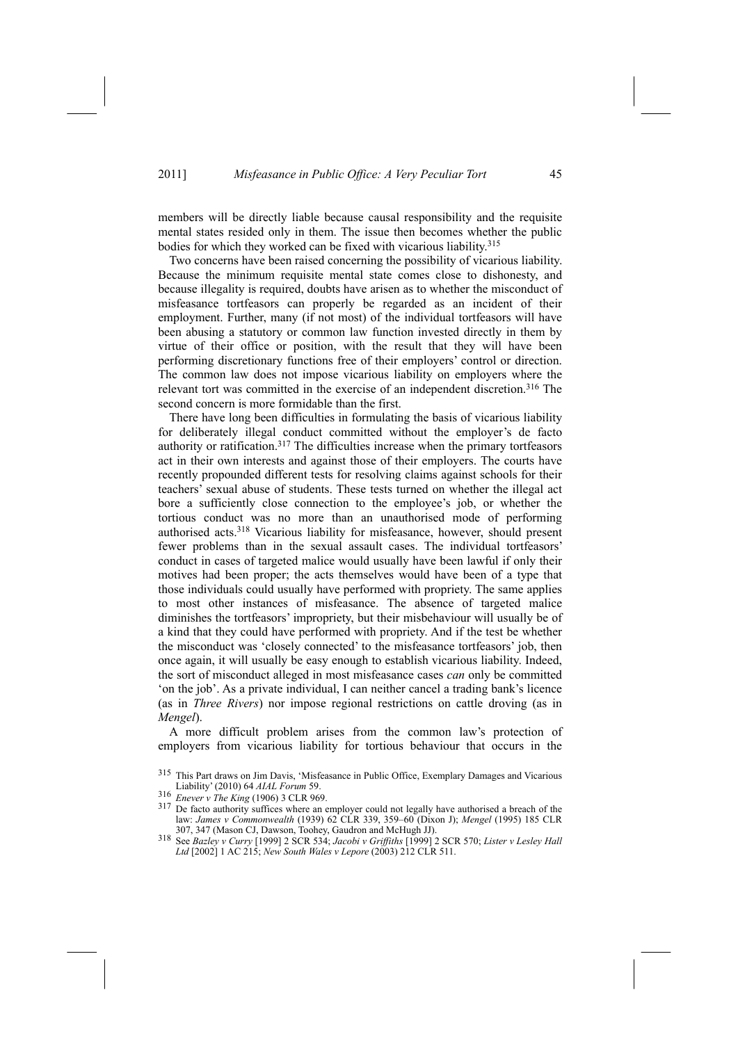members will be directly liable because causal responsibility and the requisite mental states resided only in them. The issue then becomes whether the public bodies for which they worked can be fixed with vicarious liability.[315]

Two concerns have been raised concerning the possibility of vicarious liability. Because the minimum requisite mental state comes close to dishonesty, and because illegality is required, doubts have arisen as to whether the misconduct of misfeasance tortfeasors can properly be regarded as an incident of their employment. Further, many (if not most) of the individual tortfeasors will have been abusing a statutory or common law function invested directly in them by virtue of their office or position, with the result that they will have been performing discretionary functions free of their employers' control or direction. The common law does not impose vicarious liability on employers where the relevant tort was committed in the exercise of an independent discretion.[316] The second concern is more formidable than the first.

There have long been difficulties in formulating the basis of vicarious liability for deliberately illegal conduct committed without the employer's de facto authority or ratification.[317] The difficulties increase when the primary tortfeasors act in their own interests and against those of their employers. The courts have recently propounded different tests for resolving claims against schools for their teachers' sexual abuse of students. These tests turned on whether the illegal act bore a sufficiently close connection to the employee's job, or whether the tortious conduct was no more than an unauthorised mode of performing authorised acts.[318] Vicarious liability for misfeasance, however, should present fewer problems than in the sexual assault cases. The individual tortfeasors' conduct in cases of targeted malice would usually have been lawful if only their motives had been proper; the acts themselves would have been of a type that those individuals could usually have performed with propriety. The same applies to most other instances of misfeasance. The absence of targeted malice diminishes the tortfeasors' impropriety, but their misbehaviour will usually be of a kind that they could have performed with propriety. And if the test be whether the misconduct was 'closely connected' to the misfeasance tortfeasors' job, then once again, it will usually be easy enough to establish vicarious liability. Indeed, the sort of misconduct alleged in most misfeasance cases *can* only be committed 'on the job'. As a private individual, I can neither cancel a trading bank's licence (as in *Three Rivers*) nor impose regional restrictions on cattle droving (as in *Mengel*).

A more difficult problem arises from the common law's protection of employers from vicarious liability for tortious behaviour that occurs in the

[315] This Part draws on Jim Davis, 'Misfeasance in Public Office, Exemplary Damages and Vicarious Liability' (2010) 64 *AIAL Forum* 59.

[316] *Enever v The King* (1906) 3 CLR 969.

[317] De facto authority suffices where an employer could not legally have authorised a breach of the law: *James v Commonwealth* (1939) 62 CLR 339, 359–60 (Dixon J); *Mengel* (1995) 185 CLR 307, 347 (Mason CJ, Dawson, Toohey, Gaudron and McHugh JJ).

[318] See *Bazley v Curry* [1999] 2 SCR 534; *Jacobi v Griffiths* [1999] 2 SCR 570; *Lister v Lesley Hall Ltd* [2002] 1 AC 215; *New South Wales v Lepore* (2003) 212 CLR 511.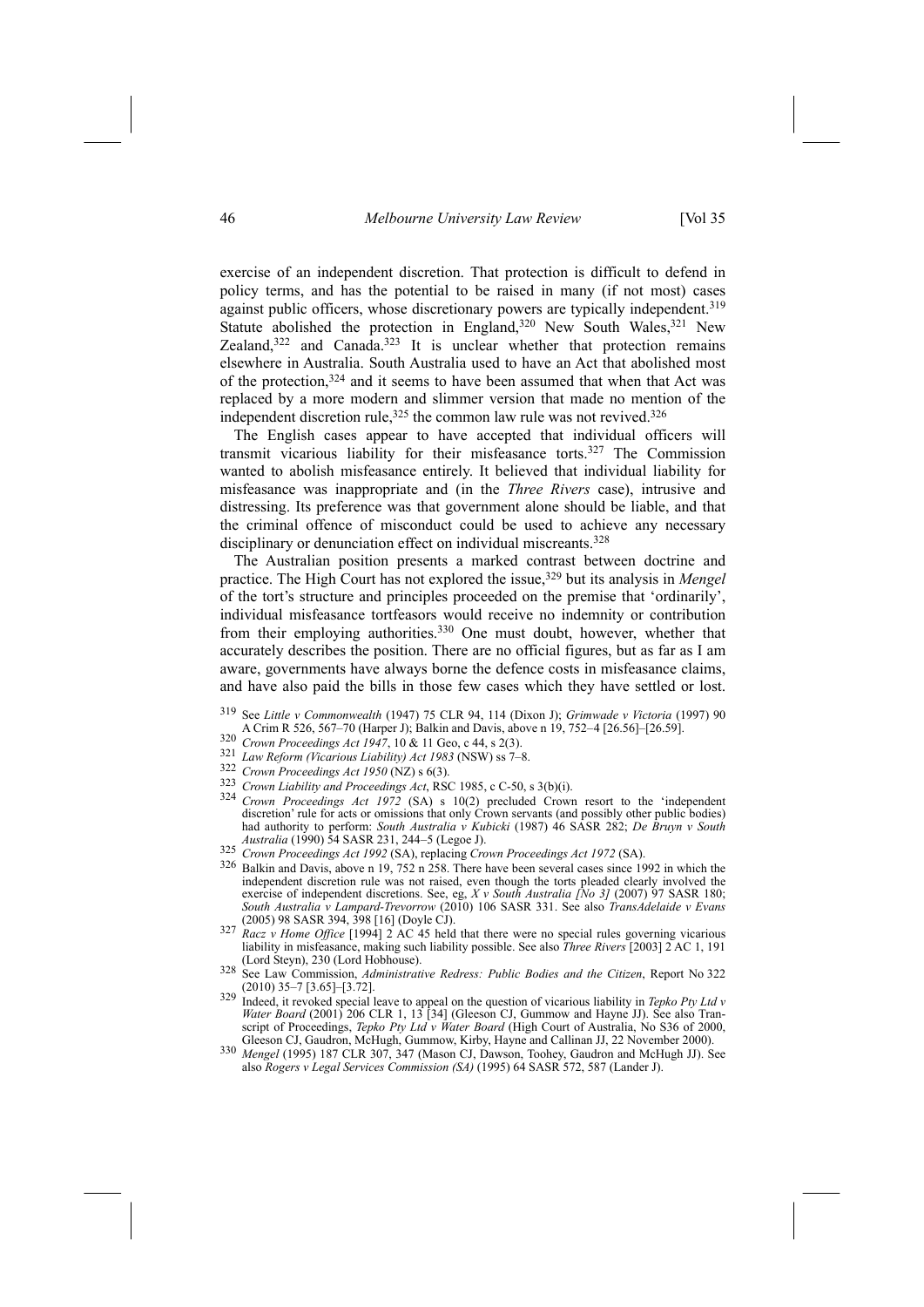exercise of an independent discretion. That protection is difficult to defend in policy terms, and has the potential to be raised in many (if not most) cases against public officers, whose discretionary powers are typically independent.[319] Statute abolished the protection in England,[320] New South Wales,[321] New Zealand,[322] and Canada.[323] It is unclear whether that protection remains elsewhere in Australia. South Australia used to have an Act that abolished most of the protection,[324] and it seems to have been assumed that when that Act was replaced by a more modern and slimmer version that made no mention of the independent discretion rule,[325] the common law rule was not revived.[326]

The English cases appear to have accepted that individual officers will transmit vicarious liability for their misfeasance torts.[327] The Commission wanted to abolish misfeasance entirely. It believed that individual liability for misfeasance was inappropriate and (in the *Three Rivers* case), intrusive and distressing. Its preference was that government alone should be liable, and that the criminal offence of misconduct could be used to achieve any necessary disciplinary or denunciation effect on individual miscreants.[328]

The Australian position presents a marked contrast between doctrine and practice. The High Court has not explored the issue,[329] but its analysis in *Mengel* of the tort's structure and principles proceeded on the premise that 'ordinarily', individual misfeasance tortfeasors would receive no indemnity or contribution from their employing authorities.[330] One must doubt, however, whether that accurately describes the position. There are no official figures, but as far as I am aware, governments have always borne the defence costs in misfeasance claims, and have also paid the bills in those few cases which they have settled or lost.

[319] See *Little v Commonwealth* (1947) 75 CLR 94, 114 (Dixon J); *Grimwade v Victoria* (1997) 90 A Crim R 526, 567–70 (Harper J); Balkin and Davis, above n 19, 752–4 [26.56]–[26.59].

[320] *Crown Proceedings Act 1947*, 10 & 11 Geo, c 44, s 2(3).

[321] *Law Reform (Vicarious Liability) Act 1983* (NSW) ss 7–8.

[322] *Crown Proceedings Act 1950* (NZ) s 6(3).

[323] *Crown Liability and Proceedings Act*, RSC 1985, c C-50, s 3(b)(i).

[324] *Crown Proceedings Act 1972* (SA) s 10(2) precluded Crown resort to the 'independent discretion' rule for acts or omissions that only Crown servants (and possibly other public bodies) had authority to perform: *South Australia v Kubicki* (1987) 46 SASR 282; *De Bruyn v South Australia* (1990) 54 SASR 231, 244–5 (Legoe J).

[325] *Crown Proceedings Act 1992* (SA), replacing *Crown Proceedings Act 1972* (SA).

[326] Balkin and Davis, above n 19, 752 n 258. There have been several cases since 1992 in which the independent discretion rule was not raised, even though the torts pleaded clearly involved the exercise of independent discretions. See, eg, *X v South Australia [No 3]* (2007) 97 SASR 180; *South Australia v Lampard-Trevorrow* (2010) 106 SASR 331. See also *TransAdelaide v Evans* (2005) 98 SASR 394, 398 [16] (Doyle CJ).

[327] *Racz v Home Office* [1994] 2 AC 45 held that there were no special rules governing vicarious liability in misfeasance, making such liability possible. See also *Three Rivers* [2003] 2 AC 1, 191 (Lord Steyn), 230 (Lord Hobhouse).

[328] See Law Commission, *Administrative Redress: Public Bodies and the Citizen*, Report No 322 (2010) 35–7 [3.65]–[3.72].

[329] Indeed, it revoked special leave to appeal on the question of vicarious liability in *Tepko Pty Ltd v Water Board* (2001) 206 CLR 1, 13 [34] (Gleeson CJ, Gummow and Hayne JJ). See also Transcript of Proceedings, *Tepko Pty Ltd v Water Board* (High Court of Australia, No S36 of 2000, Gleeson CJ, Gaudron, McHugh, Gummow, Kirby, Hayne and Callinan JJ, 22 November 2000).

[330] *Mengel* (1995) 187 CLR 307, 347 (Mason CJ, Dawson, Toohey, Gaudron and McHugh JJ). See also *Rogers v Legal Services Commission (SA)* (1995) 64 SASR 572, 587 (Lander J).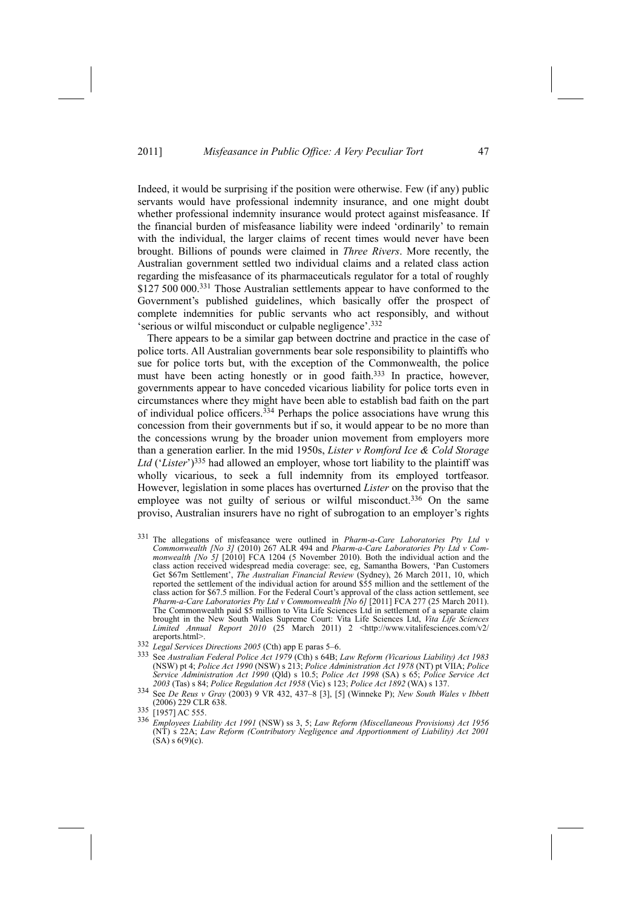Indeed, it would be surprising if the position were otherwise. Few (if any) public servants would have professional indemnity insurance, and one might doubt whether professional indemnity insurance would protect against misfeasance. If the financial burden of misfeasance liability were indeed 'ordinarily' to remain with the individual, the larger claims of recent times would never have been brought. Billions of pounds were claimed in *Three Rivers*. More recently, the Australian government settled two individual claims and a related class action regarding the misfeasance of its pharmaceuticals regulator for a total of roughly $127 500 000.[331] Those Australian settlements appear to have conformed to the Government's published guidelines, which basically offer the prospect of complete indemnities for public servants who act responsibly, and without 'serious or wilful misconduct or culpable negligence'.[332]

There appears to be a similar gap between doctrine and practice in the case of police torts. All Australian governments bear sole responsibility to plaintiffs who sue for police torts but, with the exception of the Commonwealth, the police must have been acting honestly or in good faith.[333] In practice, however, governments appear to have conceded vicarious liability for police torts even in circumstances where they might have been able to establish bad faith on the part of individual police officers.[334] Perhaps the police associations have wrung this concession from their governments but if so, it would appear to be no more than the concessions wrung by the broader union movement from employers more than a generation earlier. In the mid 1950s, *Lister v Romford Ice & Cold Storage Ltd* ('*Lister*')[335] had allowed an employer, whose tort liability to the plaintiff was wholly vicarious, to seek a full indemnity from its employed tortfeasor. However, legislation in some places has overturned *Lister* on the proviso that the employee was not guilty of serious or wilful misconduct.[336] On the same proviso, Australian insurers have no right of subrogation to an employer's rights

---

[331] The allegations of misfeasance were outlined in *Pharm-a-Care Laboratories Pty Ltd v Commonwealth [No 3]* (2010) 267 ALR 494 and *Pharm-a-Care Laboratories Pty Ltd v Commonwealth [No 5]* [2010] FCA 1204 (5 November 2010). Both the individual action and the class action received widespread media coverage: see, eg, Samantha Bowers, 'Pan Customers Get $67m Settlement', *The Australian Financial Review* (Sydney), 26 March 2011, 10, which reported the settlement of the individual action for around $55 million and the settlement of the class action for $67.5 million. For the Federal Court's approval of the class action settlement, see *Pharm-a-Care Laboratories Pty Ltd v Commonwealth [No 6]* [2011] FCA 277 (25 March 2011). The Commonwealth paid $5 million to Vita Life Sciences Ltd in settlement of a separate claim brought in the New South Wales Supreme Court: Vita Life Sciences Ltd, *Vita Life Sciences Limited Annual Report 2010* (25 March 2011) 2 <http://www.vitalifesciences.com/v2/areports.html>.

[332] *Legal Services Directions 2005* (Cth) app E paras 5–6.

[333] See *Australian Federal Police Act 1979* (Cth) s 64B; *Law Reform (Vicarious Liability) Act 1983* (NSW) pt 4; *Police Act 1990* (NSW) s 213; *Police Administration Act 1978* (NT) pt VIIA; *Police Service Administration Act 1990* (Qld) s 10.5; *Police Act 1998* (SA) s 65; *Police Service Act 2003* (Tas) s 84; *Police Regulation Act 1958* (Vic) s 123; *Police Act 1892* (WA) s 137.

[334] See *De Reus v Gray* (2003) 9 VR 432, 437–8 [3], [5] (Winneke P); *New South Wales v Ibbett* (2006) 229 CLR 638.

[335] [1957] AC 555.

[336] *Employees Liability Act 1991* (NSW) ss 3, 5; *Law Reform (Miscellaneous Provisions) Act 1956* (NT) s 22A; *Law Reform (Contributory Negligence and Apportionment of Liability) Act 2001* (SA) s 6(9)(c).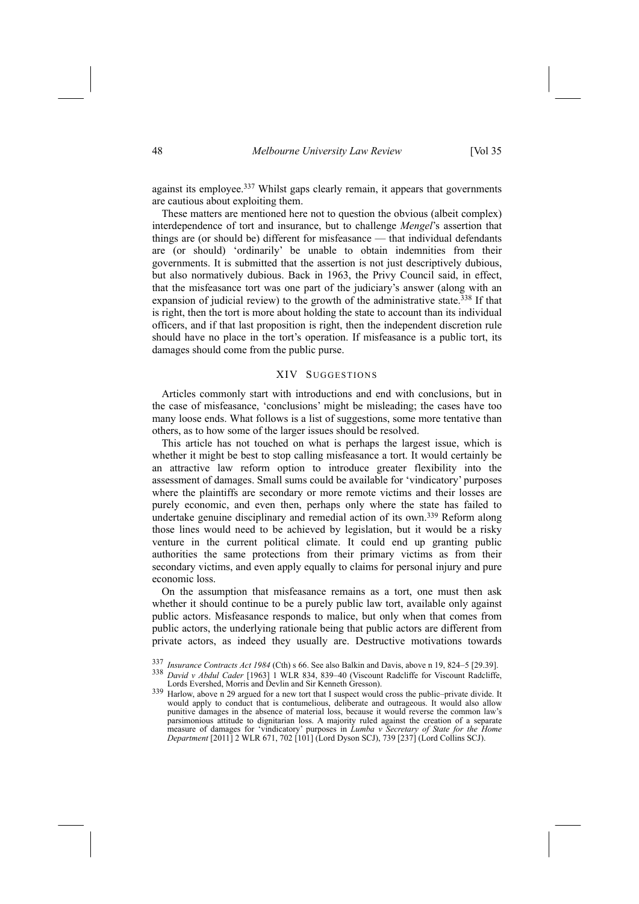against its employee.[337] Whilst gaps clearly remain, it appears that governments are cautious about exploiting them.

These matters are mentioned here not to question the obvious (albeit complex) interdependence of tort and insurance, but to challenge *Mengel*'s assertion that things are (or should be) different for misfeasance — that individual defendants are (or should) 'ordinarily' be unable to obtain indemnities from their governments. It is submitted that the assertion is not just descriptively dubious, but also normatively dubious. Back in 1963, the Privy Council said, in effect, that the misfeasance tort was one part of the judiciary's answer (along with an expansion of judicial review) to the growth of the administrative state.[338] If that is right, then the tort is more about holding the state to account than its individual officers, and if that last proposition is right, then the independent discretion rule should have no place in the tort's operation. If misfeasance is a public tort, its damages should come from the public purse.

## XIV SUGGESTIONS

Articles commonly start with introductions and end with conclusions, but in the case of misfeasance, 'conclusions' might be misleading; the cases have too many loose ends. What follows is a list of suggestions, some more tentative than others, as to how some of the larger issues should be resolved.

This article has not touched on what is perhaps the largest issue, which is whether it might be best to stop calling misfeasance a tort. It would certainly be an attractive law reform option to introduce greater flexibility into the assessment of damages. Small sums could be available for 'vindicatory' purposes where the plaintiffs are secondary or more remote victims and their losses are purely economic, and even then, perhaps only where the state has failed to undertake genuine disciplinary and remedial action of its own.[339] Reform along those lines would need to be achieved by legislation, but it would be a risky venture in the current political climate. It could end up granting public authorities the same protections from their primary victims as from their secondary victims, and even apply equally to claims for personal injury and pure economic loss.

On the assumption that misfeasance remains as a tort, one must then ask whether it should continue to be a purely public law tort, available only against public actors. Misfeasance responds to malice, but only when that comes from public actors, the underlying rationale being that public actors are different from private actors, as indeed they usually are. Destructive motivations towards

---

[337] *Insurance Contracts Act 1984* (Cth) s 66. See also Balkin and Davis, above n 19, 824–5 [29.39].

[338] *David v Abdul Cader* [1963] 1 WLR 834, 839–40 (Viscount Radcliffe for Viscount Radcliffe, Lords Evershed, Morris and Devlin and Sir Kenneth Gresson).

[339] Harlow, above n 29 argued for a new tort that I suspect would cross the public–private divide. It would apply to conduct that is contumelious, deliberate and outrageous. It would also allow punitive damages in the absence of material loss, because it would reverse the common law's parsimonious attitude to dignitarian loss. A majority ruled against the creation of a separate measure of damages for 'vindicatory' purposes in *Lumba v Secretary of State for the Home Department* [2011] 2 WLR 671, 702 [101] (Lord Dyson SCJ), 739 [237] (Lord Collins SCJ).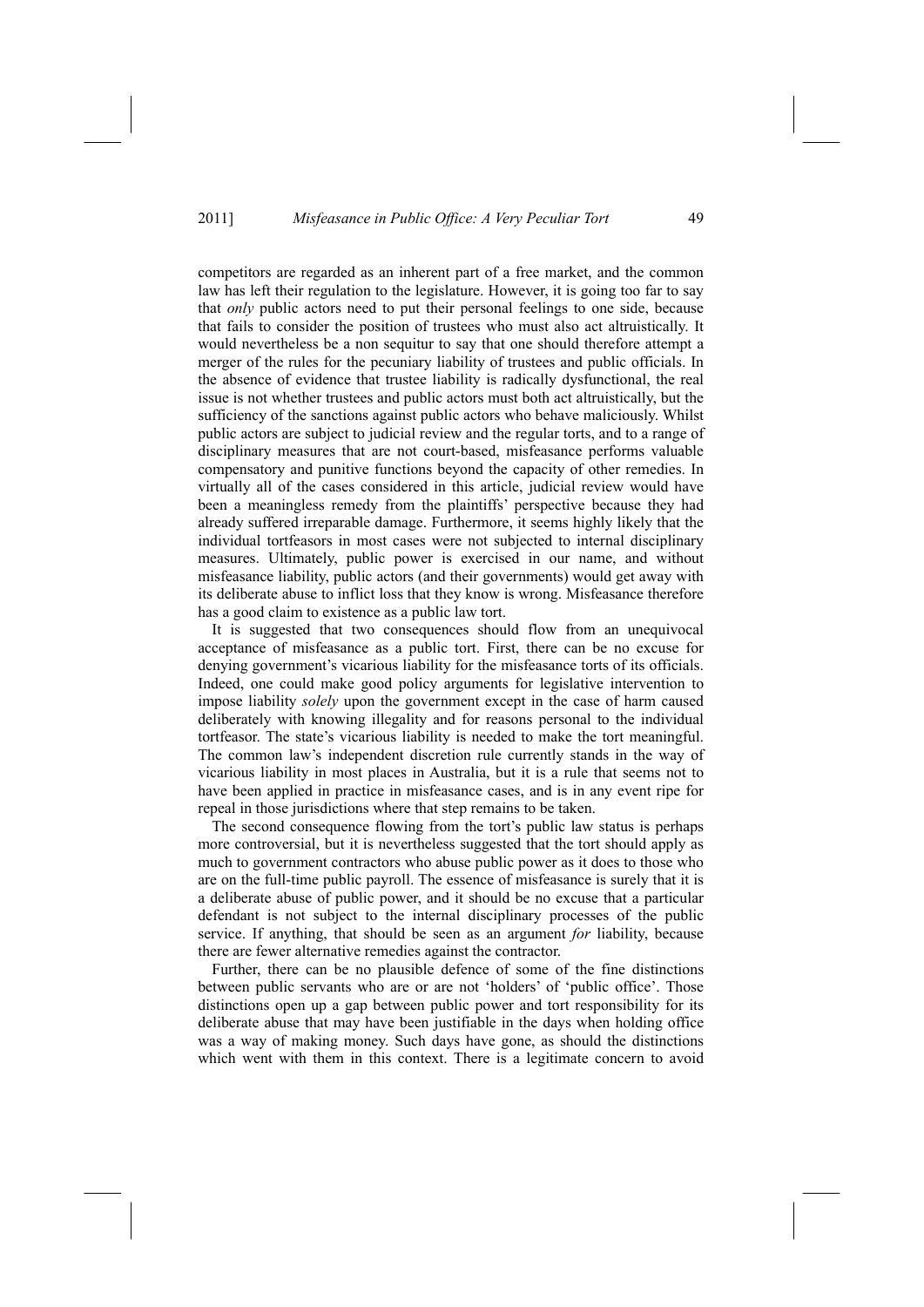competitors are regarded as an inherent part of a free market, and the common law has left their regulation to the legislature. However, it is going too far to say that *only* public actors need to put their personal feelings to one side, because that fails to consider the position of trustees who must also act altruistically. It would nevertheless be a non sequitur to say that one should therefore attempt a merger of the rules for the pecuniary liability of trustees and public officials. In the absence of evidence that trustee liability is radically dysfunctional, the real issue is not whether trustees and public actors must both act altruistically, but the sufficiency of the sanctions against public actors who behave maliciously. Whilst public actors are subject to judicial review and the regular torts, and to a range of disciplinary measures that are not court-based, misfeasance performs valuable compensatory and punitive functions beyond the capacity of other remedies. In virtually all of the cases considered in this article, judicial review would have been a meaningless remedy from the plaintiffs' perspective because they had already suffered irreparable damage. Furthermore, it seems highly likely that the individual tortfeasors in most cases were not subjected to internal disciplinary measures. Ultimately, public power is exercised in our name, and without misfeasance liability, public actors (and their governments) would get away with its deliberate abuse to inflict loss that they know is wrong. Misfeasance therefore has a good claim to existence as a public law tort.

It is suggested that two consequences should flow from an unequivocal acceptance of misfeasance as a public tort. First, there can be no excuse for denying government's vicarious liability for the misfeasance torts of its officials. Indeed, one could make good policy arguments for legislative intervention to impose liability *solely* upon the government except in the case of harm caused deliberately with knowing illegality and for reasons personal to the individual tortfeasor. The state's vicarious liability is needed to make the tort meaningful. The common law's independent discretion rule currently stands in the way of vicarious liability in most places in Australia, but it is a rule that seems not to have been applied in practice in misfeasance cases, and is in any event ripe for repeal in those jurisdictions where that step remains to be taken.

The second consequence flowing from the tort's public law status is perhaps more controversial, but it is nevertheless suggested that the tort should apply as much to government contractors who abuse public power as it does to those who are on the full-time public payroll. The essence of misfeasance is surely that it is a deliberate abuse of public power, and it should be no excuse that a particular defendant is not subject to the internal disciplinary processes of the public service. If anything, that should be seen as an argument *for* liability, because there are fewer alternative remedies against the contractor.

Further, there can be no plausible defence of some of the fine distinctions between public servants who are or are not 'holders' of 'public office'. Those distinctions open up a gap between public power and tort responsibility for its deliberate abuse that may have been justifiable in the days when holding office was a way of making money. Such days have gone, as should the distinctions which went with them in this context. There is a legitimate concern to avoid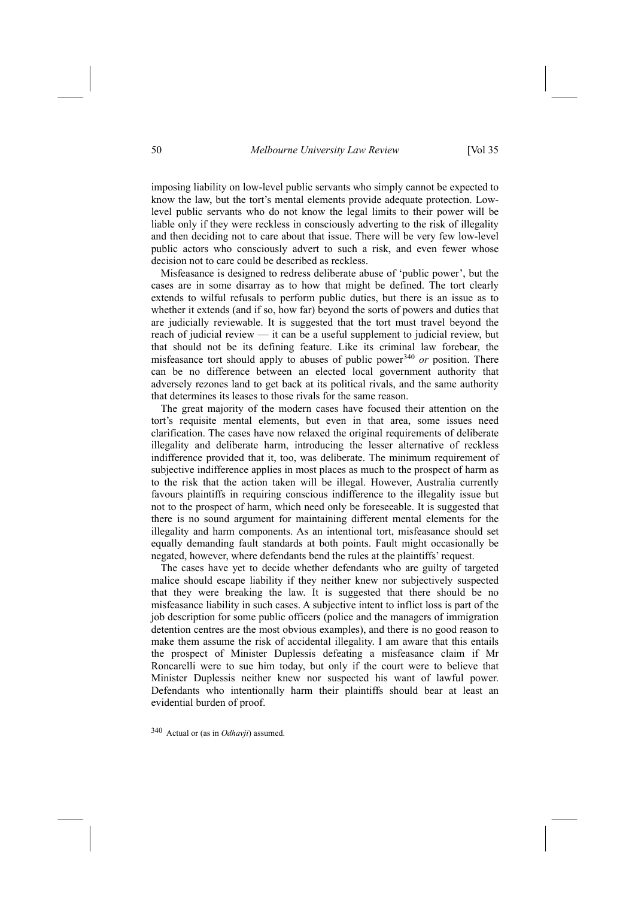imposing liability on low-level public servants who simply cannot be expected to know the law, but the tort's mental elements provide adequate protection. Low-level public servants who do not know the legal limits to their power will be liable only if they were reckless in consciously adverting to the risk of illegality and then deciding not to care about that issue. There will be very few low-level public actors who consciously advert to such a risk, and even fewer whose decision not to care could be described as reckless.

Misfeasance is designed to redress deliberate abuse of 'public power', but the cases are in some disarray as to how that might be defined. The tort clearly extends to wilful refusals to perform public duties, but there is an issue as to whether it extends (and if so, how far) beyond the sorts of powers and duties that are judicially reviewable. It is suggested that the tort must travel beyond the reach of judicial review — it can be a useful supplement to judicial review, but that should not be its defining feature. Like its criminal law forebear, the misfeasance tort should apply to abuses of public power[340] *or* position. There can be no difference between an elected local government authority that adversely rezones land to get back at its political rivals, and the same authority that determines its leases to those rivals for the same reason.

The great majority of the modern cases have focused their attention on the tort's requisite mental elements, but even in that area, some issues need clarification. The cases have now relaxed the original requirements of deliberate illegality and deliberate harm, introducing the lesser alternative of reckless indifference provided that it, too, was deliberate. The minimum requirement of subjective indifference applies in most places as much to the prospect of harm as to the risk that the action taken will be illegal. However, Australia currently favours plaintiffs in requiring conscious indifference to the illegality issue but not to the prospect of harm, which need only be foreseeable. It is suggested that there is no sound argument for maintaining different mental elements for the illegality and harm components. As an intentional tort, misfeasance should set equally demanding fault standards at both points. Fault might occasionally be negated, however, where defendants bend the rules at the plaintiffs' request.

The cases have yet to decide whether defendants who are guilty of targeted malice should escape liability if they neither knew nor subjectively suspected that they were breaking the law. It is suggested that there should be no misfeasance liability in such cases. A subjective intent to inflict loss is part of the job description for some public officers (police and the managers of immigration detention centres are the most obvious examples), and there is no good reason to make them assume the risk of accidental illegality. I am aware that this entails the prospect of Minister Duplessis defeating a misfeasance claim if Mr Roncarelli were to sue him today, but only if the court were to believe that Minister Duplessis neither knew nor suspected his want of lawful power. Defendants who intentionally harm their plaintiffs should bear at least an evidential burden of proof.

[340] Actual or (as in *Odhavji*) assumed.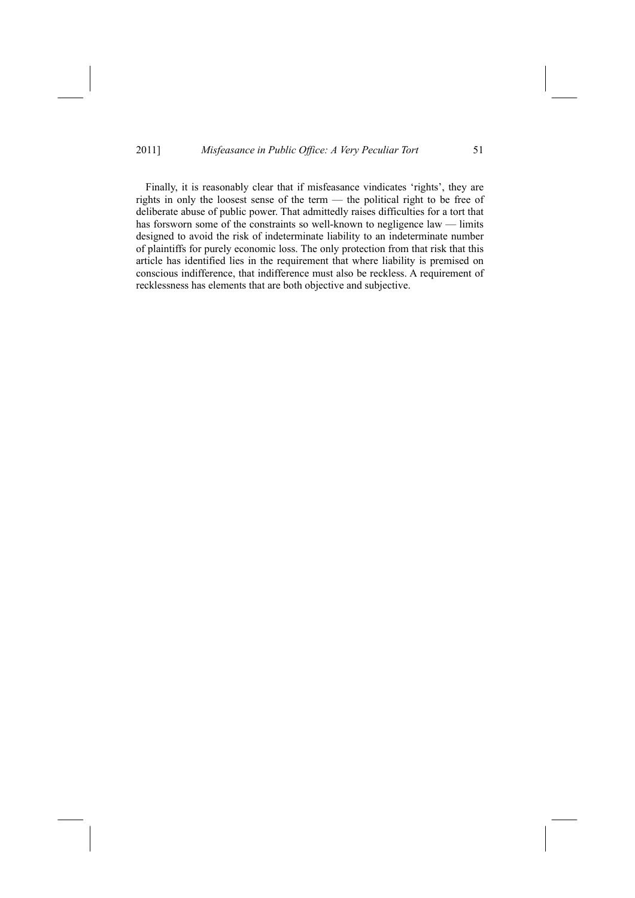Finally, it is reasonably clear that if misfeasance vindicates 'rights', they are rights in only the loosest sense of the term — the political right to be free of deliberate abuse of public power. That admittedly raises difficulties for a tort that has forsworn some of the constraints so well-known to negligence law — limits designed to avoid the risk of indeterminate liability to an indeterminate number of plaintiffs for purely economic loss. The only protection from that risk that this article has identified lies in the requirement that where liability is premised on conscious indifference, that indifference must also be reckless. A requirement of recklessness has elements that are both objective and subjective.